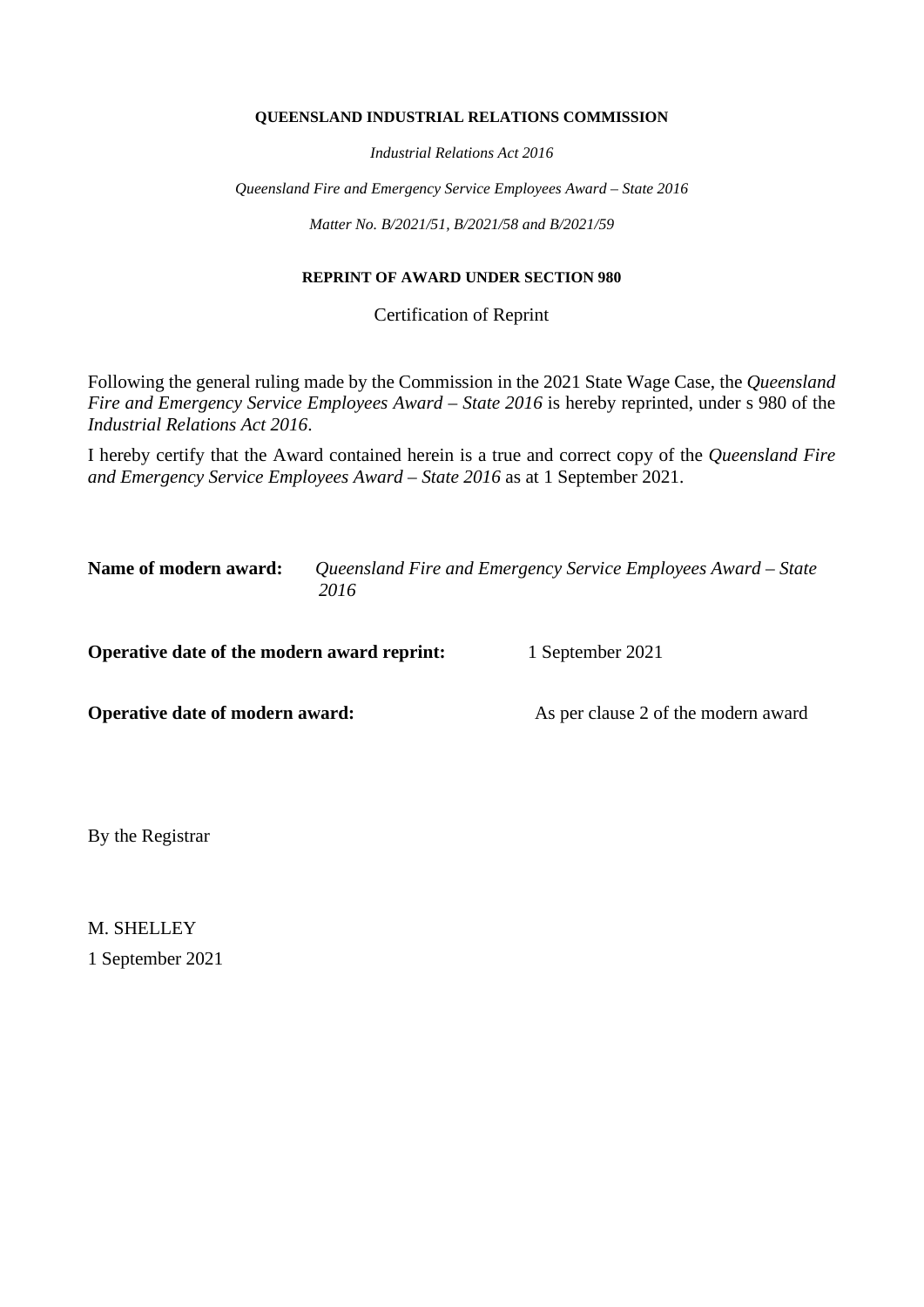**QUEENSLAND INDUSTRIAL RELATIONS COMMISSION**

*Industrial Relations Act 2016*

*Queensland Fire and Emergency Service Employees Award – State 2016*

*Matter No. B/2021/51, B/2021/58 and B/2021/59*

**REPRINT OF AWARD UNDER SECTION 980**

Certification of Reprint

Following the general ruling made by the Commission in the 2021 State Wage Case, the *Queensland Fire and Emergency Service Employees Award – State 2016* is hereby reprinted, under s 980 of the *Industrial Relations Act 2016*.

I hereby certify that the Award contained herein is a true and correct copy of the *Queensland Fire and Emergency Service Employees Award – State 2016* as at 1 September 2021.

**Name of modern award:** *Queensland Fire and Emergency Service Employees Award – State 2016*

**Operative date of the modern award reprint:** 1 September 2021

**Operative date of modern award:** As per clause 2 of the modern award

By the Registrar

M. SHELLEY

1 September 2021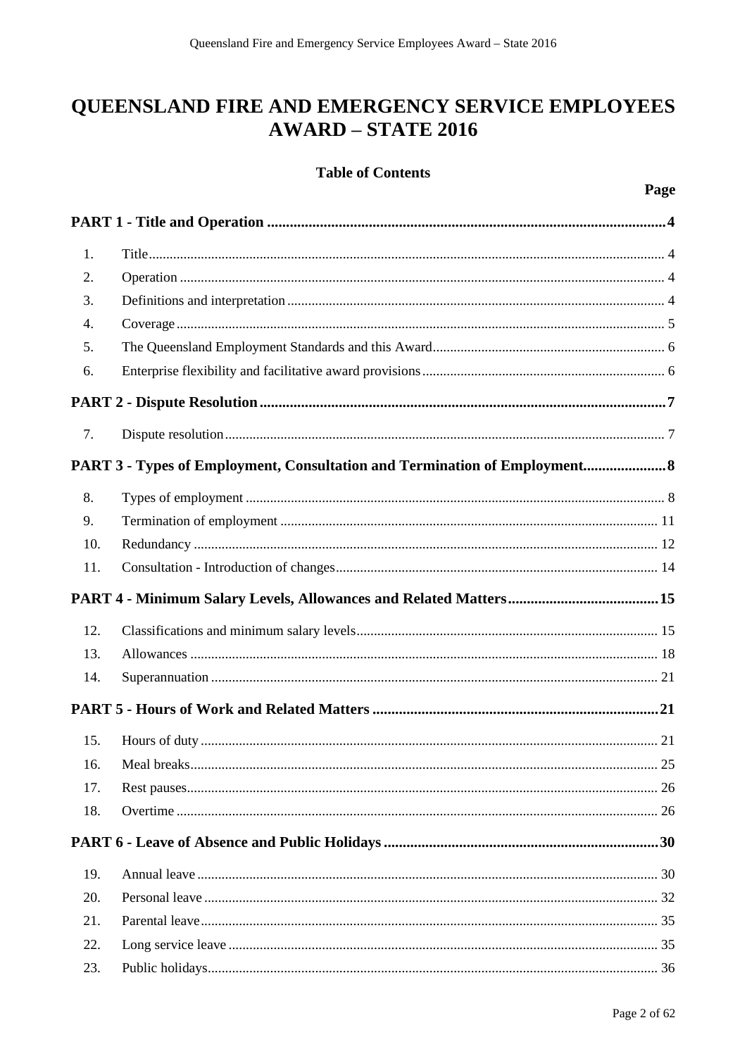# QUEENSLAND FIRE AND EMERGENCY SERVICE EMPLOYEES AWARD – STATE 2016

**Table of Contents**

| | | Page |
|---|---|---|
| **PART 1 - Title and Operation** | | **4** |
| 1. | Title | 4 |
| 2. | Operation | 4 |
| 3. | Definitions and interpretation | 4 |
| 4. | Coverage | 5 |
| 5. | The Queensland Employment Standards and this Award | 6 |
| 6. | Enterprise flexibility and facilitative award provisions | 6 |
| **PART 2 - Dispute Resolution** | | **7** |
| 7. | Dispute resolution | 7 |
| **PART 3 - Types of Employment, Consultation and Termination of Employment** | | **8** |
| 8. | Types of employment | 8 |
| 9. | Termination of employment | 11 |
| 10. | Redundancy | 12 |
| 11. | Consultation - Introduction of changes | 14 |
| **PART 4 - Minimum Salary Levels, Allowances and Related Matters** | | **15** |
| 12. | Classifications and minimum salary levels | 15 |
| 13. | Allowances | 18 |
| 14. | Superannuation | 21 |
| **PART 5 - Hours of Work and Related Matters** | | **21** |
| 15. | Hours of duty | 21 |
| 16. | Meal breaks | 25 |
| 17. | Rest pauses | 26 |
| 18. | Overtime | 26 |
| **PART 6 - Leave of Absence and Public Holidays** | | **30** |
| 19. | Annual leave | 30 |
| 20. | Personal leave | 32 |
| 21. | Parental leave | 35 |
| 22. | Long service leave | 35 |
| 23. | Public holidays | 36 |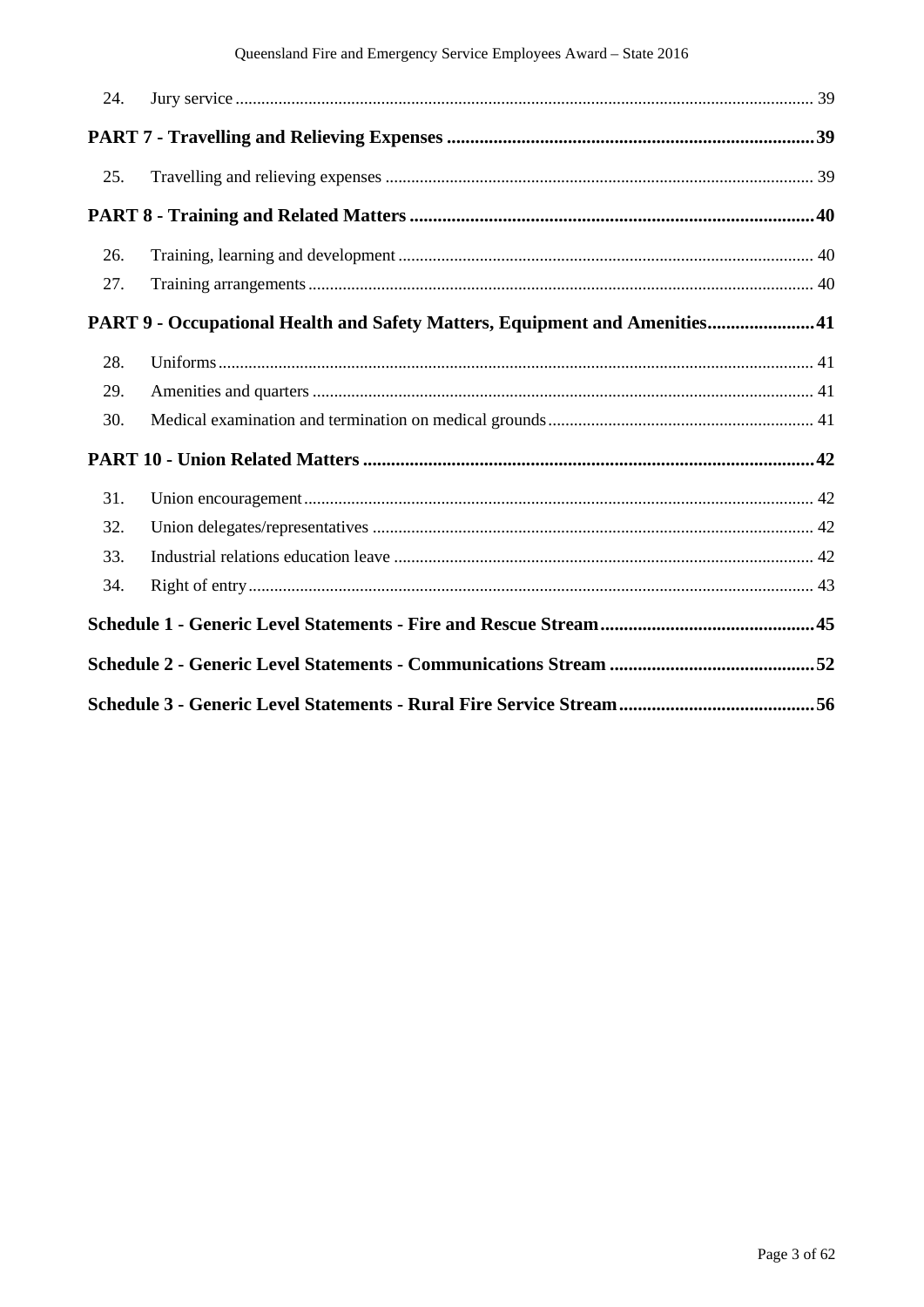| | | |
|---|---|---|
| 24. | Jury service | 39 |
| **PART 7 - Travelling and Relieving Expenses** | | **39** |
| 25. | Travelling and relieving expenses | 39 |
| **PART 8 - Training and Related Matters** | | **40** |
| 26. | Training, learning and development | 40 |
| 27. | Training arrangements | 40 |
| **PART 9 - Occupational Health and Safety Matters, Equipment and Amenities** | | **41** |
| 28. | Uniforms | 41 |
| 29. | Amenities and quarters | 41 |
| 30. | Medical examination and termination on medical grounds | 41 |
| **PART 10 - Union Related Matters** | | **42** |
| 31. | Union encouragement | 42 |
| 32. | Union delegates/representatives | 42 |
| 33. | Industrial relations education leave | 42 |
| 34. | Right of entry | 43 |
| **Schedule 1 - Generic Level Statements - Fire and Rescue Stream** | | **45** |
| **Schedule 2 - Generic Level Statements - Communications Stream** | | **52** |
| **Schedule 3 - Generic Level Statements - Rural Fire Service Stream** | | **56** |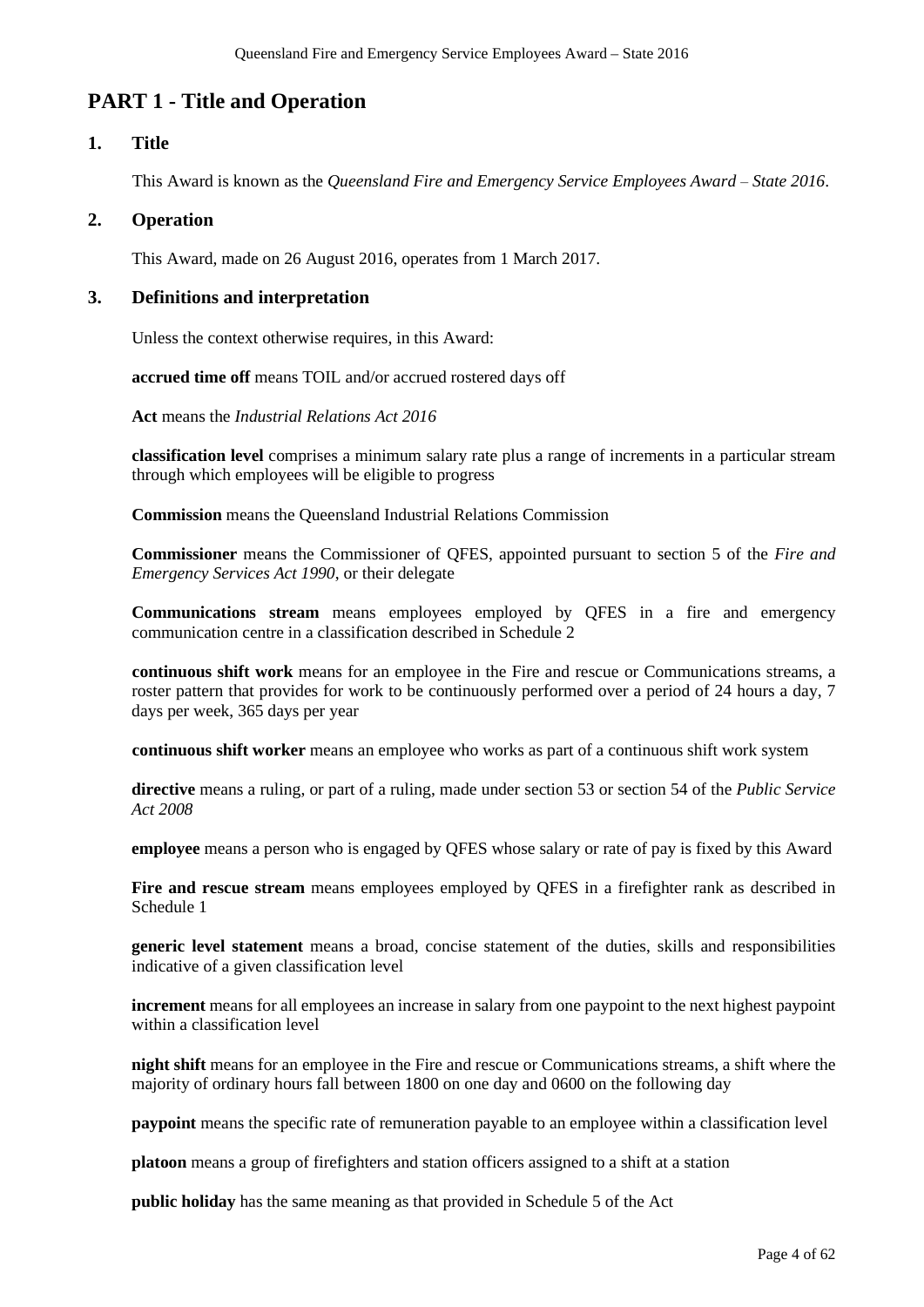# PART 1 - Title and Operation

## 1. Title

This Award is known as the *Queensland Fire and Emergency Service Employees Award – State 2016*.

## 2. Operation

This Award, made on 26 August 2016, operates from 1 March 2017.

## 3. Definitions and interpretation

Unless the context otherwise requires, in this Award:

**accrued time off** means TOIL and/or accrued rostered days off

**Act** means the *Industrial Relations Act 2016*

**classification level** comprises a minimum salary rate plus a range of increments in a particular stream through which employees will be eligible to progress

**Commission** means the Queensland Industrial Relations Commission

**Commissioner** means the Commissioner of QFES, appointed pursuant to section 5 of the *Fire and Emergency Services Act 1990*, or their delegate

**Communications stream** means employees employed by QFES in a fire and emergency communication centre in a classification described in Schedule 2

**continuous shift work** means for an employee in the Fire and rescue or Communications streams, a roster pattern that provides for work to be continuously performed over a period of 24 hours a day, 7 days per week, 365 days per year

**continuous shift worker** means an employee who works as part of a continuous shift work system

**directive** means a ruling, or part of a ruling, made under section 53 or section 54 of the *Public Service Act 2008*

**employee** means a person who is engaged by QFES whose salary or rate of pay is fixed by this Award

**Fire and rescue stream** means employees employed by QFES in a firefighter rank as described in Schedule 1

**generic level statement** means a broad, concise statement of the duties, skills and responsibilities indicative of a given classification level

**increment** means for all employees an increase in salary from one paypoint to the next highest paypoint within a classification level

**night shift** means for an employee in the Fire and rescue or Communications streams, a shift where the majority of ordinary hours fall between 1800 on one day and 0600 on the following day

**paypoint** means the specific rate of remuneration payable to an employee within a classification level

**platoon** means a group of firefighters and station officers assigned to a shift at a station

**public holiday** has the same meaning as that provided in Schedule 5 of the Act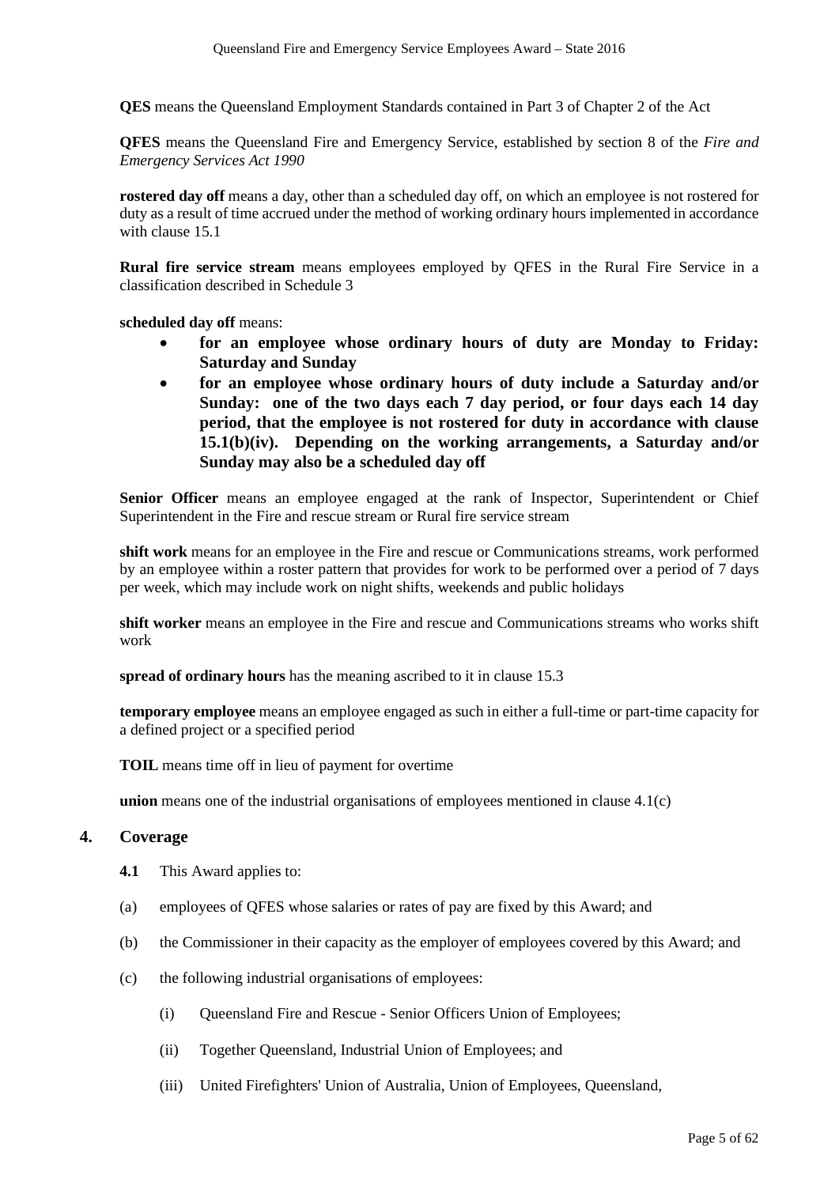**QES** means the Queensland Employment Standards contained in Part 3 of Chapter 2 of the Act

**QFES** means the Queensland Fire and Emergency Service, established by section 8 of the *Fire and Emergency Services Act 1990*

**rostered day off** means a day, other than a scheduled day off, on which an employee is not rostered for duty as a result of time accrued under the method of working ordinary hours implemented in accordance with clause 15.1

**Rural fire service stream** means employees employed by QFES in the Rural Fire Service in a classification described in Schedule 3

**scheduled day off** means:

- **for an employee whose ordinary hours of duty are Monday to Friday: Saturday and Sunday**
- **for an employee whose ordinary hours of duty include a Saturday and/or Sunday: one of the two days each 7 day period, or four days each 14 day period, that the employee is not rostered for duty in accordance with clause 15.1(b)(iv). Depending on the working arrangements, a Saturday and/or Sunday may also be a scheduled day off**

**Senior Officer** means an employee engaged at the rank of Inspector, Superintendent or Chief Superintendent in the Fire and rescue stream or Rural fire service stream

**shift work** means for an employee in the Fire and rescue or Communications streams, work performed by an employee within a roster pattern that provides for work to be performed over a period of 7 days per week, which may include work on night shifts, weekends and public holidays

**shift worker** means an employee in the Fire and rescue and Communications streams who works shift work

**spread of ordinary hours** has the meaning ascribed to it in clause 15.3

**temporary employee** means an employee engaged as such in either a full-time or part-time capacity for a defined project or a specified period

**TOIL** means time off in lieu of payment for overtime

**union** means one of the industrial organisations of employees mentioned in clause 4.1(c)

## 4. Coverage

**4.1** This Award applies to:

(a) employees of QFES whose salaries or rates of pay are fixed by this Award; and

(b) the Commissioner in their capacity as the employer of employees covered by this Award; and

(c) the following industrial organisations of employees:

(i) Queensland Fire and Rescue - Senior Officers Union of Employees;

(ii) Together Queensland, Industrial Union of Employees; and

(iii) United Firefighters' Union of Australia, Union of Employees, Queensland,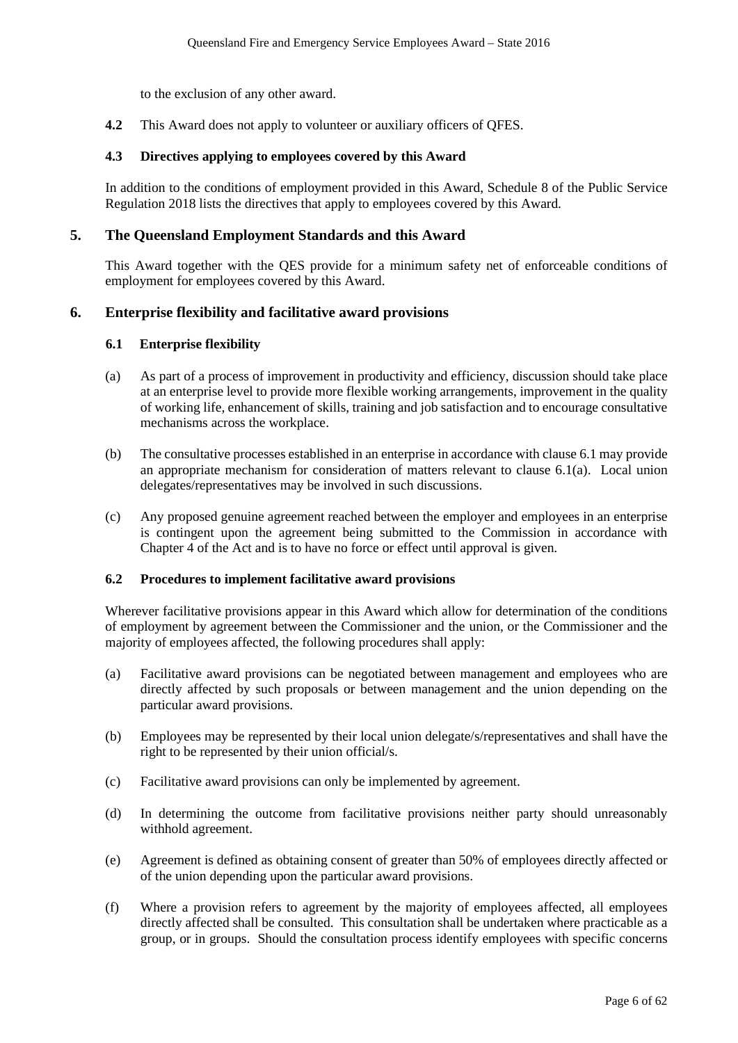to the exclusion of any other award.

**4.2** This Award does not apply to volunteer or auxiliary officers of QFES.

### 4.3 Directives applying to employees covered by this Award

In addition to the conditions of employment provided in this Award, Schedule 8 of the Public Service Regulation 2018 lists the directives that apply to employees covered by this Award.

## 5. The Queensland Employment Standards and this Award

This Award together with the QES provide for a minimum safety net of enforceable conditions of employment for employees covered by this Award.

## 6. Enterprise flexibility and facilitative award provisions

### 6.1 Enterprise flexibility

(a) As part of a process of improvement in productivity and efficiency, discussion should take place at an enterprise level to provide more flexible working arrangements, improvement in the quality of working life, enhancement of skills, training and job satisfaction and to encourage consultative mechanisms across the workplace.

(b) The consultative processes established in an enterprise in accordance with clause 6.1 may provide an appropriate mechanism for consideration of matters relevant to clause 6.1(a). Local union delegates/representatives may be involved in such discussions.

(c) Any proposed genuine agreement reached between the employer and employees in an enterprise is contingent upon the agreement being submitted to the Commission in accordance with Chapter 4 of the Act and is to have no force or effect until approval is given.

### 6.2 Procedures to implement facilitative award provisions

Wherever facilitative provisions appear in this Award which allow for determination of the conditions of employment by agreement between the Commissioner and the union, or the Commissioner and the majority of employees affected, the following procedures shall apply:

(a) Facilitative award provisions can be negotiated between management and employees who are directly affected by such proposals or between management and the union depending on the particular award provisions.

(b) Employees may be represented by their local union delegate/s/representatives and shall have the right to be represented by their union official/s.

(c) Facilitative award provisions can only be implemented by agreement.

(d) In determining the outcome from facilitative provisions neither party should unreasonably withhold agreement.

(e) Agreement is defined as obtaining consent of greater than 50% of employees directly affected or of the union depending upon the particular award provisions.

(f) Where a provision refers to agreement by the majority of employees affected, all employees directly affected shall be consulted. This consultation shall be undertaken where practicable as a group, or in groups. Should the consultation process identify employees with specific concerns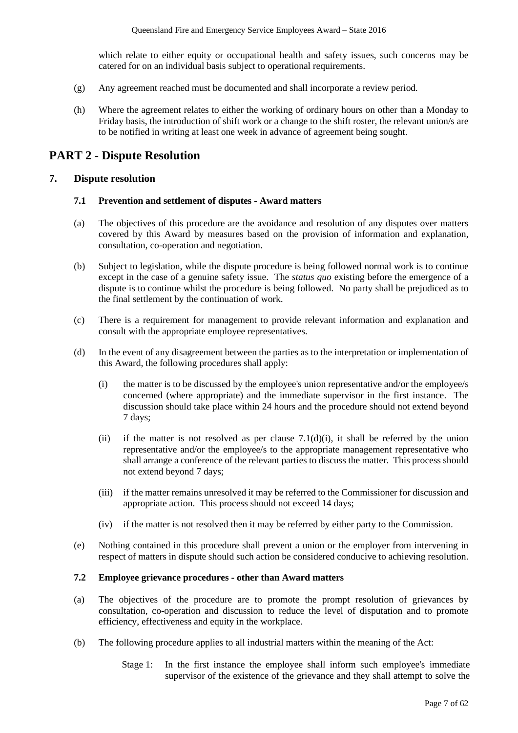which relate to either equity or occupational health and safety issues, such concerns may be catered for on an individual basis subject to operational requirements.

(g) Any agreement reached must be documented and shall incorporate a review period.

(h) Where the agreement relates to either the working of ordinary hours on other than a Monday to Friday basis, the introduction of shift work or a change to the shift roster, the relevant union/s are to be notified in writing at least one week in advance of agreement being sought.

# PART 2 - Dispute Resolution

## 7. Dispute resolution

### 7.1 Prevention and settlement of disputes - Award matters

(a) The objectives of this procedure are the avoidance and resolution of any disputes over matters covered by this Award by measures based on the provision of information and explanation, consultation, co-operation and negotiation.

(b) Subject to legislation, while the dispute procedure is being followed normal work is to continue except in the case of a genuine safety issue. The *status quo* existing before the emergence of a dispute is to continue whilst the procedure is being followed. No party shall be prejudiced as to the final settlement by the continuation of work.

(c) There is a requirement for management to provide relevant information and explanation and consult with the appropriate employee representatives.

(d) In the event of any disagreement between the parties as to the interpretation or implementation of this Award, the following procedures shall apply:

(i) the matter is to be discussed by the employee's union representative and/or the employee/s concerned (where appropriate) and the immediate supervisor in the first instance. The discussion should take place within 24 hours and the procedure should not extend beyond 7 days;

(ii) if the matter is not resolved as per clause 7.1(d)(i), it shall be referred by the union representative and/or the employee/s to the appropriate management representative who shall arrange a conference of the relevant parties to discuss the matter. This process should not extend beyond 7 days;

(iii) if the matter remains unresolved it may be referred to the Commissioner for discussion and appropriate action. This process should not exceed 14 days;

(iv) if the matter is not resolved then it may be referred by either party to the Commission.

(e) Nothing contained in this procedure shall prevent a union or the employer from intervening in respect of matters in dispute should such action be considered conducive to achieving resolution.

### 7.2 Employee grievance procedures - other than Award matters

(a) The objectives of the procedure are to promote the prompt resolution of grievances by consultation, co-operation and discussion to reduce the level of disputation and to promote efficiency, effectiveness and equity in the workplace.

(b) The following procedure applies to all industrial matters within the meaning of the Act:

Stage 1: In the first instance the employee shall inform such employee's immediate supervisor of the existence of the grievance and they shall attempt to solve the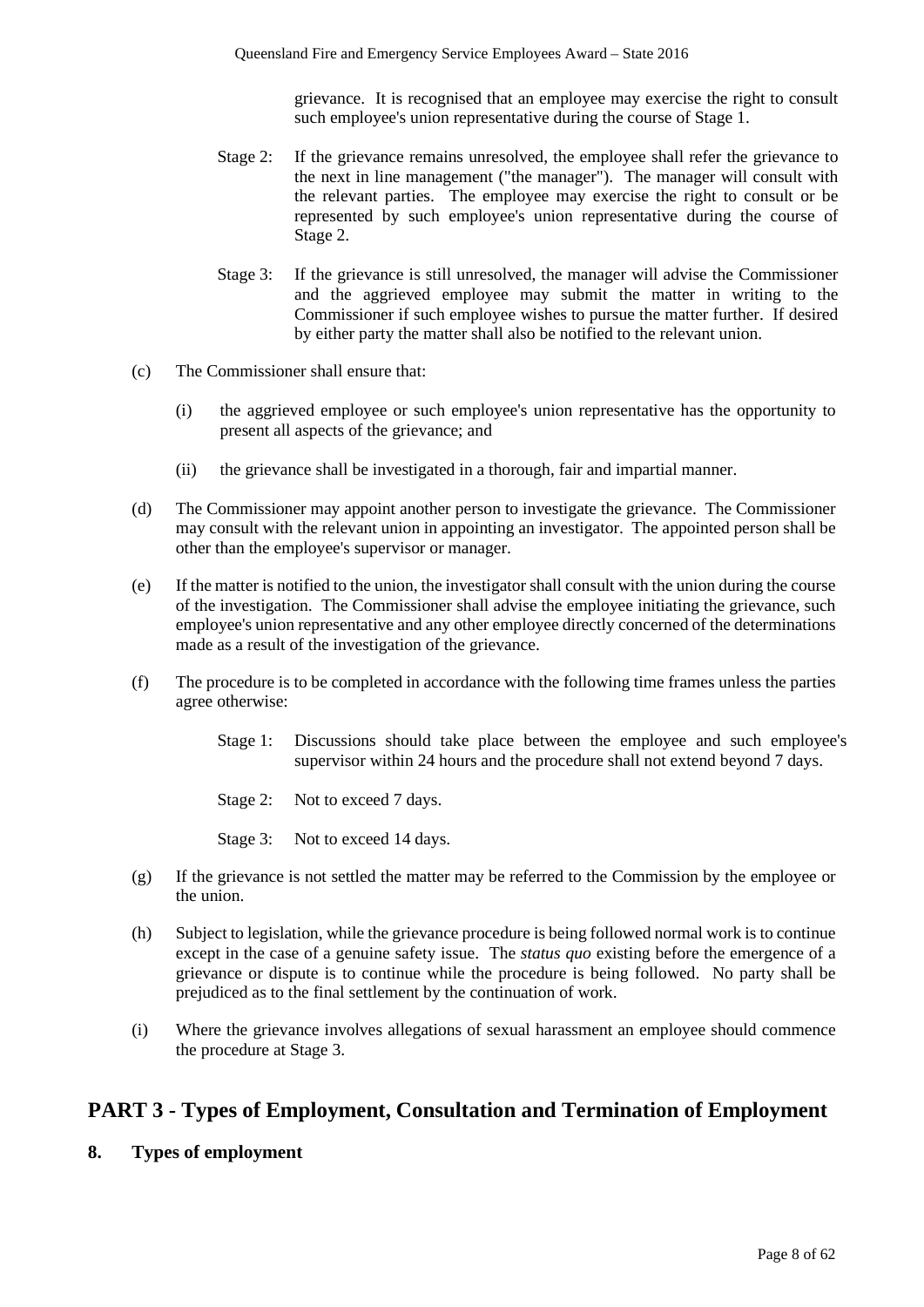grievance. It is recognised that an employee may exercise the right to consult such employee's union representative during the course of Stage 1.

Stage 2: If the grievance remains unresolved, the employee shall refer the grievance to the next in line management ("the manager"). The manager will consult with the relevant parties. The employee may exercise the right to consult or be represented by such employee's union representative during the course of Stage 2.

Stage 3: If the grievance is still unresolved, the manager will advise the Commissioner and the aggrieved employee may submit the matter in writing to the Commissioner if such employee wishes to pursue the matter further. If desired by either party the matter shall also be notified to the relevant union.

(c) The Commissioner shall ensure that:

(i) the aggrieved employee or such employee's union representative has the opportunity to present all aspects of the grievance; and

(ii) the grievance shall be investigated in a thorough, fair and impartial manner.

(d) The Commissioner may appoint another person to investigate the grievance. The Commissioner may consult with the relevant union in appointing an investigator. The appointed person shall be other than the employee's supervisor or manager.

(e) If the matter is notified to the union, the investigator shall consult with the union during the course of the investigation. The Commissioner shall advise the employee initiating the grievance, such employee's union representative and any other employee directly concerned of the determinations made as a result of the investigation of the grievance.

(f) The procedure is to be completed in accordance with the following time frames unless the parties agree otherwise:

Stage 1: Discussions should take place between the employee and such employee's supervisor within 24 hours and the procedure shall not extend beyond 7 days.

Stage 2: Not to exceed 7 days.

Stage 3: Not to exceed 14 days.

(g) If the grievance is not settled the matter may be referred to the Commission by the employee or the union.

(h) Subject to legislation, while the grievance procedure is being followed normal work is to continue except in the case of a genuine safety issue. The *status quo* existing before the emergence of a grievance or dispute is to continue while the procedure is being followed. No party shall be prejudiced as to the final settlement by the continuation of work.

(i) Where the grievance involves allegations of sexual harassment an employee should commence the procedure at Stage 3.

## PART 3 - Types of Employment, Consultation and Termination of Employment

### 8. Types of employment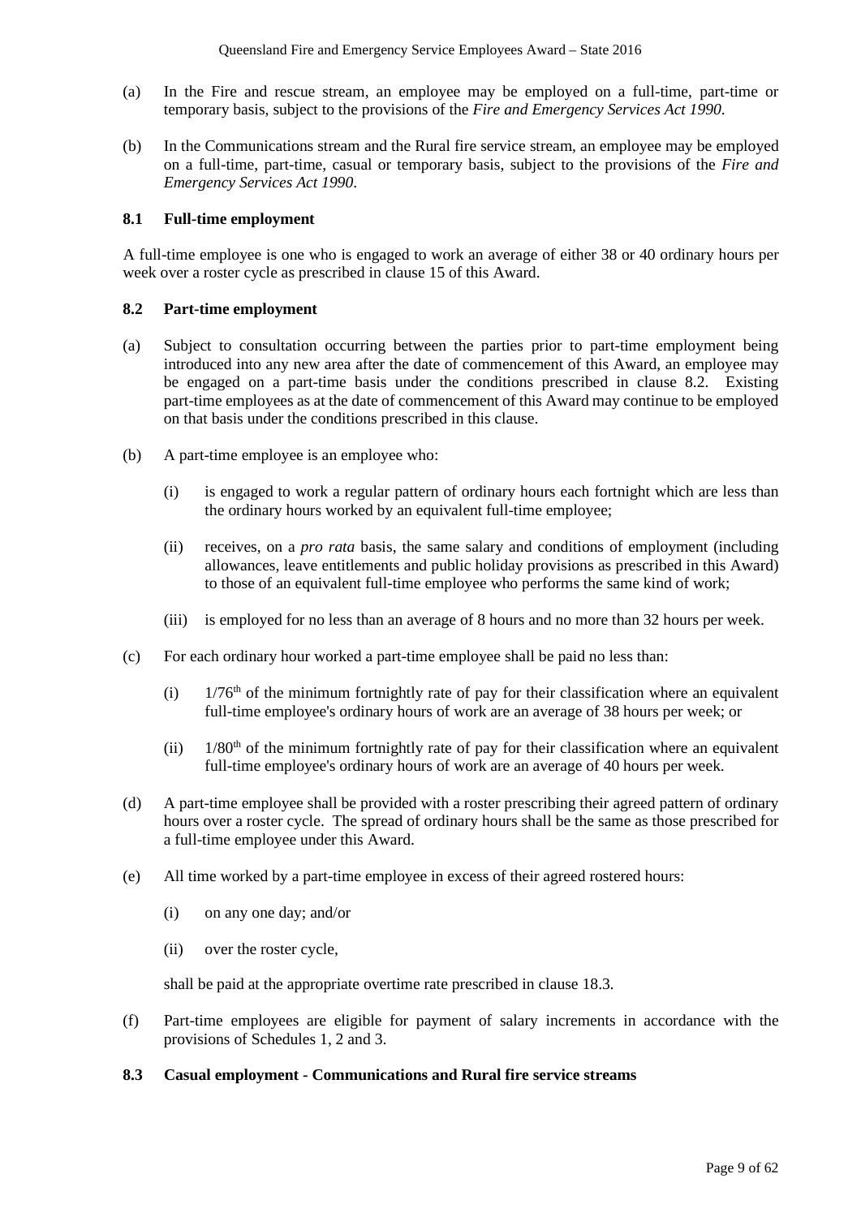(a) In the Fire and rescue stream, an employee may be employed on a full-time, part-time or temporary basis, subject to the provisions of the *Fire and Emergency Services Act 1990*.

(b) In the Communications stream and the Rural fire service stream, an employee may be employed on a full-time, part-time, casual or temporary basis, subject to the provisions of the *Fire and Emergency Services Act 1990*.

### 8.1 Full-time employment

A full-time employee is one who is engaged to work an average of either 38 or 40 ordinary hours per week over a roster cycle as prescribed in clause 15 of this Award.

### 8.2 Part-time employment

(a) Subject to consultation occurring between the parties prior to part-time employment being introduced into any new area after the date of commencement of this Award, an employee may be engaged on a part-time basis under the conditions prescribed in clause 8.2. Existing part-time employees as at the date of commencement of this Award may continue to be employed on that basis under the conditions prescribed in this clause.

(b) A part-time employee is an employee who:

  (i) is engaged to work a regular pattern of ordinary hours each fortnight which are less than the ordinary hours worked by an equivalent full-time employee;

  (ii) receives, on a *pro rata* basis, the same salary and conditions of employment (including allowances, leave entitlements and public holiday provisions as prescribed in this Award) to those of an equivalent full-time employee who performs the same kind of work;

  (iii) is employed for no less than an average of 8 hours and no more than 32 hours per week.

(c) For each ordinary hour worked a part-time employee shall be paid no less than:

  (i) 1/76th of the minimum fortnightly rate of pay for their classification where an equivalent full-time employee's ordinary hours of work are an average of 38 hours per week; or

  (ii) 1/80th of the minimum fortnightly rate of pay for their classification where an equivalent full-time employee's ordinary hours of work are an average of 40 hours per week.

(d) A part-time employee shall be provided with a roster prescribing their agreed pattern of ordinary hours over a roster cycle. The spread of ordinary hours shall be the same as those prescribed for a full-time employee under this Award.

(e) All time worked by a part-time employee in excess of their agreed rostered hours:

  (i) on any one day; and/or

  (ii) over the roster cycle,

  shall be paid at the appropriate overtime rate prescribed in clause 18.3.

(f) Part-time employees are eligible for payment of salary increments in accordance with the provisions of Schedules 1, 2 and 3.

### 8.3 Casual employment - Communications and Rural fire service streams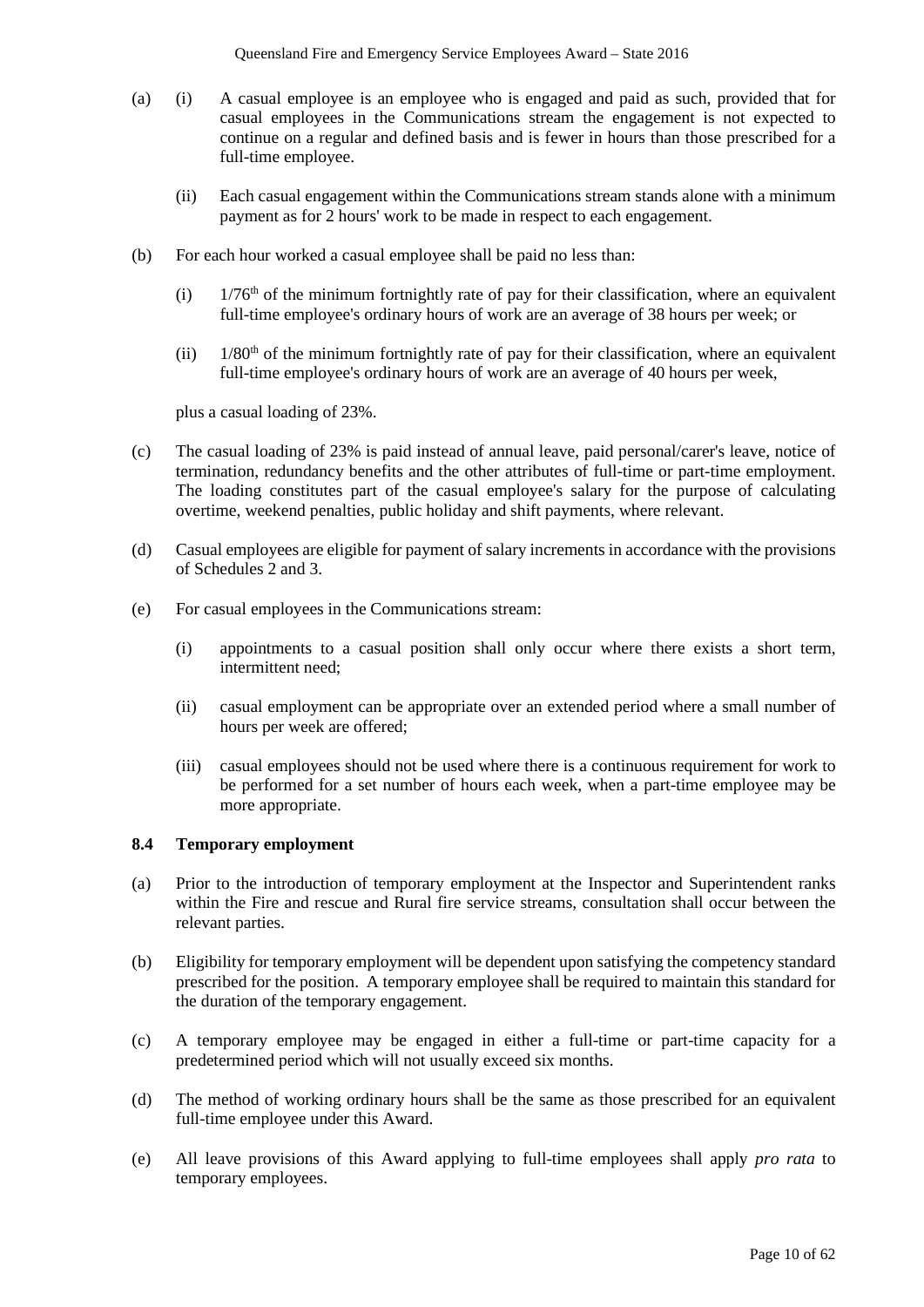(a) (i) A casual employee is an employee who is engaged and paid as such, provided that for casual employees in the Communications stream the engagement is not expected to continue on a regular and defined basis and is fewer in hours than those prescribed for a full-time employee.

(ii) Each casual engagement within the Communications stream stands alone with a minimum payment as for 2 hours' work to be made in respect to each engagement.

(b) For each hour worked a casual employee shall be paid no less than:

(i) $1/76^{th}$ of the minimum fortnightly rate of pay for their classification, where an equivalent full-time employee's ordinary hours of work are an average of 38 hours per week; or

(ii) $1/80^{th}$ of the minimum fortnightly rate of pay for their classification, where an equivalent full-time employee's ordinary hours of work are an average of 40 hours per week,

plus a casual loading of 23%.

(c) The casual loading of 23% is paid instead of annual leave, paid personal/carer's leave, notice of termination, redundancy benefits and the other attributes of full-time or part-time employment. The loading constitutes part of the casual employee's salary for the purpose of calculating overtime, weekend penalties, public holiday and shift payments, where relevant.

(d) Casual employees are eligible for payment of salary increments in accordance with the provisions of Schedules 2 and 3.

(e) For casual employees in the Communications stream:

(i) appointments to a casual position shall only occur where there exists a short term, intermittent need;

(ii) casual employment can be appropriate over an extended period where a small number of hours per week are offered;

(iii) casual employees should not be used where there is a continuous requirement for work to be performed for a set number of hours each week, when a part-time employee may be more appropriate.

### 8.4 Temporary employment

(a) Prior to the introduction of temporary employment at the Inspector and Superintendent ranks within the Fire and rescue and Rural fire service streams, consultation shall occur between the relevant parties.

(b) Eligibility for temporary employment will be dependent upon satisfying the competency standard prescribed for the position. A temporary employee shall be required to maintain this standard for the duration of the temporary engagement.

(c) A temporary employee may be engaged in either a full-time or part-time capacity for a predetermined period which will not usually exceed six months.

(d) The method of working ordinary hours shall be the same as those prescribed for an equivalent full-time employee under this Award.

(e) All leave provisions of this Award applying to full-time employees shall apply *pro rata* to temporary employees.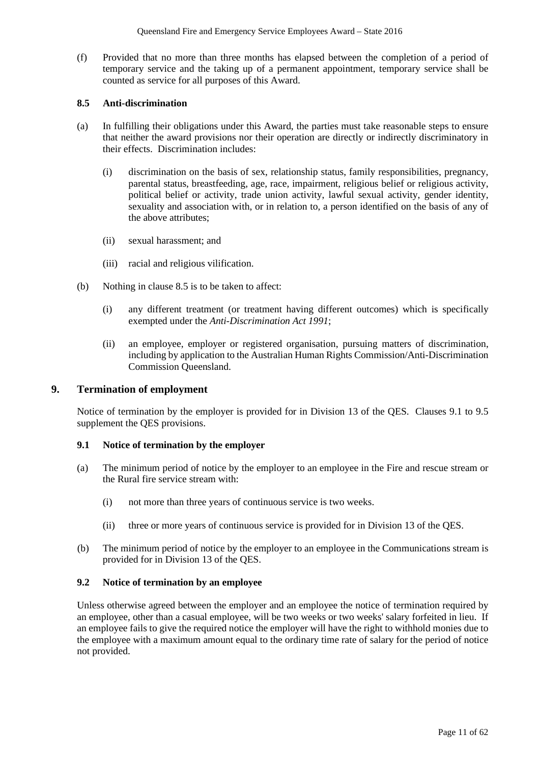(f) Provided that no more than three months has elapsed between the completion of a period of temporary service and the taking up of a permanent appointment, temporary service shall be counted as service for all purposes of this Award.

### 8.5 Anti-discrimination

(a) In fulfilling their obligations under this Award, the parties must take reasonable steps to ensure that neither the award provisions nor their operation are directly or indirectly discriminatory in their effects. Discrimination includes:

  (i) discrimination on the basis of sex, relationship status, family responsibilities, pregnancy, parental status, breastfeeding, age, race, impairment, religious belief or religious activity, political belief or activity, trade union activity, lawful sexual activity, gender identity, sexuality and association with, or in relation to, a person identified on the basis of any of the above attributes;

  (ii) sexual harassment; and

  (iii) racial and religious vilification.

(b) Nothing in clause 8.5 is to be taken to affect:

  (i) any different treatment (or treatment having different outcomes) which is specifically exempted under the *Anti-Discrimination Act 1991*;

  (ii) an employee, employer or registered organisation, pursuing matters of discrimination, including by application to the Australian Human Rights Commission/Anti-Discrimination Commission Queensland.

## 9. Termination of employment

Notice of termination by the employer is provided for in Division 13 of the QES. Clauses 9.1 to 9.5 supplement the QES provisions.

### 9.1 Notice of termination by the employer

(a) The minimum period of notice by the employer to an employee in the Fire and rescue stream or the Rural fire service stream with:

  (i) not more than three years of continuous service is two weeks.

  (ii) three or more years of continuous service is provided for in Division 13 of the QES.

(b) The minimum period of notice by the employer to an employee in the Communications stream is provided for in Division 13 of the QES.

### 9.2 Notice of termination by an employee

Unless otherwise agreed between the employer and an employee the notice of termination required by an employee, other than a casual employee, will be two weeks or two weeks' salary forfeited in lieu. If an employee fails to give the required notice the employer will have the right to withhold monies due to the employee with a maximum amount equal to the ordinary time rate of salary for the period of notice not provided.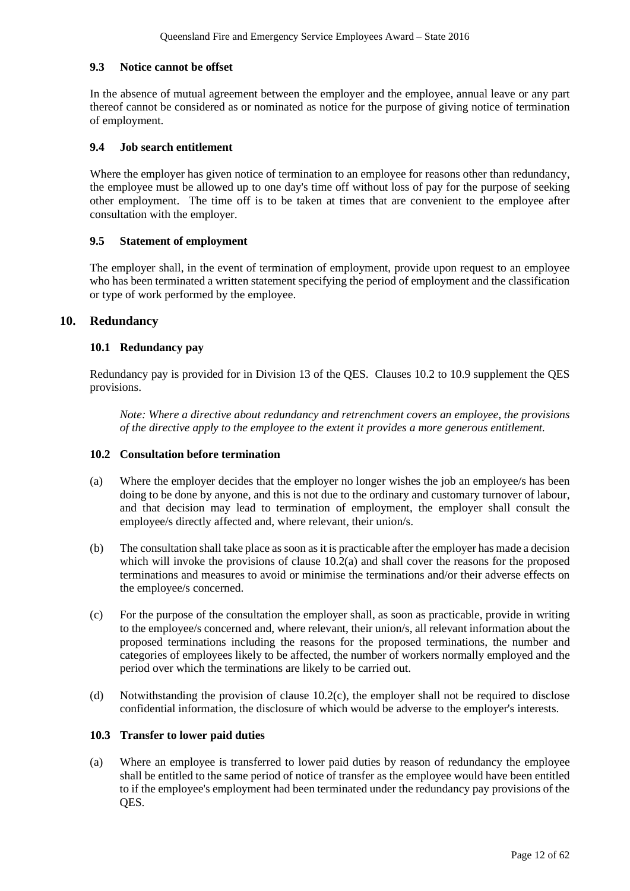### 9.3 Notice cannot be offset

In the absence of mutual agreement between the employer and the employee, annual leave or any part thereof cannot be considered as or nominated as notice for the purpose of giving notice of termination of employment.

### 9.4 Job search entitlement

Where the employer has given notice of termination to an employee for reasons other than redundancy, the employee must be allowed up to one day's time off without loss of pay for the purpose of seeking other employment. The time off is to be taken at times that are convenient to the employee after consultation with the employer.

### 9.5 Statement of employment

The employer shall, in the event of termination of employment, provide upon request to an employee who has been terminated a written statement specifying the period of employment and the classification or type of work performed by the employee.

## 10. Redundancy

### 10.1 Redundancy pay

Redundancy pay is provided for in Division 13 of the QES. Clauses 10.2 to 10.9 supplement the QES provisions.

*Note: Where a directive about redundancy and retrenchment covers an employee, the provisions of the directive apply to the employee to the extent it provides a more generous entitlement.*

### 10.2 Consultation before termination

(a) Where the employer decides that the employer no longer wishes the job an employee/s has been doing to be done by anyone, and this is not due to the ordinary and customary turnover of labour, and that decision may lead to termination of employment, the employer shall consult the employee/s directly affected and, where relevant, their union/s.

(b) The consultation shall take place as soon as it is practicable after the employer has made a decision which will invoke the provisions of clause 10.2(a) and shall cover the reasons for the proposed terminations and measures to avoid or minimise the terminations and/or their adverse effects on the employee/s concerned.

(c) For the purpose of the consultation the employer shall, as soon as practicable, provide in writing to the employee/s concerned and, where relevant, their union/s, all relevant information about the proposed terminations including the reasons for the proposed terminations, the number and categories of employees likely to be affected, the number of workers normally employed and the period over which the terminations are likely to be carried out.

(d) Notwithstanding the provision of clause 10.2(c), the employer shall not be required to disclose confidential information, the disclosure of which would be adverse to the employer's interests.

### 10.3 Transfer to lower paid duties

(a) Where an employee is transferred to lower paid duties by reason of redundancy the employee shall be entitled to the same period of notice of transfer as the employee would have been entitled to if the employee's employment had been terminated under the redundancy pay provisions of the QES.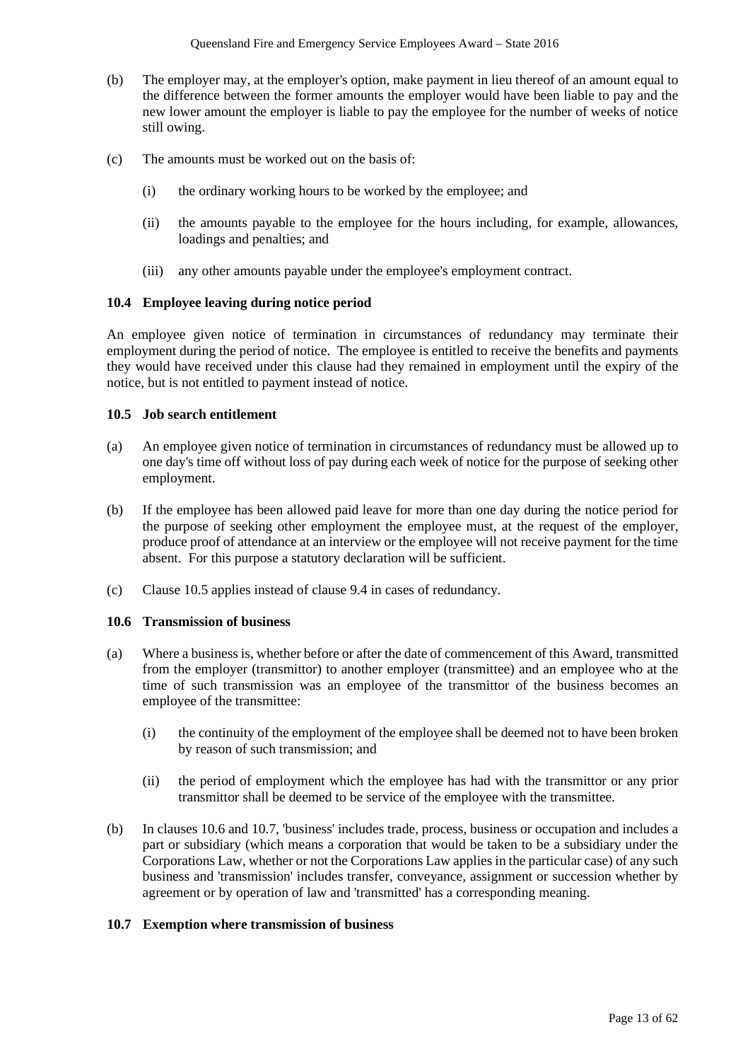(b) The employer may, at the employer's option, make payment in lieu thereof of an amount equal to the difference between the former amounts the employer would have been liable to pay and the new lower amount the employer is liable to pay the employee for the number of weeks of notice still owing.

(c) The amounts must be worked out on the basis of:

  (i) the ordinary working hours to be worked by the employee; and

  (ii) the amounts payable to the employee for the hours including, for example, allowances, loadings and penalties; and

  (iii) any other amounts payable under the employee's employment contract.

**10.4 Employee leaving during notice period**

An employee given notice of termination in circumstances of redundancy may terminate their employment during the period of notice. The employee is entitled to receive the benefits and payments they would have received under this clause had they remained in employment until the expiry of the notice, but is not entitled to payment instead of notice.

**10.5 Job search entitlement**

(a) An employee given notice of termination in circumstances of redundancy must be allowed up to one day's time off without loss of pay during each week of notice for the purpose of seeking other employment.

(b) If the employee has been allowed paid leave for more than one day during the notice period for the purpose of seeking other employment the employee must, at the request of the employer, produce proof of attendance at an interview or the employee will not receive payment for the time absent. For this purpose a statutory declaration will be sufficient.

(c) Clause 10.5 applies instead of clause 9.4 in cases of redundancy.

**10.6 Transmission of business**

(a) Where a business is, whether before or after the date of commencement of this Award, transmitted from the employer (transmittor) to another employer (transmittee) and an employee who at the time of such transmission was an employee of the transmittor of the business becomes an employee of the transmittee:

  (i) the continuity of the employment of the employee shall be deemed not to have been broken by reason of such transmission; and

  (ii) the period of employment which the employee has had with the transmittor or any prior transmittor shall be deemed to be service of the employee with the transmittee.

(b) In clauses 10.6 and 10.7, 'business' includes trade, process, business or occupation and includes a part or subsidiary (which means a corporation that would be taken to be a subsidiary under the Corporations Law, whether or not the Corporations Law applies in the particular case) of any such business and 'transmission' includes transfer, conveyance, assignment or succession whether by agreement or by operation of law and 'transmitted' has a corresponding meaning.

**10.7 Exemption where transmission of business**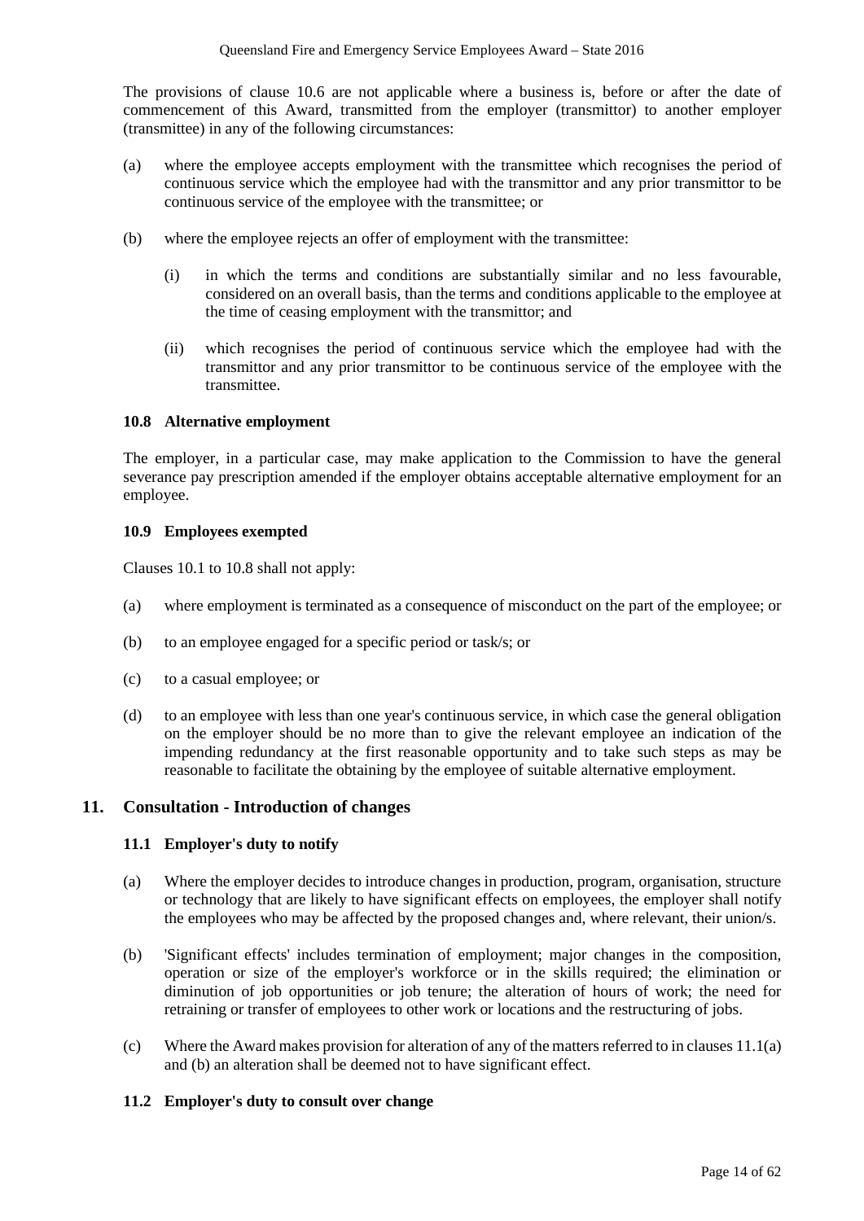The provisions of clause 10.6 are not applicable where a business is, before or after the date of commencement of this Award, transmitted from the employer (transmittor) to another employer (transmittee) in any of the following circumstances:

(a) where the employee accepts employment with the transmittee which recognises the period of continuous service which the employee had with the transmittor and any prior transmittor to be continuous service of the employee with the transmittee; or

(b) where the employee rejects an offer of employment with the transmittee:

   (i) in which the terms and conditions are substantially similar and no less favourable, considered on an overall basis, than the terms and conditions applicable to the employee at the time of ceasing employment with the transmittor; and

   (ii) which recognises the period of continuous service which the employee had with the transmittor and any prior transmittor to be continuous service of the employee with the transmittee.

### 10.8 Alternative employment

The employer, in a particular case, may make application to the Commission to have the general severance pay prescription amended if the employer obtains acceptable alternative employment for an employee.

### 10.9 Employees exempted

Clauses 10.1 to 10.8 shall not apply:

(a) where employment is terminated as a consequence of misconduct on the part of the employee; or

(b) to an employee engaged for a specific period or task/s; or

(c) to a casual employee; or

(d) to an employee with less than one year's continuous service, in which case the general obligation on the employer should be no more than to give the relevant employee an indication of the impending redundancy at the first reasonable opportunity and to take such steps as may be reasonable to facilitate the obtaining by the employee of suitable alternative employment.

## 11. Consultation - Introduction of changes

### 11.1 Employer's duty to notify

(a) Where the employer decides to introduce changes in production, program, organisation, structure or technology that are likely to have significant effects on employees, the employer shall notify the employees who may be affected by the proposed changes and, where relevant, their union/s.

(b) 'Significant effects' includes termination of employment; major changes in the composition, operation or size of the employer's workforce or in the skills required; the elimination or diminution of job opportunities or job tenure; the alteration of hours of work; the need for retraining or transfer of employees to other work or locations and the restructuring of jobs.

(c) Where the Award makes provision for alteration of any of the matters referred to in clauses 11.1(a) and (b) an alteration shall be deemed not to have significant effect.

### 11.2 Employer's duty to consult over change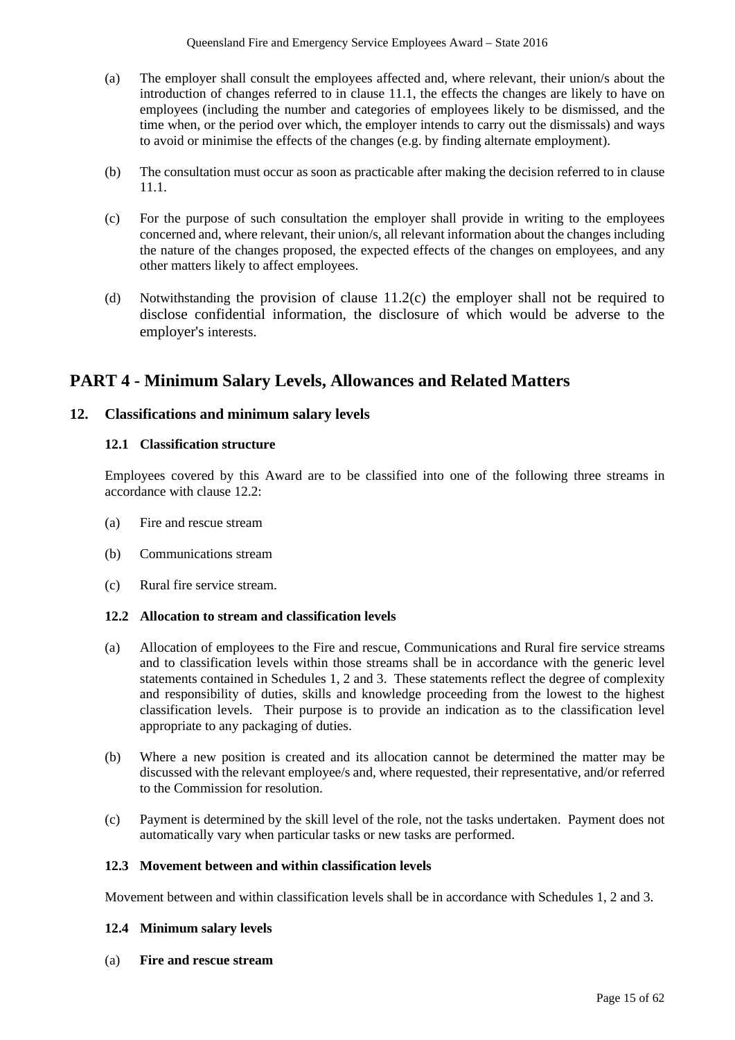(a) The employer shall consult the employees affected and, where relevant, their union/s about the introduction of changes referred to in clause 11.1, the effects the changes are likely to have on employees (including the number and categories of employees likely to be dismissed, and the time when, or the period over which, the employer intends to carry out the dismissals) and ways to avoid or minimise the effects of the changes (e.g. by finding alternate employment).

(b) The consultation must occur as soon as practicable after making the decision referred to in clause 11.1.

(c) For the purpose of such consultation the employer shall provide in writing to the employees concerned and, where relevant, their union/s, all relevant information about the changes including the nature of the changes proposed, the expected effects of the changes on employees, and any other matters likely to affect employees.

(d) Notwithstanding the provision of clause 11.2(c) the employer shall not be required to disclose confidential information, the disclosure of which would be adverse to the employer's interests.

## PART 4 - Minimum Salary Levels, Allowances and Related Matters

### 12. Classifications and minimum salary levels

#### 12.1 Classification structure

Employees covered by this Award are to be classified into one of the following three streams in accordance with clause 12.2:

(a) Fire and rescue stream

(b) Communications stream

(c) Rural fire service stream.

#### 12.2 Allocation to stream and classification levels

(a) Allocation of employees to the Fire and rescue, Communications and Rural fire service streams and to classification levels within those streams shall be in accordance with the generic level statements contained in Schedules 1, 2 and 3. These statements reflect the degree of complexity and responsibility of duties, skills and knowledge proceeding from the lowest to the highest classification levels. Their purpose is to provide an indication as to the classification level appropriate to any packaging of duties.

(b) Where a new position is created and its allocation cannot be determined the matter may be discussed with the relevant employee/s and, where requested, their representative, and/or referred to the Commission for resolution.

(c) Payment is determined by the skill level of the role, not the tasks undertaken. Payment does not automatically vary when particular tasks or new tasks are performed.

#### 12.3 Movement between and within classification levels

Movement between and within classification levels shall be in accordance with Schedules 1, 2 and 3.

#### 12.4 Minimum salary levels

(a) **Fire and rescue stream**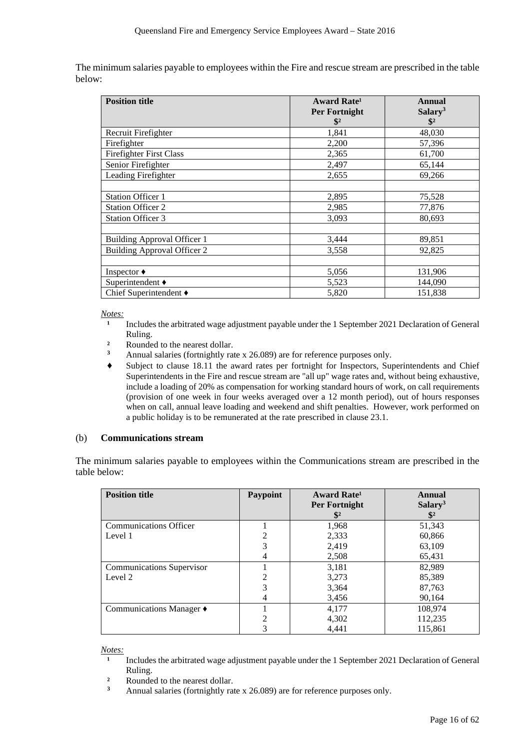The minimum salaries payable to employees within the Fire and rescue stream are prescribed in the table below:

| Position title | Award Rate[1] Per Fortnight $[2] | Annual Salary[3] $[2] |
|---|---|---|
| Recruit Firefighter | 1,841 | 48,030 |
| Firefighter | 2,200 | 57,396 |
| Firefighter First Class | 2,365 | 61,700 |
| Senior Firefighter | 2,497 | 65,144 |
| Leading Firefighter | 2,655 | 69,266 |
| | | |
| Station Officer 1 | 2,895 | 75,528 |
| Station Officer 2 | 2,985 | 77,876 |
| Station Officer 3 | 3,093 | 80,693 |
| | | |
| Building Approval Officer 1 | 3,444 | 89,851 |
| Building Approval Officer 2 | 3,558 | 92,825 |
| | | |
| Inspector ♦ | 5,056 | 131,906 |
| Superintendent ♦ | 5,523 | 144,090 |
| Chief Superintendent ♦ | 5,820 | 151,838 |

*Notes:*

[1] Includes the arbitrated wage adjustment payable under the 1 September 2021 Declaration of General Ruling.

[2] Rounded to the nearest dollar.

[3] Annual salaries (fortnightly rate x 26.089) are for reference purposes only.

♦ Subject to clause 18.11 the award rates per fortnight for Inspectors, Superintendents and Chief Superintendents in the Fire and rescue stream are "all up" wage rates and, without being exhaustive, include a loading of 20% as compensation for working standard hours of work, on call requirements (provision of one week in four weeks averaged over a 12 month period), out of hours responses when on call, annual leave loading and weekend and shift penalties. However, work performed on a public holiday is to be remunerated at the rate prescribed in clause 23.1.

(b) **Communications stream**

The minimum salaries payable to employees within the Communications stream are prescribed in the table below:

| Position title | Paypoint | Award Rate[1] Per Fortnight $[2] | Annual Salary[3] $[2] |
|---|---|---|---|
| Communications Officer Level 1 | 1 | 1,968 | 51,343 |
| | 2 | 2,333 | 60,866 |
| | 3 | 2,419 | 63,109 |
| | 4 | 2,508 | 65,431 |
| Communications Supervisor Level 2 | 1 | 3,181 | 82,989 |
| | 2 | 3,273 | 85,389 |
| | 3 | 3,364 | 87,763 |
| | 4 | 3,456 | 90,164 |
| Communications Manager ♦ | 1 | 4,177 | 108,974 |
| | 2 | 4,302 | 112,235 |
| | 3 | 4,441 | 115,861 |

*Notes:*

[1] Includes the arbitrated wage adjustment payable under the 1 September 2021 Declaration of General Ruling.

[2] Rounded to the nearest dollar.

[3] Annual salaries (fortnightly rate x 26.089) are for reference purposes only.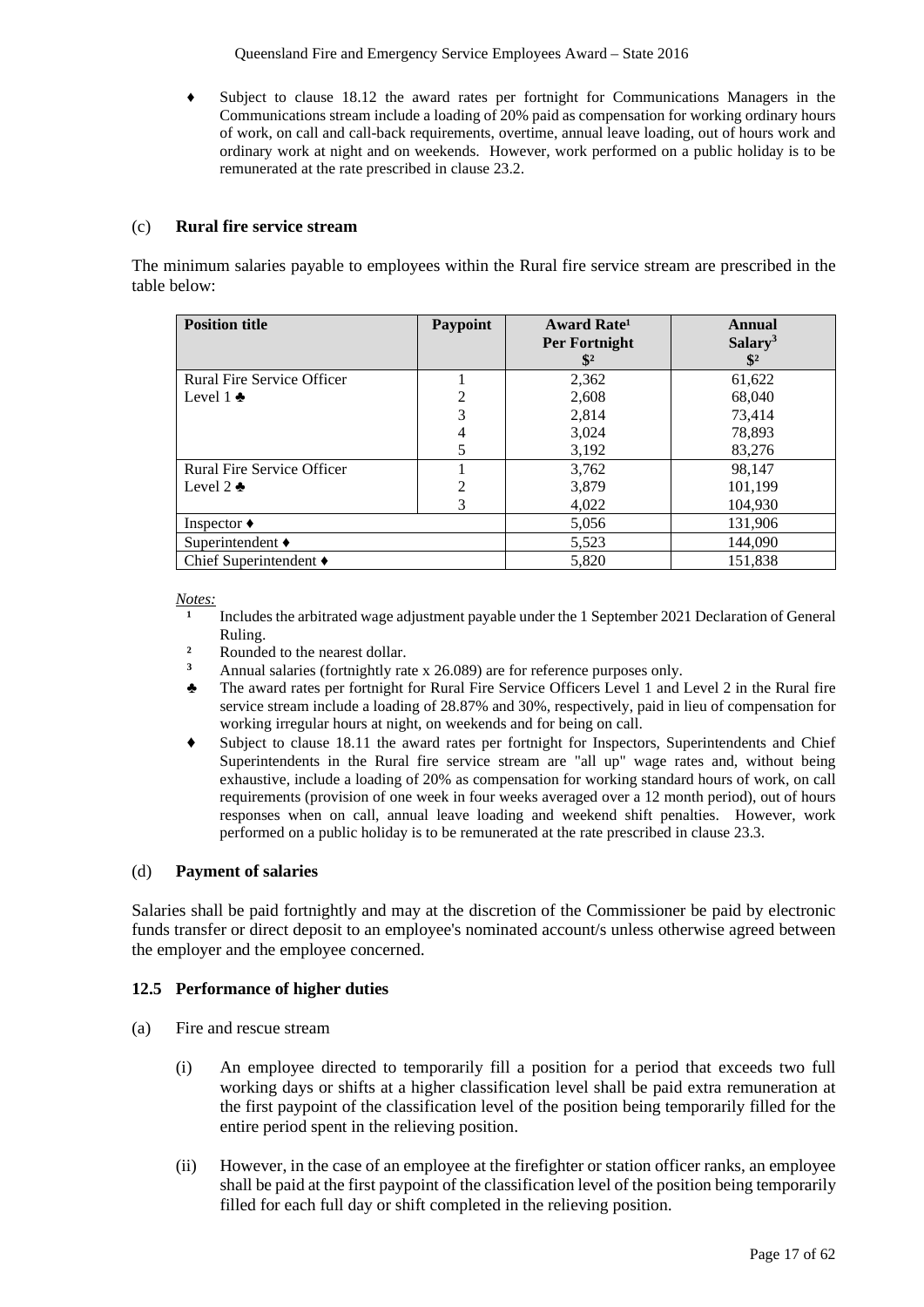- ♦ Subject to clause 18.12 the award rates per fortnight for Communications Managers in the Communications stream include a loading of 20% paid as compensation for working ordinary hours of work, on call and call-back requirements, overtime, annual leave loading, out of hours work and ordinary work at night and on weekends. However, work performed on a public holiday is to be remunerated at the rate prescribed in clause 23.2.

(c) **Rural fire service stream**

The minimum salaries payable to employees within the Rural fire service stream are prescribed in the table below:

| Position title | Paypoint | Award Rate[1] Per Fortnight $[2] | Annual Salary[3] $[2] |
|---|---|---|---|
| Rural Fire Service Officer Level 1 ♣ | 1 | 2,362 | 61,622 |
| | 2 | 2,608 | 68,040 |
| | 3 | 2,814 | 73,414 |
| | 4 | 3,024 | 78,893 |
| | 5 | 3,192 | 83,276 |
| Rural Fire Service Officer Level 2 ♣ | 1 | 3,762 | 98,147 |
| | 2 | 3,879 | 101,199 |
| | 3 | 4,022 | 104,930 |
| Inspector ♦ | | 5,056 | 131,906 |
| Superintendent ♦ | | 5,523 | 144,090 |
| Chief Superintendent ♦ | | 5,820 | 151,838 |

*Notes:*

- [1] Includes the arbitrated wage adjustment payable under the 1 September 2021 Declaration of General Ruling.
- [2] Rounded to the nearest dollar.
- [3] Annual salaries (fortnightly rate x 26.089) are for reference purposes only.
- ♣ The award rates per fortnight for Rural Fire Service Officers Level 1 and Level 2 in the Rural fire service stream include a loading of 28.87% and 30%, respectively, paid in lieu of compensation for working irregular hours at night, on weekends and for being on call.
- ♦ Subject to clause 18.11 the award rates per fortnight for Inspectors, Superintendents and Chief Superintendents in the Rural fire service stream are "all up" wage rates and, without being exhaustive, include a loading of 20% as compensation for working standard hours of work, on call requirements (provision of one week in four weeks averaged over a 12 month period), out of hours responses when on call, annual leave loading and weekend shift penalties. However, work performed on a public holiday is to be remunerated at the rate prescribed in clause 23.3.

(d) **Payment of salaries**

Salaries shall be paid fortnightly and may at the discretion of the Commissioner be paid by electronic funds transfer or direct deposit to an employee's nominated account/s unless otherwise agreed between the employer and the employee concerned.

### 12.5 Performance of higher duties

(a) Fire and rescue stream

(i) An employee directed to temporarily fill a position for a period that exceeds two full working days or shifts at a higher classification level shall be paid extra remuneration at the first paypoint of the classification level of the position being temporarily filled for the entire period spent in the relieving position.

(ii) However, in the case of an employee at the firefighter or station officer ranks, an employee shall be paid at the first paypoint of the classification level of the position being temporarily filled for each full day or shift completed in the relieving position.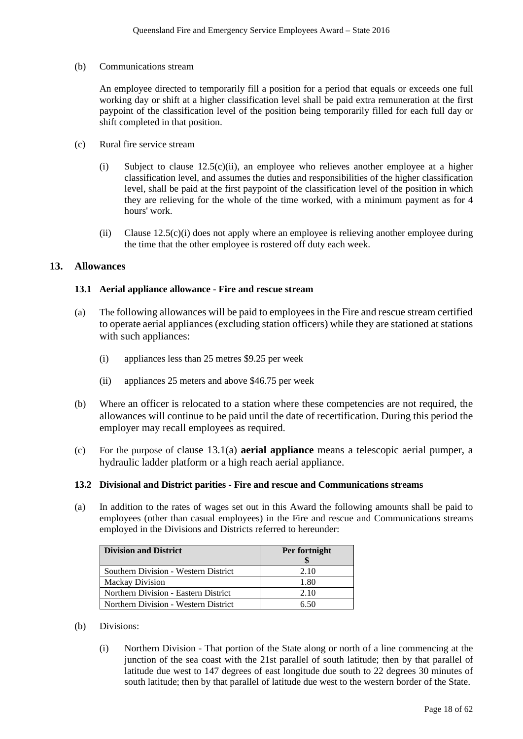(b) Communications stream

An employee directed to temporarily fill a position for a period that equals or exceeds one full working day or shift at a higher classification level shall be paid extra remuneration at the first paypoint of the classification level of the position being temporarily filled for each full day or shift completed in that position.

(c) Rural fire service stream

(i) Subject to clause 12.5(c)(ii), an employee who relieves another employee at a higher classification level, and assumes the duties and responsibilities of the higher classification level, shall be paid at the first paypoint of the classification level of the position in which they are relieving for the whole of the time worked, with a minimum payment as for 4 hours' work.

(ii) Clause 12.5(c)(i) does not apply where an employee is relieving another employee during the time that the other employee is rostered off duty each week.

## 13. Allowances

### 13.1 Aerial appliance allowance - Fire and rescue stream

(a) The following allowances will be paid to employees in the Fire and rescue stream certified to operate aerial appliances (excluding station officers) while they are stationed at stations with such appliances:

(i) appliances less than 25 metres $9.25 per week

(ii) appliances 25 meters and above $46.75 per week

(b) Where an officer is relocated to a station where these competencies are not required, the allowances will continue to be paid until the date of recertification. During this period the employer may recall employees as required.

(c) For the purpose of clause 13.1(a) **aerial appliance** means a telescopic aerial pumper, a hydraulic ladder platform or a high reach aerial appliance.

### 13.2 Divisional and District parities - Fire and rescue and Communications streams

(a) In addition to the rates of wages set out in this Award the following amounts shall be paid to employees (other than casual employees) in the Fire and rescue and Communications streams employed in the Divisions and Districts referred to hereunder:

| Division and District | Per fortnight $ |
|---|---|
| Southern Division - Western District | 2.10 |
| Mackay Division | 1.80 |
| Northern Division - Eastern District | 2.10 |
| Northern Division - Western District | 6.50 |

(b) Divisions:

(i) Northern Division - That portion of the State along or north of a line commencing at the junction of the sea coast with the 21st parallel of south latitude; then by that parallel of latitude due west to 147 degrees of east longitude due south to 22 degrees 30 minutes of south latitude; then by that parallel of latitude due west to the western border of the State.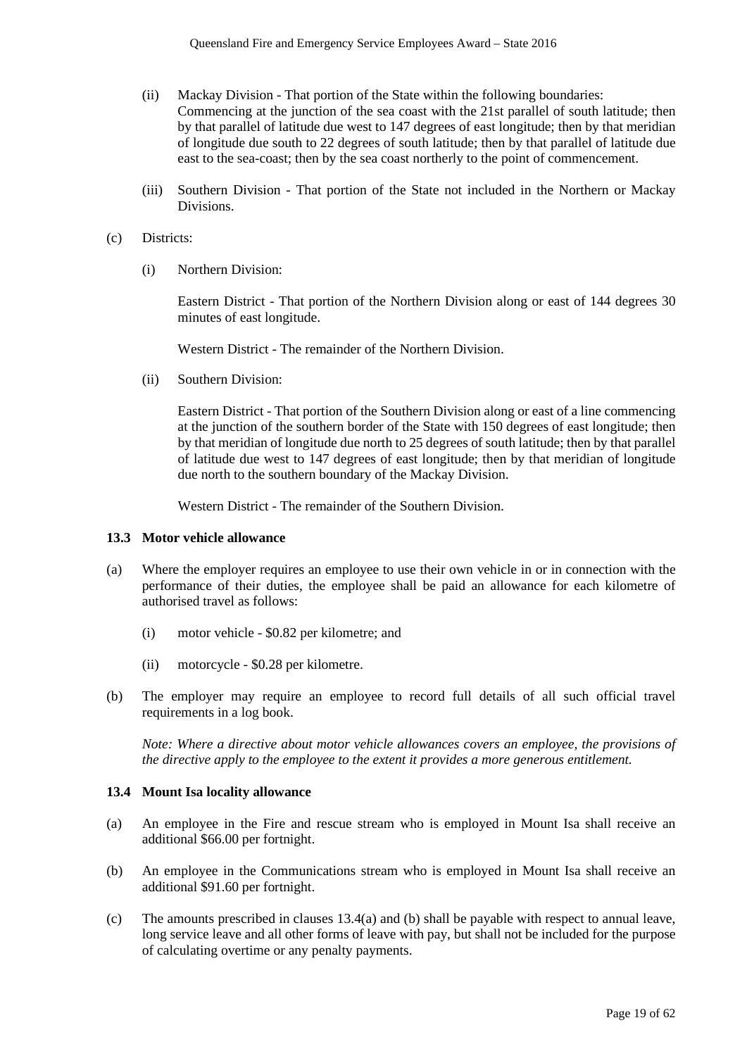(ii) Mackay Division - That portion of the State within the following boundaries: Commencing at the junction of the sea coast with the 21st parallel of south latitude; then by that parallel of latitude due west to 147 degrees of east longitude; then by that meridian of longitude due south to 22 degrees of south latitude; then by that parallel of latitude due east to the sea-coast; then by the sea coast northerly to the point of commencement.

(iii) Southern Division - That portion of the State not included in the Northern or Mackay Divisions.

(c) Districts:

(i) Northern Division:

Eastern District - That portion of the Northern Division along or east of 144 degrees 30 minutes of east longitude.

Western District - The remainder of the Northern Division.

(ii) Southern Division:

Eastern District - That portion of the Southern Division along or east of a line commencing at the junction of the southern border of the State with 150 degrees of east longitude; then by that meridian of longitude due north to 25 degrees of south latitude; then by that parallel of latitude due west to 147 degrees of east longitude; then by that meridian of longitude due north to the southern boundary of the Mackay Division.

Western District - The remainder of the Southern Division.

### 13.3 Motor vehicle allowance

(a) Where the employer requires an employee to use their own vehicle in or in connection with the performance of their duties, the employee shall be paid an allowance for each kilometre of authorised travel as follows:

(i) motor vehicle - $0.82 per kilometre; and

(ii) motorcycle - $0.28 per kilometre.

(b) The employer may require an employee to record full details of all such official travel requirements in a log book.

*Note: Where a directive about motor vehicle allowances covers an employee, the provisions of the directive apply to the employee to the extent it provides a more generous entitlement.*

### 13.4 Mount Isa locality allowance

(a) An employee in the Fire and rescue stream who is employed in Mount Isa shall receive an additional $66.00 per fortnight.

(b) An employee in the Communications stream who is employed in Mount Isa shall receive an additional $91.60 per fortnight.

(c) The amounts prescribed in clauses 13.4(a) and (b) shall be payable with respect to annual leave, long service leave and all other forms of leave with pay, but shall not be included for the purpose of calculating overtime or any penalty payments.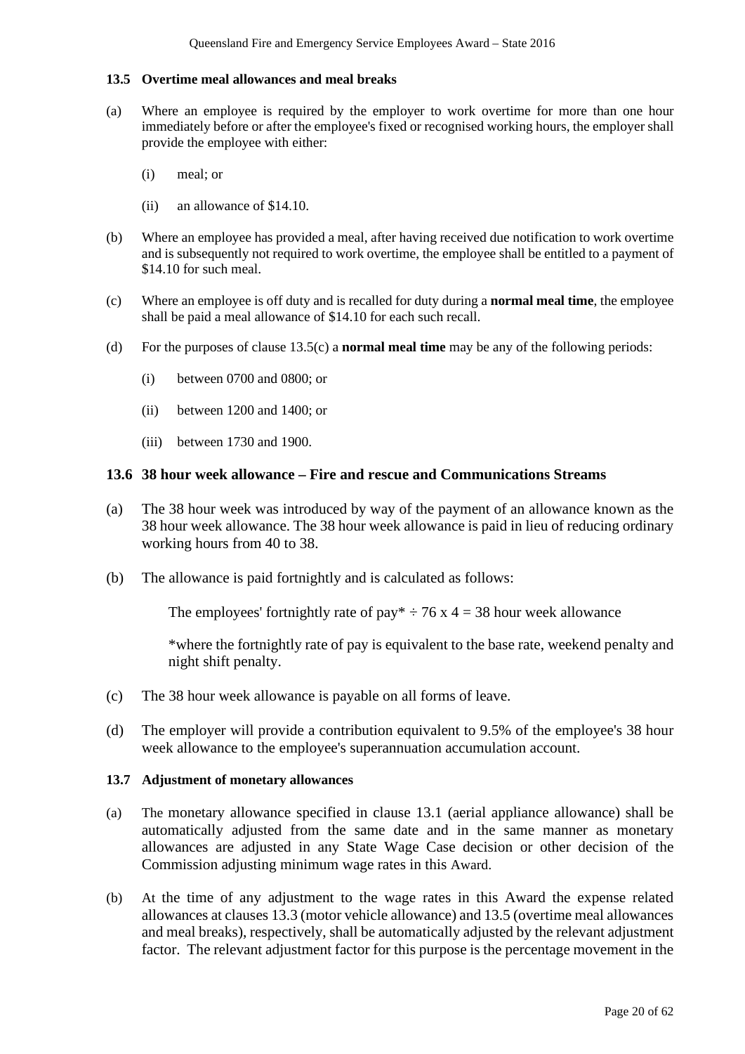### 13.5 Overtime meal allowances and meal breaks

(a) Where an employee is required by the employer to work overtime for more than one hour immediately before or after the employee's fixed or recognised working hours, the employer shall provide the employee with either:

(i) meal; or

(ii) an allowance of $14.10.

(b) Where an employee has provided a meal, after having received due notification to work overtime and is subsequently not required to work overtime, the employee shall be entitled to a payment of $14.10 for such meal.

(c) Where an employee is off duty and is recalled for duty during a **normal meal time**, the employee shall be paid a meal allowance of $14.10 for each such recall.

(d) For the purposes of clause 13.5(c) a **normal meal time** may be any of the following periods:

(i) between 0700 and 0800; or

(ii) between 1200 and 1400; or

(iii) between 1730 and 1900.

### 13.6 38 hour week allowance – Fire and rescue and Communications Streams

(a) The 38 hour week was introduced by way of the payment of an allowance known as the 38 hour week allowance. The 38 hour week allowance is paid in lieu of reducing ordinary working hours from 40 to 38.

(b) The allowance is paid fortnightly and is calculated as follows:

The employees' fortnightly rate of pay* ÷ 76 x 4 = 38 hour week allowance

*where the fortnightly rate of pay is equivalent to the base rate, weekend penalty and night shift penalty.

(c) The 38 hour week allowance is payable on all forms of leave.

(d) The employer will provide a contribution equivalent to 9.5% of the employee's 38 hour week allowance to the employee's superannuation accumulation account.

### 13.7 Adjustment of monetary allowances

(a) The monetary allowance specified in clause 13.1 (aerial appliance allowance) shall be automatically adjusted from the same date and in the same manner as monetary allowances are adjusted in any State Wage Case decision or other decision of the Commission adjusting minimum wage rates in this Award.

(b) At the time of any adjustment to the wage rates in this Award the expense related allowances at clauses 13.3 (motor vehicle allowance) and 13.5 (overtime meal allowances and meal breaks), respectively, shall be automatically adjusted by the relevant adjustment factor. The relevant adjustment factor for this purpose is the percentage movement in the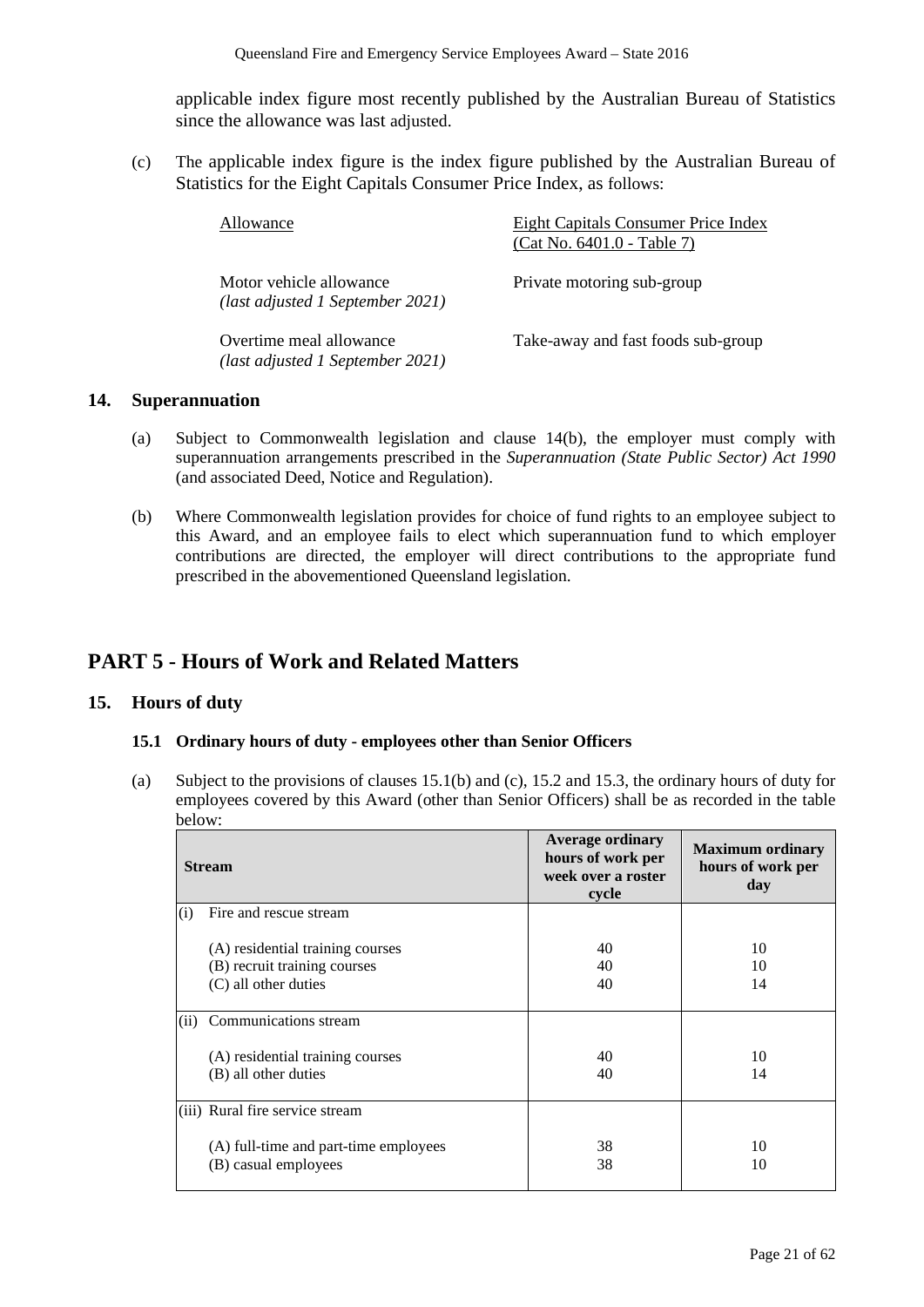applicable index figure most recently published by the Australian Bureau of Statistics since the allowance was last adjusted.

(c) The applicable index figure is the index figure published by the Australian Bureau of Statistics for the Eight Capitals Consumer Price Index, as follows:

| Allowance | Eight Capitals Consumer Price Index (Cat No. 6401.0 - Table 7) |
|---|---|
| Motor vehicle allowance *(last adjusted 1 September 2021)* | Private motoring sub-group |
| Overtime meal allowance *(last adjusted 1 September 2021)* | Take-away and fast foods sub-group |

## 14. Superannuation

(a) Subject to Commonwealth legislation and clause 14(b), the employer must comply with superannuation arrangements prescribed in the *Superannuation (State Public Sector) Act 1990* (and associated Deed, Notice and Regulation).

(b) Where Commonwealth legislation provides for choice of fund rights to an employee subject to this Award, and an employee fails to elect which superannuation fund to which employer contributions are directed, the employer will direct contributions to the appropriate fund prescribed in the abovementioned Queensland legislation.

# PART 5 - Hours of Work and Related Matters

## 15. Hours of duty

### 15.1 Ordinary hours of duty - employees other than Senior Officers

(a) Subject to the provisions of clauses 15.1(b) and (c), 15.2 and 15.3, the ordinary hours of duty for employees covered by this Award (other than Senior Officers) shall be as recorded in the table below:

| Stream | Average ordinary hours of work per week over a roster cycle | Maximum ordinary hours of work per day |
|---|---|---|
| (i) Fire and rescue stream | | |
| (A) residential training courses | 40 | 10 |
| (B) recruit training courses | 40 | 10 |
| (C) all other duties | 40 | 14 |
| (ii) Communications stream | | |
| (A) residential training courses | 40 | 10 |
| (B) all other duties | 40 | 14 |
| (iii) Rural fire service stream | | |
| (A) full-time and part-time employees | 38 | 10 |
| (B) casual employees | 38 | 10 |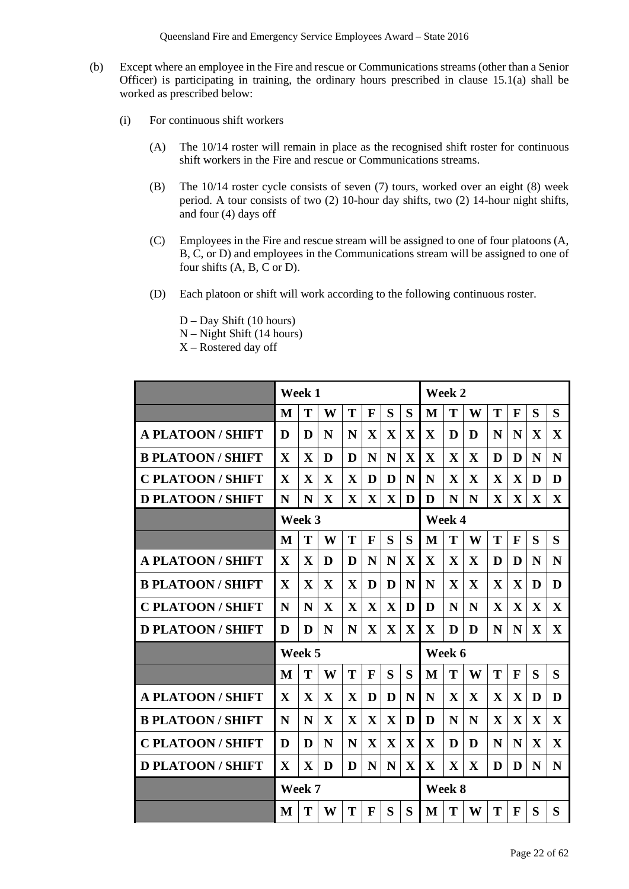(b) Except where an employee in the Fire and rescue or Communications streams (other than a Senior Officer) is participating in training, the ordinary hours prescribed in clause 15.1(a) shall be worked as prescribed below:

(i) For continuous shift workers

(A) The 10/14 roster will remain in place as the recognised shift roster for continuous shift workers in the Fire and rescue or Communications streams.

(B) The 10/14 roster cycle consists of seven (7) tours, worked over an eight (8) week period. A tour consists of two (2) 10-hour day shifts, two (2) 14-hour night shifts, and four (4) days off

(C) Employees in the Fire and rescue stream will be assigned to one of four platoons (A, B, C, or D) and employees in the Communications stream will be assigned to one of four shifts (A, B, C or D).

(D) Each platoon or shift will work according to the following continuous roster.

D – Day Shift (10 hours)
N – Night Shift (14 hours)
X – Rostered day off

| | **Week 1** | | | | | | | **Week 2** | | | | | | |
|---|---|---|---|---|---|---|---|---|---|---|---|---|---|---|
| | **M** | **T** | **W** | **T** | **F** | **S** | **S** | **M** | **T** | **W** | **T** | **F** | **S** | **S** |
| **A PLATOON / SHIFT** | **D** | **D** | **N** | **N** | **X** | **X** | **X** | **X** | **D** | **D** | **N** | **N** | **X** | **X** |
| **B PLATOON / SHIFT** | **X** | **X** | **D** | **D** | **N** | **N** | **X** | **X** | **X** | **X** | **D** | **D** | **N** | **N** |
| **C PLATOON / SHIFT** | **X** | **X** | **X** | **X** | **D** | **D** | **N** | **N** | **X** | **X** | **X** | **X** | **D** | **D** |
| **D PLATOON / SHIFT** | **N** | **N** | **X** | **X** | **X** | **X** | **D** | **D** | **N** | **N** | **X** | **X** | **X** | **X** |
| | **Week 3** | | | | | | | **Week 4** | | | | | | |
| | **M** | **T** | **W** | **T** | **F** | **S** | **S** | **M** | **T** | **W** | **T** | **F** | **S** | **S** |
| **A PLATOON / SHIFT** | **X** | **X** | **D** | **D** | **N** | **N** | **X** | **X** | **X** | **X** | **D** | **D** | **N** | **N** |
| **B PLATOON / SHIFT** | **X** | **X** | **X** | **X** | **D** | **D** | **N** | **N** | **X** | **X** | **X** | **X** | **D** | **D** |
| **C PLATOON / SHIFT** | **N** | **N** | **X** | **X** | **X** | **X** | **D** | **D** | **N** | **N** | **X** | **X** | **X** | **X** |
| **D PLATOON / SHIFT** | **D** | **D** | **N** | **N** | **X** | **X** | **X** | **X** | **D** | **D** | **N** | **N** | **X** | **X** |
| | **Week 5** | | | | | | | **Week 6** | | | | | | |
| | **M** | **T** | **W** | **T** | **F** | **S** | **S** | **M** | **T** | **W** | **T** | **F** | **S** | **S** |
| **A PLATOON / SHIFT** | **X** | **X** | **X** | **X** | **D** | **D** | **N** | **N** | **X** | **X** | **X** | **X** | **D** | **D** |
| **B PLATOON / SHIFT** | **N** | **N** | **X** | **X** | **X** | **X** | **D** | **D** | **N** | **N** | **X** | **X** | **X** | **X** |
| **C PLATOON / SHIFT** | **D** | **D** | **N** | **N** | **X** | **X** | **X** | **X** | **D** | **D** | **N** | **N** | **X** | **X** |
| **D PLATOON / SHIFT** | **X** | **X** | **D** | **D** | **N** | **N** | **X** | **X** | **X** | **X** | **D** | **D** | **N** | **N** |
| | **Week 7** | | | | | | | **Week 8** | | | | | | |
| | **M** | **T** | **W** | **T** | **F** | **S** | **S** | **M** | **T** | **W** | **T** | **F** | **S** | **S** |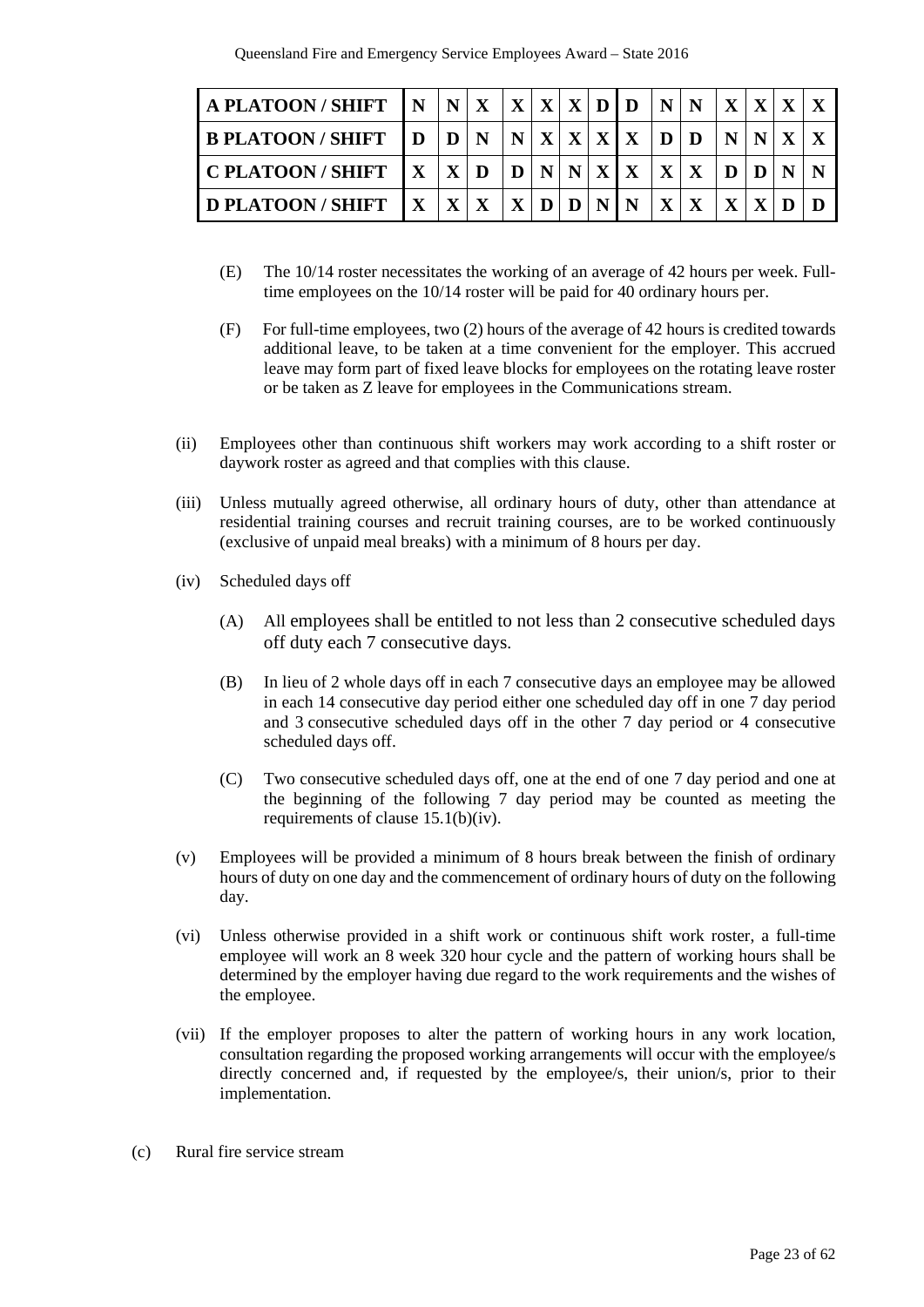| A PLATOON / SHIFT | N | N | X | X | X | X | D | D | N | N | X | X | X | X |
|---|---|---|---|---|---|---|---|---|---|---|---|---|---|---|
| B PLATOON / SHIFT | D | D | N | N | X | X | X | X | D | D | N | N | X | X |
| C PLATOON / SHIFT | X | X | D | D | N | N | X | X | X | X | D | D | N | N |
| D PLATOON / SHIFT | X | X | X | X | D | D | N | N | X | X | X | X | D | D |

(E) The 10/14 roster necessitates the working of an average of 42 hours per week. Full-time employees on the 10/14 roster will be paid for 40 ordinary hours per.

(F) For full-time employees, two (2) hours of the average of 42 hours is credited towards additional leave, to be taken at a time convenient for the employer. This accrued leave may form part of fixed leave blocks for employees on the rotating leave roster or be taken as Z leave for employees in the Communications stream.

(ii) Employees other than continuous shift workers may work according to a shift roster or daywork roster as agreed and that complies with this clause.

(iii) Unless mutually agreed otherwise, all ordinary hours of duty, other than attendance at residential training courses and recruit training courses, are to be worked continuously (exclusive of unpaid meal breaks) with a minimum of 8 hours per day.

(iv) Scheduled days off

(A) All employees shall be entitled to not less than 2 consecutive scheduled days off duty each 7 consecutive days.

(B) In lieu of 2 whole days off in each 7 consecutive days an employee may be allowed in each 14 consecutive day period either one scheduled day off in one 7 day period and 3 consecutive scheduled days off in the other 7 day period or 4 consecutive scheduled days off.

(C) Two consecutive scheduled days off, one at the end of one 7 day period and one at the beginning of the following 7 day period may be counted as meeting the requirements of clause 15.1(b)(iv).

(v) Employees will be provided a minimum of 8 hours break between the finish of ordinary hours of duty on one day and the commencement of ordinary hours of duty on the following day.

(vi) Unless otherwise provided in a shift work or continuous shift work roster, a full-time employee will work an 8 week 320 hour cycle and the pattern of working hours shall be determined by the employer having due regard to the work requirements and the wishes of the employee.

(vii) If the employer proposes to alter the pattern of working hours in any work location, consultation regarding the proposed working arrangements will occur with the employee/s directly concerned and, if requested by the employee/s, their union/s, prior to their implementation.

(c) Rural fire service stream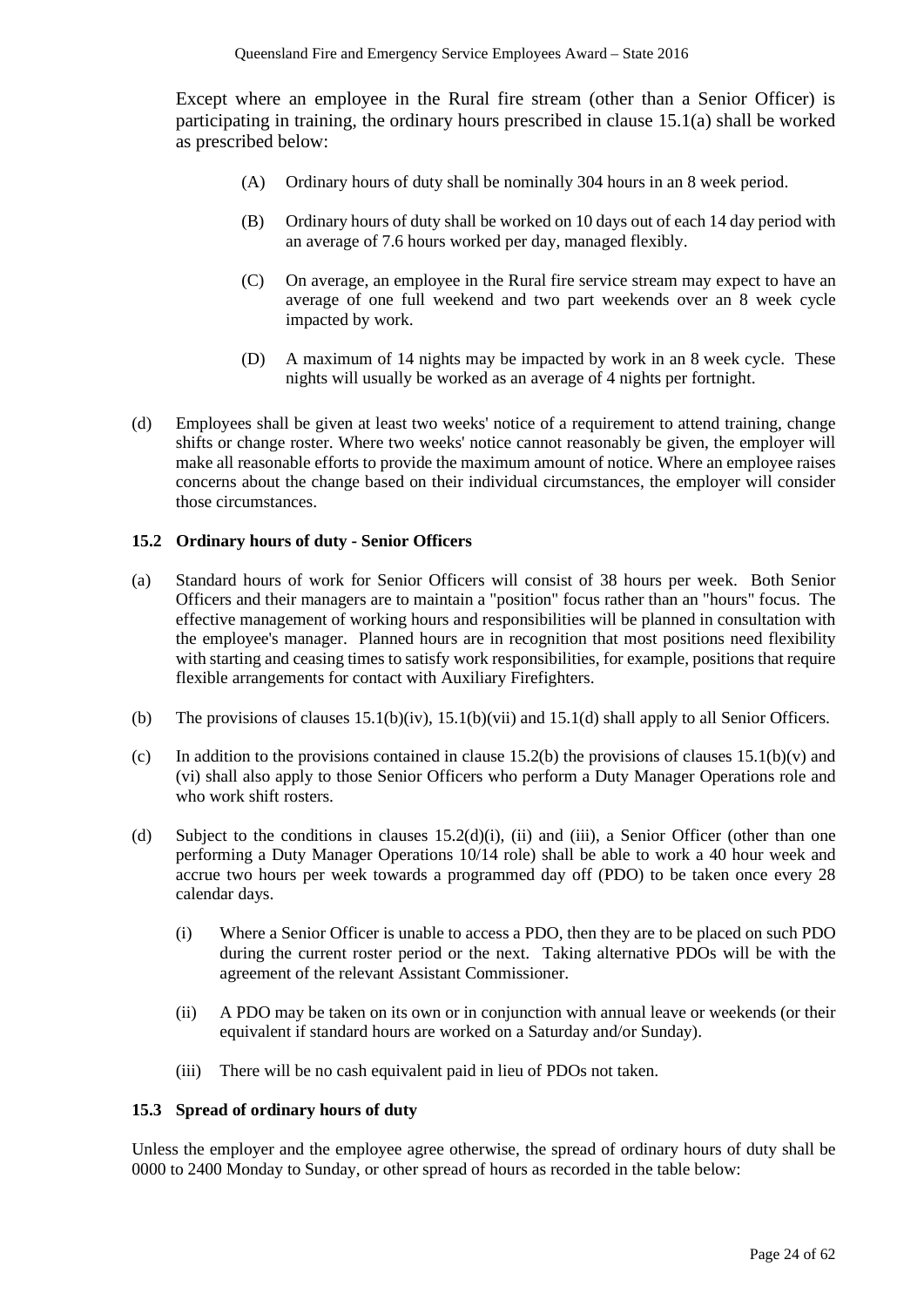Except where an employee in the Rural fire stream (other than a Senior Officer) is participating in training, the ordinary hours prescribed in clause 15.1(a) shall be worked as prescribed below:

(A) Ordinary hours of duty shall be nominally 304 hours in an 8 week period.

(B) Ordinary hours of duty shall be worked on 10 days out of each 14 day period with an average of 7.6 hours worked per day, managed flexibly.

(C) On average, an employee in the Rural fire service stream may expect to have an average of one full weekend and two part weekends over an 8 week cycle impacted by work.

(D) A maximum of 14 nights may be impacted by work in an 8 week cycle. These nights will usually be worked as an average of 4 nights per fortnight.

(d) Employees shall be given at least two weeks' notice of a requirement to attend training, change shifts or change roster. Where two weeks' notice cannot reasonably be given, the employer will make all reasonable efforts to provide the maximum amount of notice. Where an employee raises concerns about the change based on their individual circumstances, the employer will consider those circumstances.

**15.2 Ordinary hours of duty - Senior Officers**

(a) Standard hours of work for Senior Officers will consist of 38 hours per week. Both Senior Officers and their managers are to maintain a "position" focus rather than an "hours" focus. The effective management of working hours and responsibilities will be planned in consultation with the employee's manager. Planned hours are in recognition that most positions need flexibility with starting and ceasing times to satisfy work responsibilities, for example, positions that require flexible arrangements for contact with Auxiliary Firefighters.

(b) The provisions of clauses 15.1(b)(iv), 15.1(b)(vii) and 15.1(d) shall apply to all Senior Officers.

(c) In addition to the provisions contained in clause 15.2(b) the provisions of clauses 15.1(b)(v) and (vi) shall also apply to those Senior Officers who perform a Duty Manager Operations role and who work shift rosters.

(d) Subject to the conditions in clauses 15.2(d)(i), (ii) and (iii), a Senior Officer (other than one performing a Duty Manager Operations 10/14 role) shall be able to work a 40 hour week and accrue two hours per week towards a programmed day off (PDO) to be taken once every 28 calendar days.

(i) Where a Senior Officer is unable to access a PDO, then they are to be placed on such PDO during the current roster period or the next. Taking alternative PDOs will be with the agreement of the relevant Assistant Commissioner.

(ii) A PDO may be taken on its own or in conjunction with annual leave or weekends (or their equivalent if standard hours are worked on a Saturday and/or Sunday).

(iii) There will be no cash equivalent paid in lieu of PDOs not taken.

**15.3 Spread of ordinary hours of duty**

Unless the employer and the employee agree otherwise, the spread of ordinary hours of duty shall be 0000 to 2400 Monday to Sunday, or other spread of hours as recorded in the table below: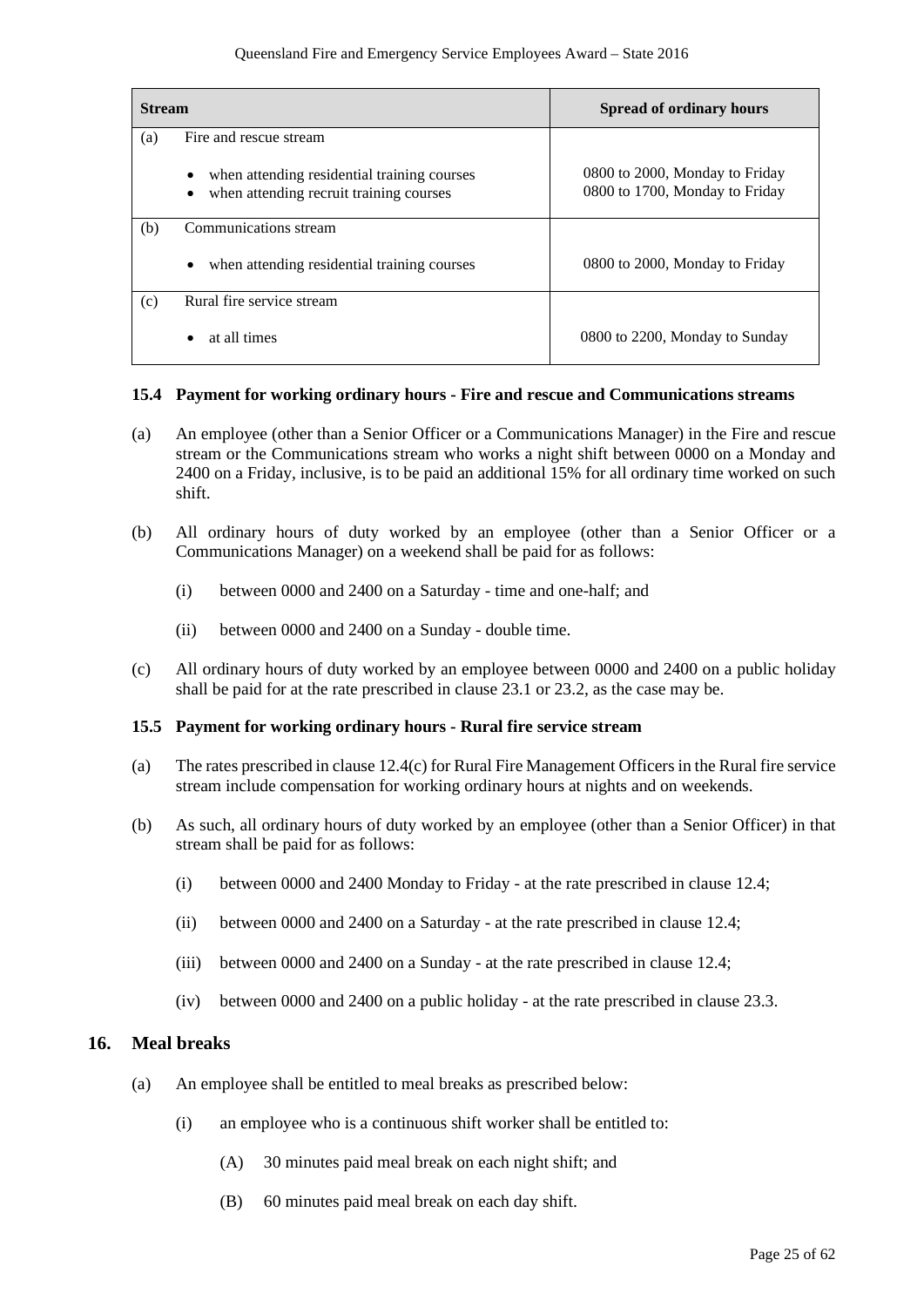| Stream | Spread of ordinary hours |
|---|---|
| (a) Fire and rescue stream | |
| • when attending residential training courses<br>• when attending recruit training courses | 0800 to 2000, Monday to Friday<br>0800 to 1700, Monday to Friday |
| (b) Communications stream | |
| • when attending residential training courses | 0800 to 2000, Monday to Friday |
| (c) Rural fire service stream | |
| • at all times | 0800 to 2200, Monday to Sunday |

### 15.4 Payment for working ordinary hours - Fire and rescue and Communications streams

(a) An employee (other than a Senior Officer or a Communications Manager) in the Fire and rescue stream or the Communications stream who works a night shift between 0000 on a Monday and 2400 on a Friday, inclusive, is to be paid an additional 15% for all ordinary time worked on such shift.

(b) All ordinary hours of duty worked by an employee (other than a Senior Officer or a Communications Manager) on a weekend shall be paid for as follows:

(i) between 0000 and 2400 on a Saturday - time and one-half; and

(ii) between 0000 and 2400 on a Sunday - double time.

(c) All ordinary hours of duty worked by an employee between 0000 and 2400 on a public holiday shall be paid for at the rate prescribed in clause 23.1 or 23.2, as the case may be.

### 15.5 Payment for working ordinary hours - Rural fire service stream

(a) The rates prescribed in clause 12.4(c) for Rural Fire Management Officers in the Rural fire service stream include compensation for working ordinary hours at nights and on weekends.

(b) As such, all ordinary hours of duty worked by an employee (other than a Senior Officer) in that stream shall be paid for as follows:

(i) between 0000 and 2400 Monday to Friday - at the rate prescribed in clause 12.4;

(ii) between 0000 and 2400 on a Saturday - at the rate prescribed in clause 12.4;

(iii) between 0000 and 2400 on a Sunday - at the rate prescribed in clause 12.4;

(iv) between 0000 and 2400 on a public holiday - at the rate prescribed in clause 23.3.

## 16. Meal breaks

(a) An employee shall be entitled to meal breaks as prescribed below:

(i) an employee who is a continuous shift worker shall be entitled to:

(A) 30 minutes paid meal break on each night shift; and

(B) 60 minutes paid meal break on each day shift.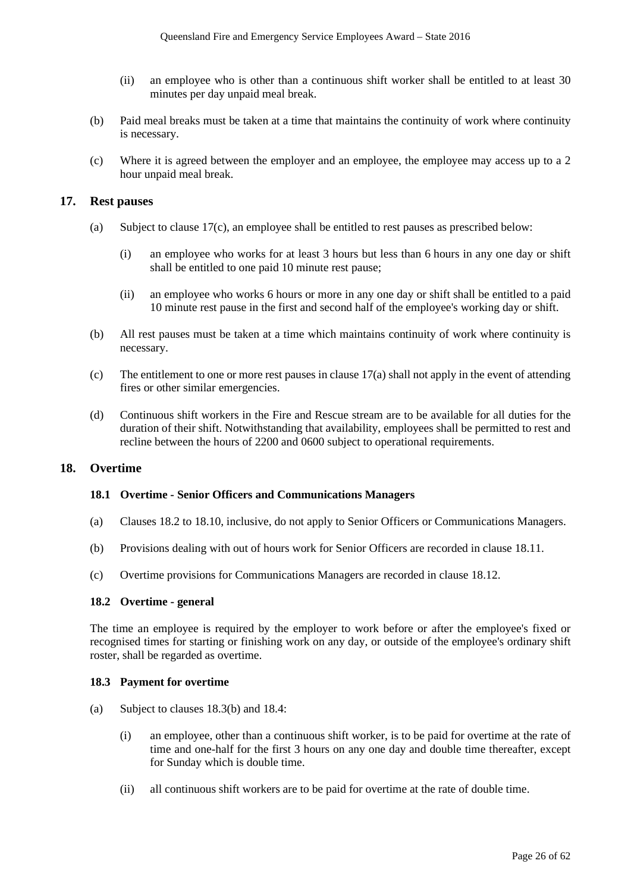(ii) an employee who is other than a continuous shift worker shall be entitled to at least 30 minutes per day unpaid meal break.

(b) Paid meal breaks must be taken at a time that maintains the continuity of work where continuity is necessary.

(c) Where it is agreed between the employer and an employee, the employee may access up to a 2 hour unpaid meal break.

## 17. Rest pauses

(a) Subject to clause 17(c), an employee shall be entitled to rest pauses as prescribed below:

(i) an employee who works for at least 3 hours but less than 6 hours in any one day or shift shall be entitled to one paid 10 minute rest pause;

(ii) an employee who works 6 hours or more in any one day or shift shall be entitled to a paid 10 minute rest pause in the first and second half of the employee's working day or shift.

(b) All rest pauses must be taken at a time which maintains continuity of work where continuity is necessary.

(c) The entitlement to one or more rest pauses in clause 17(a) shall not apply in the event of attending fires or other similar emergencies.

(d) Continuous shift workers in the Fire and Rescue stream are to be available for all duties for the duration of their shift. Notwithstanding that availability, employees shall be permitted to rest and recline between the hours of 2200 and 0600 subject to operational requirements.

## 18. Overtime

### 18.1 Overtime - Senior Officers and Communications Managers

(a) Clauses 18.2 to 18.10, inclusive, do not apply to Senior Officers or Communications Managers.

(b) Provisions dealing with out of hours work for Senior Officers are recorded in clause 18.11.

(c) Overtime provisions for Communications Managers are recorded in clause 18.12.

### 18.2 Overtime - general

The time an employee is required by the employer to work before or after the employee's fixed or recognised times for starting or finishing work on any day, or outside of the employee's ordinary shift roster, shall be regarded as overtime.

### 18.3 Payment for overtime

(a) Subject to clauses 18.3(b) and 18.4:

(i) an employee, other than a continuous shift worker, is to be paid for overtime at the rate of time and one-half for the first 3 hours on any one day and double time thereafter, except for Sunday which is double time.

(ii) all continuous shift workers are to be paid for overtime at the rate of double time.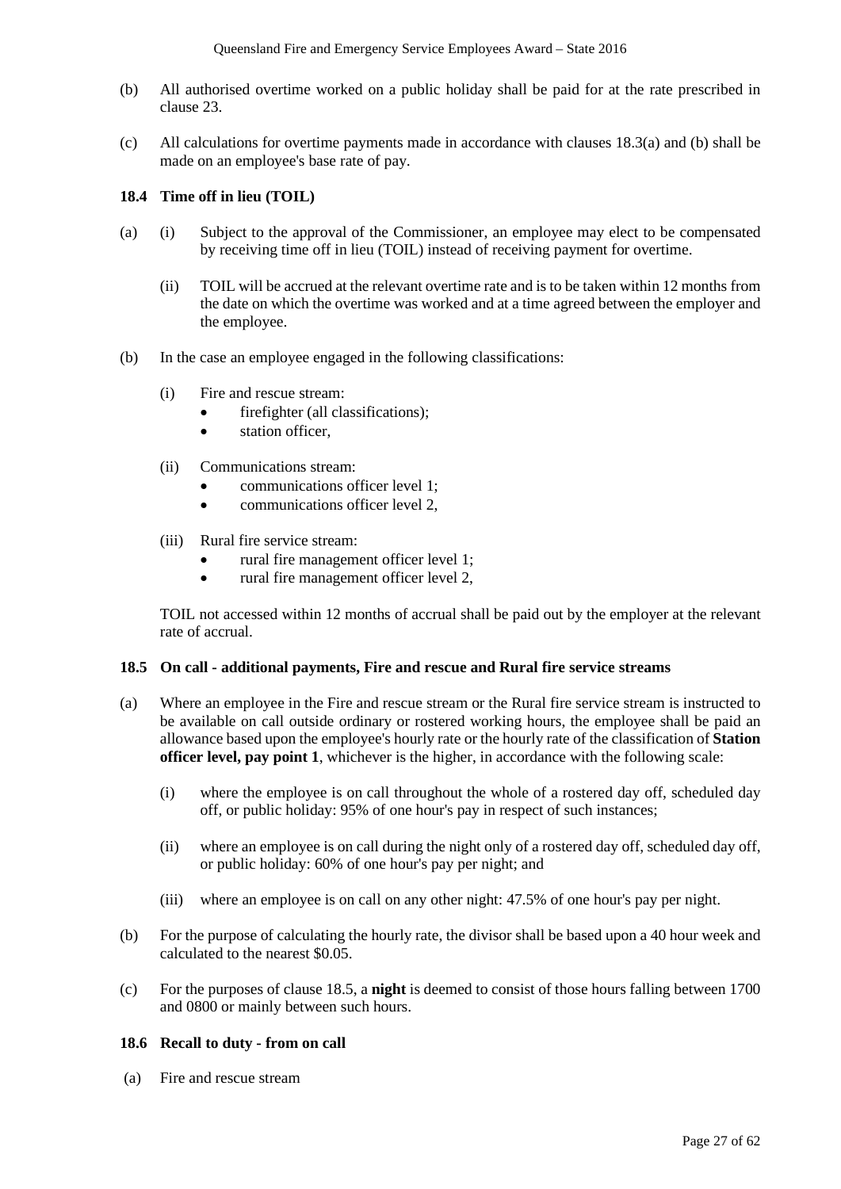(b) All authorised overtime worked on a public holiday shall be paid for at the rate prescribed in clause 23.

(c) All calculations for overtime payments made in accordance with clauses 18.3(a) and (b) shall be made on an employee's base rate of pay.

### 18.4 Time off in lieu (TOIL)

(a) (i) Subject to the approval of the Commissioner, an employee may elect to be compensated by receiving time off in lieu (TOIL) instead of receiving payment for overtime.

(ii) TOIL will be accrued at the relevant overtime rate and is to be taken within 12 months from the date on which the overtime was worked and at a time agreed between the employer and the employee.

(b) In the case an employee engaged in the following classifications:

(i) Fire and rescue stream:
- firefighter (all classifications);
- station officer,

(ii) Communications stream:
- communications officer level 1;
- communications officer level 2,

(iii) Rural fire service stream:
- rural fire management officer level 1;
- rural fire management officer level 2,

TOIL not accessed within 12 months of accrual shall be paid out by the employer at the relevant rate of accrual.

### 18.5 On call - additional payments, Fire and rescue and Rural fire service streams

(a) Where an employee in the Fire and rescue stream or the Rural fire service stream is instructed to be available on call outside ordinary or rostered working hours, the employee shall be paid an allowance based upon the employee's hourly rate or the hourly rate of the classification of **Station officer level, pay point 1**, whichever is the higher, in accordance with the following scale:

(i) where the employee is on call throughout the whole of a rostered day off, scheduled day off, or public holiday: 95% of one hour's pay in respect of such instances;

(ii) where an employee is on call during the night only of a rostered day off, scheduled day off, or public holiday: 60% of one hour's pay per night; and

(iii) where an employee is on call on any other night: 47.5% of one hour's pay per night.

(b) For the purpose of calculating the hourly rate, the divisor shall be based upon a 40 hour week and calculated to the nearest $0.05.

(c) For the purposes of clause 18.5, a **night** is deemed to consist of those hours falling between 1700 and 0800 or mainly between such hours.

### 18.6 Recall to duty - from on call

(a) Fire and rescue stream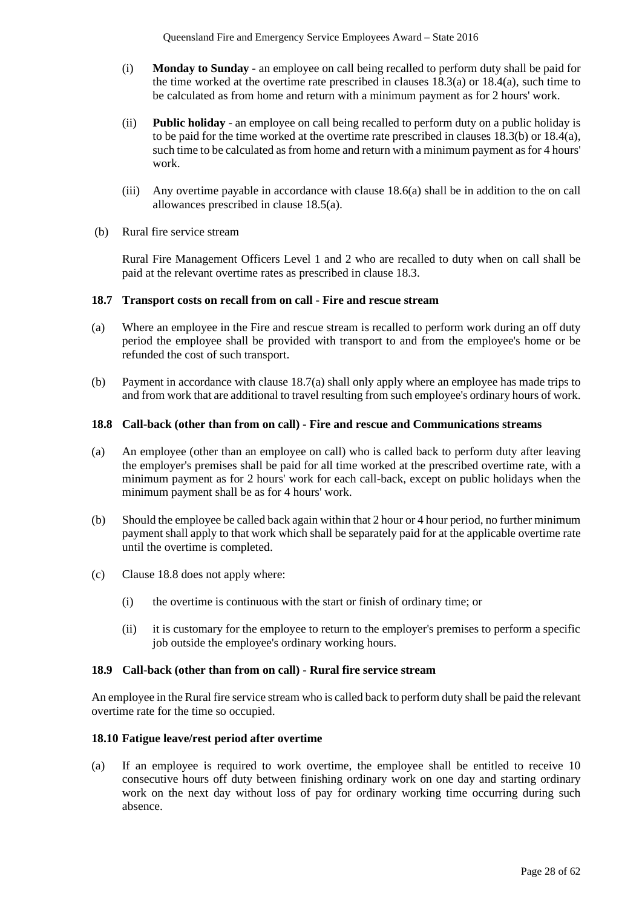(i) **Monday to Sunday** - an employee on call being recalled to perform duty shall be paid for the time worked at the overtime rate prescribed in clauses 18.3(a) or 18.4(a), such time to be calculated as from home and return with a minimum payment as for 2 hours' work.

(ii) **Public holiday** - an employee on call being recalled to perform duty on a public holiday is to be paid for the time worked at the overtime rate prescribed in clauses 18.3(b) or 18.4(a), such time to be calculated as from home and return with a minimum payment as for 4 hours' work.

(iii) Any overtime payable in accordance with clause 18.6(a) shall be in addition to the on call allowances prescribed in clause 18.5(a).

(b) Rural fire service stream

Rural Fire Management Officers Level 1 and 2 who are recalled to duty when on call shall be paid at the relevant overtime rates as prescribed in clause 18.3.

### 18.7 Transport costs on recall from on call - Fire and rescue stream

(a) Where an employee in the Fire and rescue stream is recalled to perform work during an off duty period the employee shall be provided with transport to and from the employee's home or be refunded the cost of such transport.

(b) Payment in accordance with clause 18.7(a) shall only apply where an employee has made trips to and from work that are additional to travel resulting from such employee's ordinary hours of work.

### 18.8 Call-back (other than from on call) - Fire and rescue and Communications streams

(a) An employee (other than an employee on call) who is called back to perform duty after leaving the employer's premises shall be paid for all time worked at the prescribed overtime rate, with a minimum payment as for 2 hours' work for each call-back, except on public holidays when the minimum payment shall be as for 4 hours' work.

(b) Should the employee be called back again within that 2 hour or 4 hour period, no further minimum payment shall apply to that work which shall be separately paid for at the applicable overtime rate until the overtime is completed.

(c) Clause 18.8 does not apply where:

(i) the overtime is continuous with the start or finish of ordinary time; or

(ii) it is customary for the employee to return to the employer's premises to perform a specific job outside the employee's ordinary working hours.

### 18.9 Call-back (other than from on call) - Rural fire service stream

An employee in the Rural fire service stream who is called back to perform duty shall be paid the relevant overtime rate for the time so occupied.

### 18.10 Fatigue leave/rest period after overtime

(a) If an employee is required to work overtime, the employee shall be entitled to receive 10 consecutive hours off duty between finishing ordinary work on one day and starting ordinary work on the next day without loss of pay for ordinary working time occurring during such absence.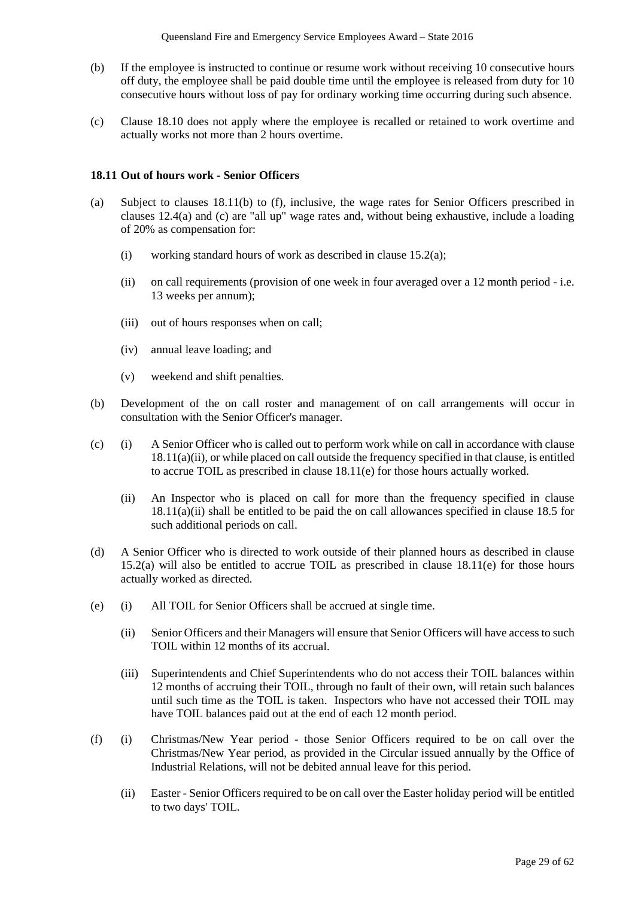(b) If the employee is instructed to continue or resume work without receiving 10 consecutive hours off duty, the employee shall be paid double time until the employee is released from duty for 10 consecutive hours without loss of pay for ordinary working time occurring during such absence.

(c) Clause 18.10 does not apply where the employee is recalled or retained to work overtime and actually works not more than 2 hours overtime.

### 18.11 Out of hours work - Senior Officers

(a) Subject to clauses 18.11(b) to (f), inclusive, the wage rates for Senior Officers prescribed in clauses 12.4(a) and (c) are "all up" wage rates and, without being exhaustive, include a loading of 20% as compensation for:

  (i) working standard hours of work as described in clause 15.2(a);

  (ii) on call requirements (provision of one week in four averaged over a 12 month period - i.e. 13 weeks per annum);

  (iii) out of hours responses when on call;

  (iv) annual leave loading; and

  (v) weekend and shift penalties.

(b) Development of the on call roster and management of on call arrangements will occur in consultation with the Senior Officer's manager.

(c) (i) A Senior Officer who is called out to perform work while on call in accordance with clause 18.11(a)(ii), or while placed on call outside the frequency specified in that clause, is entitled to accrue TOIL as prescribed in clause 18.11(e) for those hours actually worked.

  (ii) An Inspector who is placed on call for more than the frequency specified in clause 18.11(a)(ii) shall be entitled to be paid the on call allowances specified in clause 18.5 for such additional periods on call.

(d) A Senior Officer who is directed to work outside of their planned hours as described in clause 15.2(a) will also be entitled to accrue TOIL as prescribed in clause 18.11(e) for those hours actually worked as directed.

(e) (i) All TOIL for Senior Officers shall be accrued at single time.

  (ii) Senior Officers and their Managers will ensure that Senior Officers will have access to such TOIL within 12 months of its accrual.

  (iii) Superintendents and Chief Superintendents who do not access their TOIL balances within 12 months of accruing their TOIL, through no fault of their own, will retain such balances until such time as the TOIL is taken. Inspectors who have not accessed their TOIL may have TOIL balances paid out at the end of each 12 month period.

(f) (i) Christmas/New Year period - those Senior Officers required to be on call over the Christmas/New Year period, as provided in the Circular issued annually by the Office of Industrial Relations, will not be debited annual leave for this period.

  (ii) Easter - Senior Officers required to be on call over the Easter holiday period will be entitled to two days' TOIL.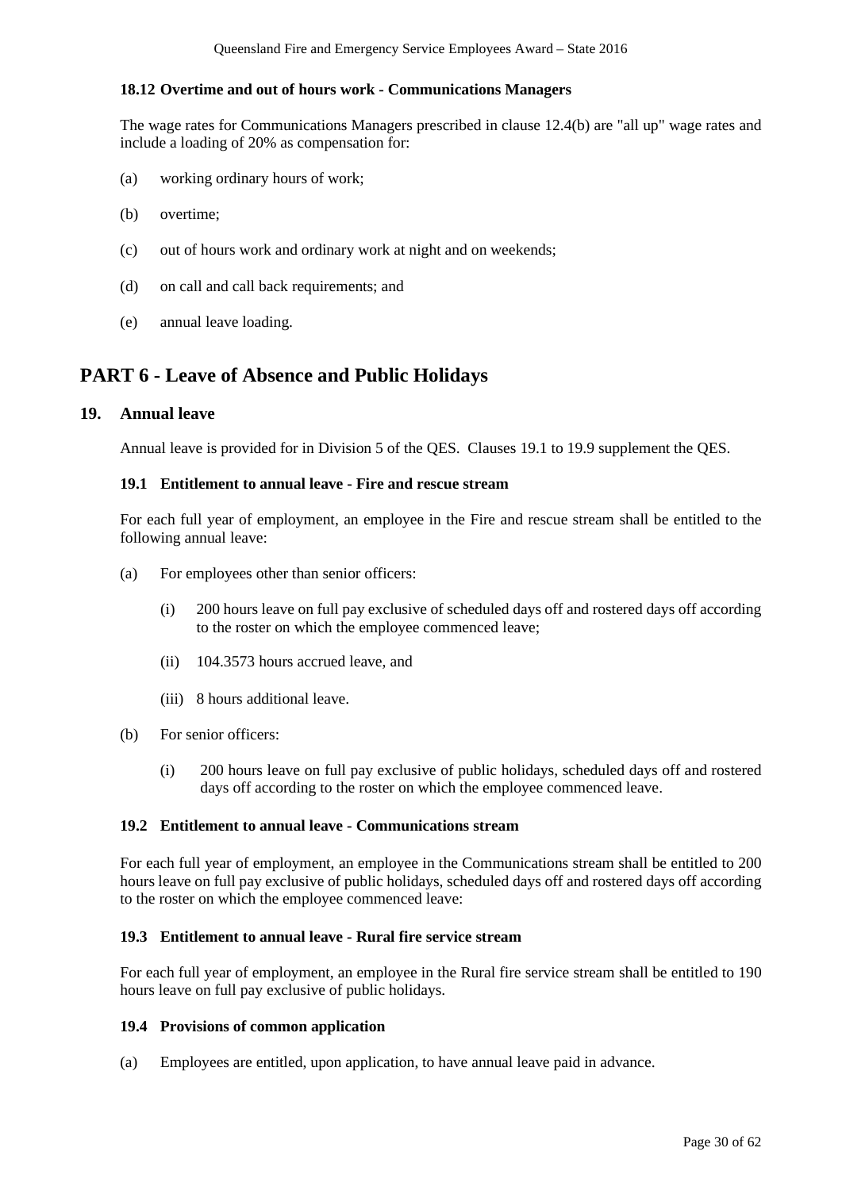### 18.12 Overtime and out of hours work - Communications Managers

The wage rates for Communications Managers prescribed in clause 12.4(b) are "all up" wage rates and include a loading of 20% as compensation for:

(a) working ordinary hours of work;

(b) overtime;

(c) out of hours work and ordinary work at night and on weekends;

(d) on call and call back requirements; and

(e) annual leave loading.

# PART 6 - Leave of Absence and Public Holidays

## 19. Annual leave

Annual leave is provided for in Division 5 of the QES. Clauses 19.1 to 19.9 supplement the QES.

### 19.1 Entitlement to annual leave - Fire and rescue stream

For each full year of employment, an employee in the Fire and rescue stream shall be entitled to the following annual leave:

(a) For employees other than senior officers:

  (i) 200 hours leave on full pay exclusive of scheduled days off and rostered days off according to the roster on which the employee commenced leave;

  (ii) 104.3573 hours accrued leave, and

  (iii) 8 hours additional leave.

(b) For senior officers:

  (i) 200 hours leave on full pay exclusive of public holidays, scheduled days off and rostered days off according to the roster on which the employee commenced leave.

### 19.2 Entitlement to annual leave - Communications stream

For each full year of employment, an employee in the Communications stream shall be entitled to 200 hours leave on full pay exclusive of public holidays, scheduled days off and rostered days off according to the roster on which the employee commenced leave:

### 19.3 Entitlement to annual leave - Rural fire service stream

For each full year of employment, an employee in the Rural fire service stream shall be entitled to 190 hours leave on full pay exclusive of public holidays.

### 19.4 Provisions of common application

(a) Employees are entitled, upon application, to have annual leave paid in advance.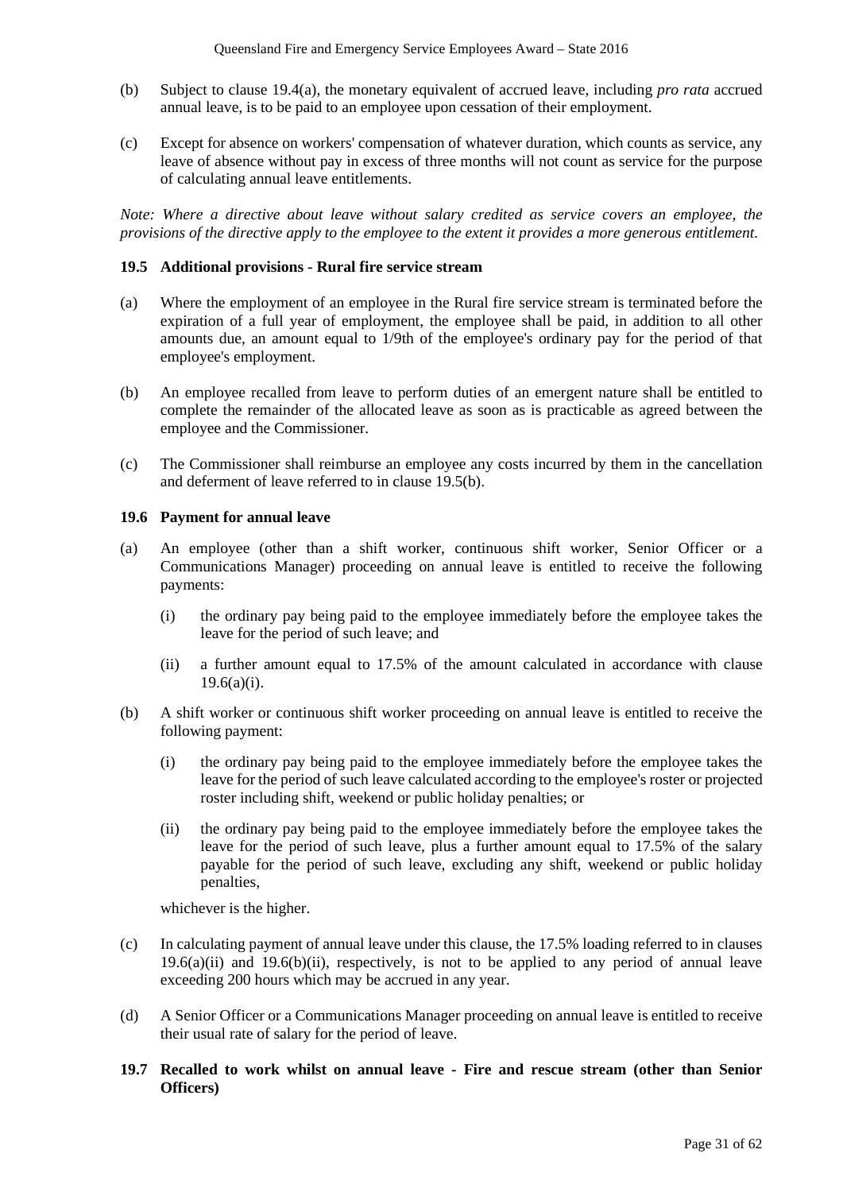(b) Subject to clause 19.4(a), the monetary equivalent of accrued leave, including *pro rata* accrued annual leave, is to be paid to an employee upon cessation of their employment.

(c) Except for absence on workers' compensation of whatever duration, which counts as service, any leave of absence without pay in excess of three months will not count as service for the purpose of calculating annual leave entitlements.

*Note: Where a directive about leave without salary credited as service covers an employee, the provisions of the directive apply to the employee to the extent it provides a more generous entitlement.*

### 19.5 Additional provisions - Rural fire service stream

(a) Where the employment of an employee in the Rural fire service stream is terminated before the expiration of a full year of employment, the employee shall be paid, in addition to all other amounts due, an amount equal to 1/9th of the employee's ordinary pay for the period of that employee's employment.

(b) An employee recalled from leave to perform duties of an emergent nature shall be entitled to complete the remainder of the allocated leave as soon as is practicable as agreed between the employee and the Commissioner.

(c) The Commissioner shall reimburse an employee any costs incurred by them in the cancellation and deferment of leave referred to in clause 19.5(b).

### 19.6 Payment for annual leave

(a) An employee (other than a shift worker, continuous shift worker, Senior Officer or a Communications Manager) proceeding on annual leave is entitled to receive the following payments:

  (i) the ordinary pay being paid to the employee immediately before the employee takes the leave for the period of such leave; and

  (ii) a further amount equal to 17.5% of the amount calculated in accordance with clause 19.6(a)(i).

(b) A shift worker or continuous shift worker proceeding on annual leave is entitled to receive the following payment:

  (i) the ordinary pay being paid to the employee immediately before the employee takes the leave for the period of such leave calculated according to the employee's roster or projected roster including shift, weekend or public holiday penalties; or

  (ii) the ordinary pay being paid to the employee immediately before the employee takes the leave for the period of such leave, plus a further amount equal to 17.5% of the salary payable for the period of such leave, excluding any shift, weekend or public holiday penalties,

  whichever is the higher.

(c) In calculating payment of annual leave under this clause, the 17.5% loading referred to in clauses 19.6(a)(ii) and 19.6(b)(ii), respectively, is not to be applied to any period of annual leave exceeding 200 hours which may be accrued in any year.

(d) A Senior Officer or a Communications Manager proceeding on annual leave is entitled to receive their usual rate of salary for the period of leave.

### 19.7 Recalled to work whilst on annual leave - Fire and rescue stream (other than Senior Officers)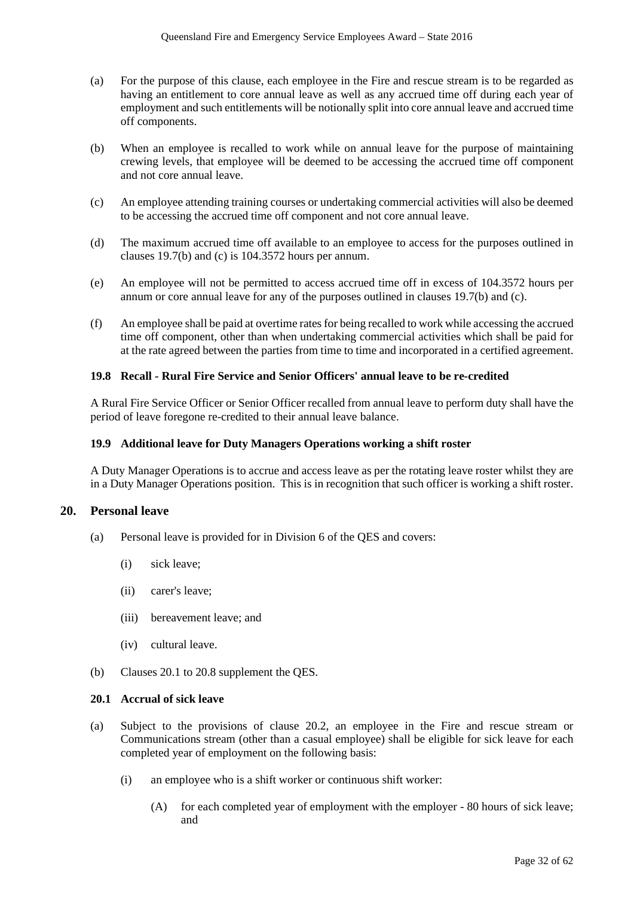(a) For the purpose of this clause, each employee in the Fire and rescue stream is to be regarded as having an entitlement to core annual leave as well as any accrued time off during each year of employment and such entitlements will be notionally split into core annual leave and accrued time off components.

(b) When an employee is recalled to work while on annual leave for the purpose of maintaining crewing levels, that employee will be deemed to be accessing the accrued time off component and not core annual leave.

(c) An employee attending training courses or undertaking commercial activities will also be deemed to be accessing the accrued time off component and not core annual leave.

(d) The maximum accrued time off available to an employee to access for the purposes outlined in clauses 19.7(b) and (c) is 104.3572 hours per annum.

(e) An employee will not be permitted to access accrued time off in excess of 104.3572 hours per annum or core annual leave for any of the purposes outlined in clauses 19.7(b) and (c).

(f) An employee shall be paid at overtime rates for being recalled to work while accessing the accrued time off component, other than when undertaking commercial activities which shall be paid for at the rate agreed between the parties from time to time and incorporated in a certified agreement.

#### 19.8 Recall - Rural Fire Service and Senior Officers' annual leave to be re-credited

A Rural Fire Service Officer or Senior Officer recalled from annual leave to perform duty shall have the period of leave foregone re-credited to their annual leave balance.

#### 19.9 Additional leave for Duty Managers Operations working a shift roster

A Duty Manager Operations is to accrue and access leave as per the rotating leave roster whilst they are in a Duty Manager Operations position. This is in recognition that such officer is working a shift roster.

## 20. Personal leave

(a) Personal leave is provided for in Division 6 of the QES and covers:

(i) sick leave;

(ii) carer's leave;

(iii) bereavement leave; and

(iv) cultural leave.

(b) Clauses 20.1 to 20.8 supplement the QES.

#### 20.1 Accrual of sick leave

(a) Subject to the provisions of clause 20.2, an employee in the Fire and rescue stream or Communications stream (other than a casual employee) shall be eligible for sick leave for each completed year of employment on the following basis:

(i) an employee who is a shift worker or continuous shift worker:

(A) for each completed year of employment with the employer - 80 hours of sick leave; and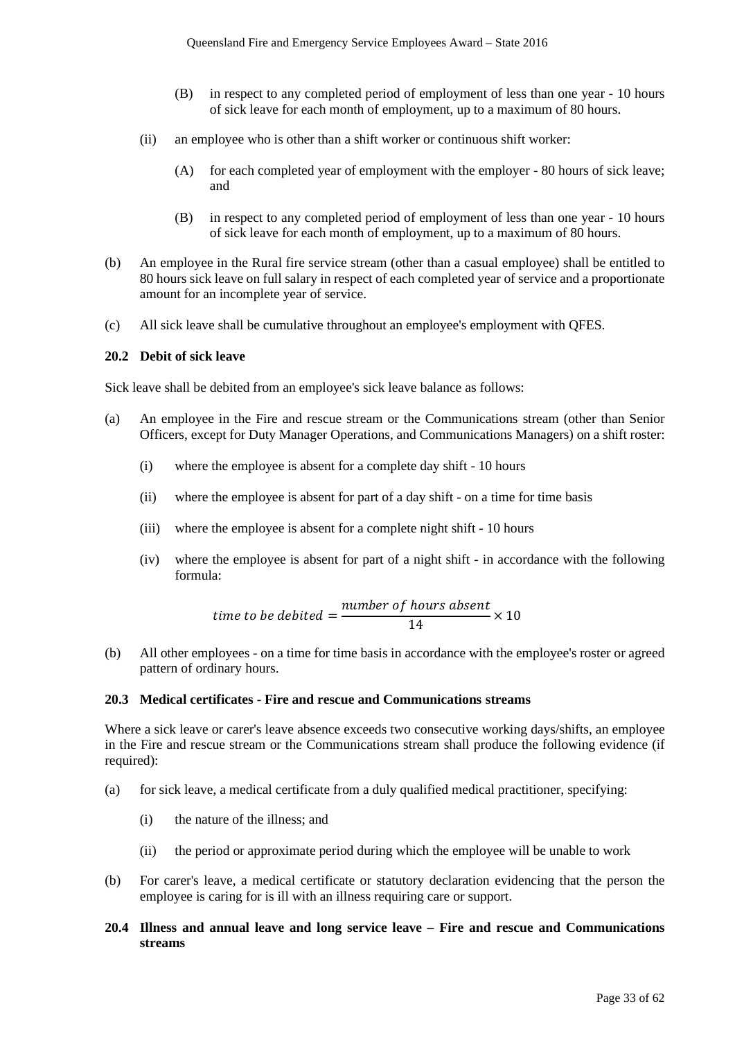(B) in respect to any completed period of employment of less than one year - 10 hours of sick leave for each month of employment, up to a maximum of 80 hours.

(ii) an employee who is other than a shift worker or continuous shift worker:

(A) for each completed year of employment with the employer - 80 hours of sick leave; and

(B) in respect to any completed period of employment of less than one year - 10 hours of sick leave for each month of employment, up to a maximum of 80 hours.

(b) An employee in the Rural fire service stream (other than a casual employee) shall be entitled to 80 hours sick leave on full salary in respect of each completed year of service and a proportionate amount for an incomplete year of service.

(c) All sick leave shall be cumulative throughout an employee's employment with QFES.

### 20.2 Debit of sick leave

Sick leave shall be debited from an employee's sick leave balance as follows:

(a) An employee in the Fire and rescue stream or the Communications stream (other than Senior Officers, except for Duty Manager Operations, and Communications Managers) on a shift roster:

(i) where the employee is absent for a complete day shift - 10 hours

(ii) where the employee is absent for part of a day shift - on a time for time basis

(iii) where the employee is absent for a complete night shift - 10 hours

(iv) where the employee is absent for part of a night shift - in accordance with the following formula:

$$time\ to\ be\ debited = \frac{number\ of\ hours\ absent}{14} \times 10$$

(b) All other employees - on a time for time basis in accordance with the employee's roster or agreed pattern of ordinary hours.

### 20.3 Medical certificates - Fire and rescue and Communications streams

Where a sick leave or carer's leave absence exceeds two consecutive working days/shifts, an employee in the Fire and rescue stream or the Communications stream shall produce the following evidence (if required):

(a) for sick leave, a medical certificate from a duly qualified medical practitioner, specifying:

(i) the nature of the illness; and

(ii) the period or approximate period during which the employee will be unable to work

(b) For carer's leave, a medical certificate or statutory declaration evidencing that the person the employee is caring for is ill with an illness requiring care or support.

### 20.4 Illness and annual leave and long service leave – Fire and rescue and Communications streams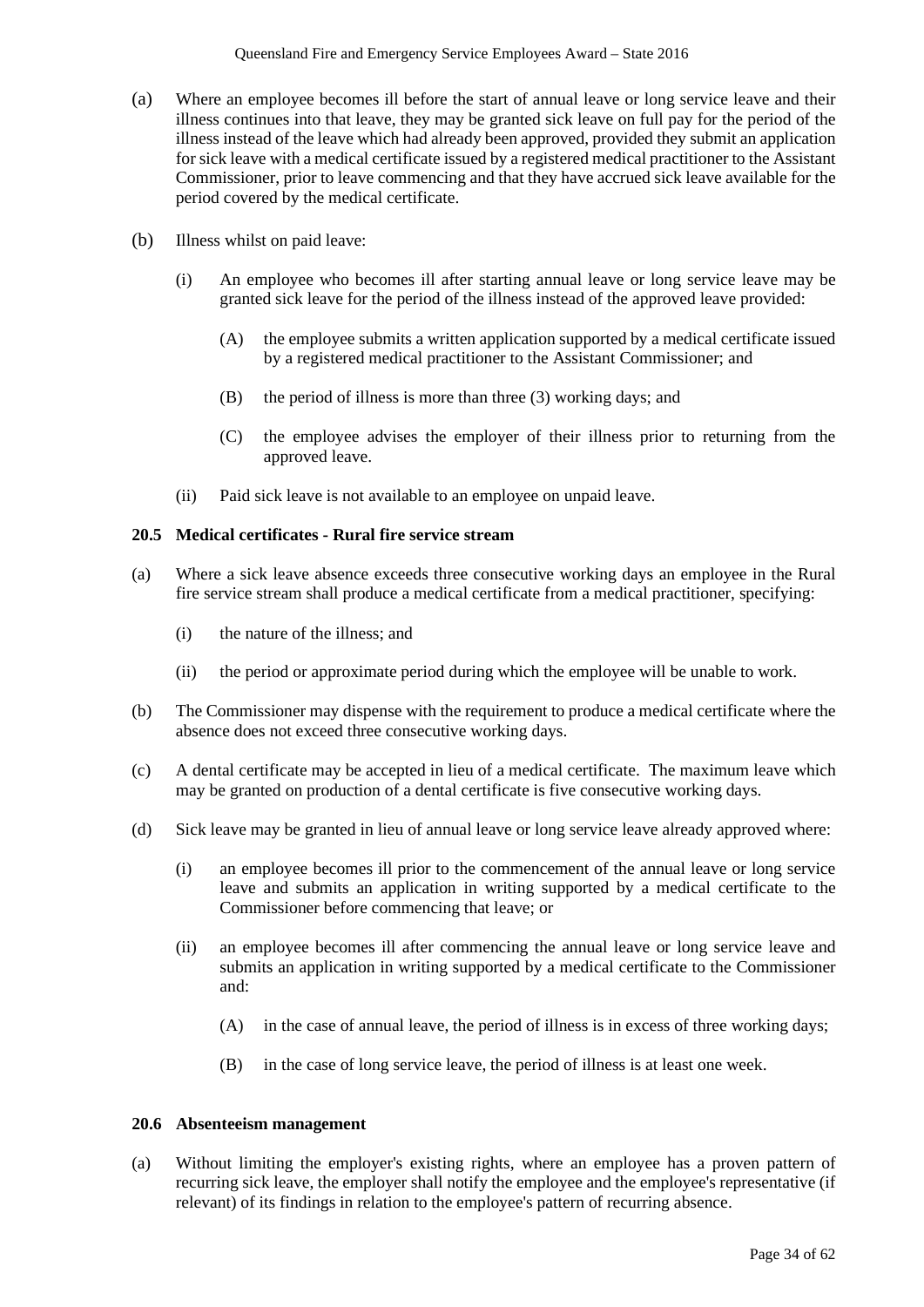(a) Where an employee becomes ill before the start of annual leave or long service leave and their illness continues into that leave, they may be granted sick leave on full pay for the period of the illness instead of the leave which had already been approved, provided they submit an application for sick leave with a medical certificate issued by a registered medical practitioner to the Assistant Commissioner, prior to leave commencing and that they have accrued sick leave available for the period covered by the medical certificate.

(b) Illness whilst on paid leave:

  (i) An employee who becomes ill after starting annual leave or long service leave may be granted sick leave for the period of the illness instead of the approved leave provided:

    (A) the employee submits a written application supported by a medical certificate issued by a registered medical practitioner to the Assistant Commissioner; and

    (B) the period of illness is more than three (3) working days; and

    (C) the employee advises the employer of their illness prior to returning from the approved leave.

  (ii) Paid sick leave is not available to an employee on unpaid leave.

### 20.5 Medical certificates - Rural fire service stream

(a) Where a sick leave absence exceeds three consecutive working days an employee in the Rural fire service stream shall produce a medical certificate from a medical practitioner, specifying:

  (i) the nature of the illness; and

  (ii) the period or approximate period during which the employee will be unable to work.

(b) The Commissioner may dispense with the requirement to produce a medical certificate where the absence does not exceed three consecutive working days.

(c) A dental certificate may be accepted in lieu of a medical certificate. The maximum leave which may be granted on production of a dental certificate is five consecutive working days.

(d) Sick leave may be granted in lieu of annual leave or long service leave already approved where:

  (i) an employee becomes ill prior to the commencement of the annual leave or long service leave and submits an application in writing supported by a medical certificate to the Commissioner before commencing that leave; or

  (ii) an employee becomes ill after commencing the annual leave or long service leave and submits an application in writing supported by a medical certificate to the Commissioner and:

    (A) in the case of annual leave, the period of illness is in excess of three working days;

    (B) in the case of long service leave, the period of illness is at least one week.

### 20.6 Absenteeism management

(a) Without limiting the employer's existing rights, where an employee has a proven pattern of recurring sick leave, the employer shall notify the employee and the employee's representative (if relevant) of its findings in relation to the employee's pattern of recurring absence.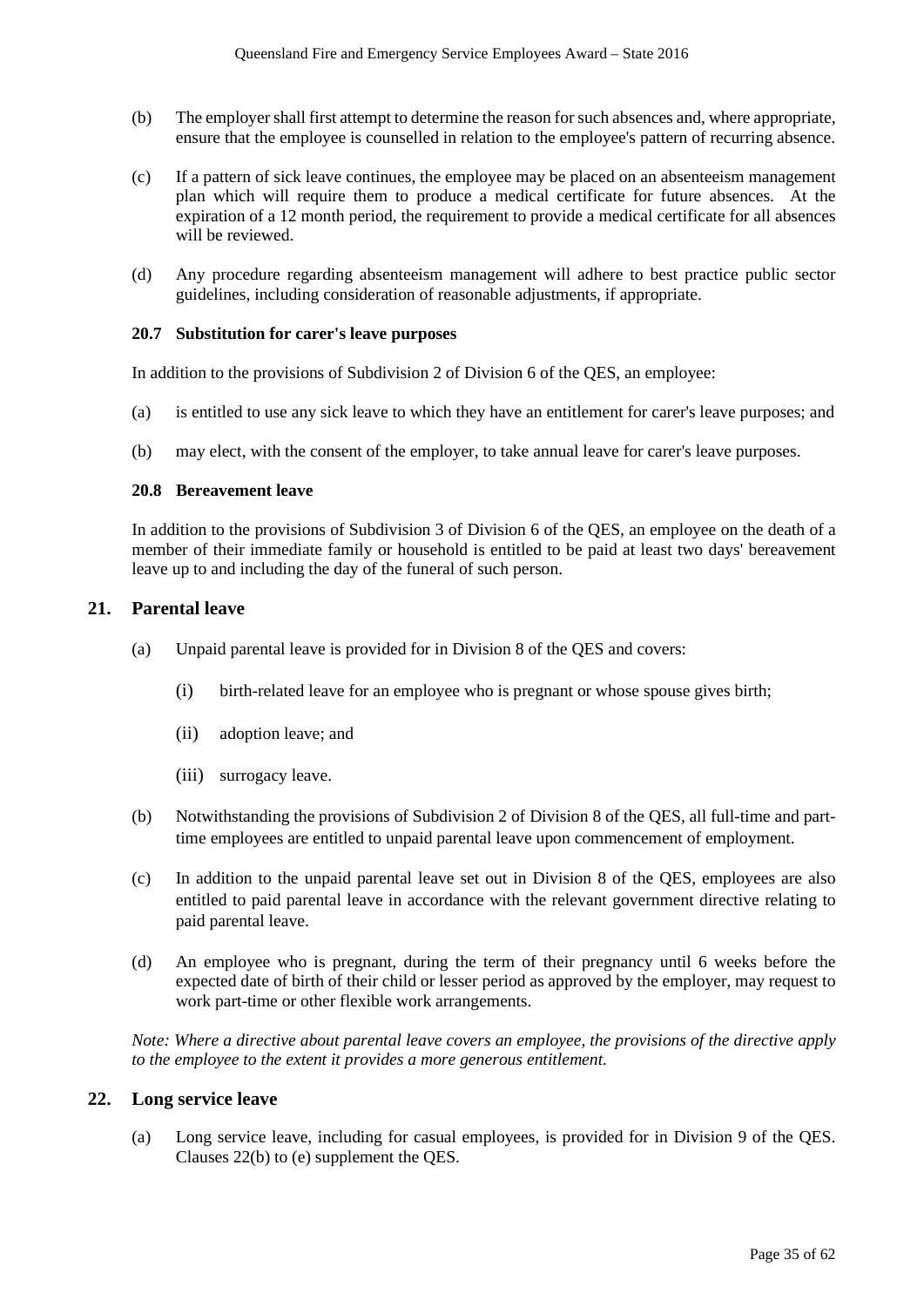(b) The employer shall first attempt to determine the reason for such absences and, where appropriate, ensure that the employee is counselled in relation to the employee's pattern of recurring absence.

(c) If a pattern of sick leave continues, the employee may be placed on an absenteeism management plan which will require them to produce a medical certificate for future absences. At the expiration of a 12 month period, the requirement to provide a medical certificate for all absences will be reviewed.

(d) Any procedure regarding absenteeism management will adhere to best practice public sector guidelines, including consideration of reasonable adjustments, if appropriate.

### 20.7 Substitution for carer's leave purposes

In addition to the provisions of Subdivision 2 of Division 6 of the QES, an employee:

(a) is entitled to use any sick leave to which they have an entitlement for carer's leave purposes; and

(b) may elect, with the consent of the employer, to take annual leave for carer's leave purposes.

### 20.8 Bereavement leave

In addition to the provisions of Subdivision 3 of Division 6 of the QES, an employee on the death of a member of their immediate family or household is entitled to be paid at least two days' bereavement leave up to and including the day of the funeral of such person.

## 21. Parental leave

(a) Unpaid parental leave is provided for in Division 8 of the QES and covers:

  (i) birth-related leave for an employee who is pregnant or whose spouse gives birth;

  (ii) adoption leave; and

  (iii) surrogacy leave.

(b) Notwithstanding the provisions of Subdivision 2 of Division 8 of the QES, all full-time and part-time employees are entitled to unpaid parental leave upon commencement of employment.

(c) In addition to the unpaid parental leave set out in Division 8 of the QES, employees are also entitled to paid parental leave in accordance with the relevant government directive relating to paid parental leave.

(d) An employee who is pregnant, during the term of their pregnancy until 6 weeks before the expected date of birth of their child or lesser period as approved by the employer, may request to work part-time or other flexible work arrangements.

*Note: Where a directive about parental leave covers an employee, the provisions of the directive apply to the employee to the extent it provides a more generous entitlement.*

## 22. Long service leave

(a) Long service leave, including for casual employees, is provided for in Division 9 of the QES. Clauses 22(b) to (e) supplement the QES.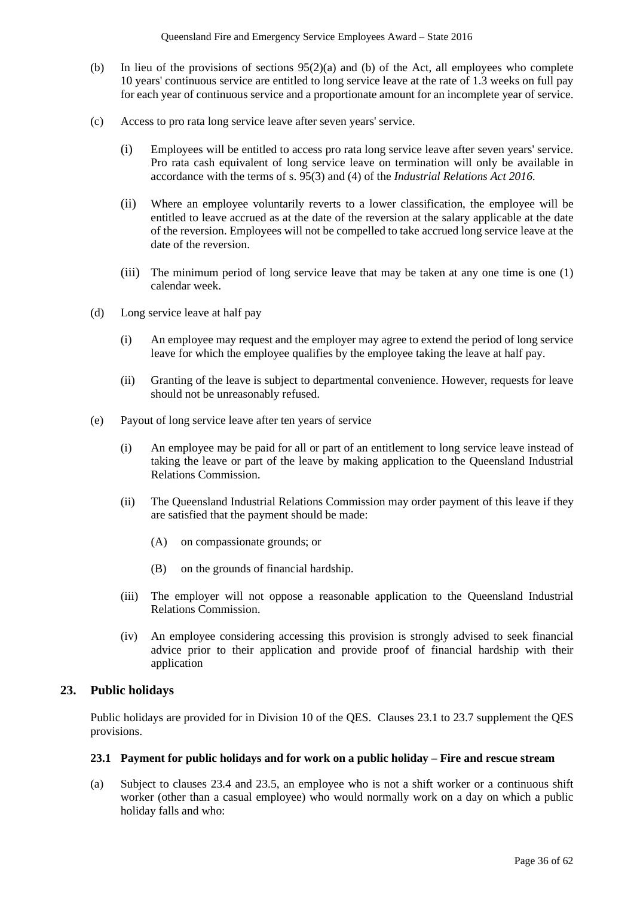(b) In lieu of the provisions of sections 95(2)(a) and (b) of the Act, all employees who complete 10 years' continuous service are entitled to long service leave at the rate of 1.3 weeks on full pay for each year of continuous service and a proportionate amount for an incomplete year of service.

(c) Access to pro rata long service leave after seven years' service.

   (i) Employees will be entitled to access pro rata long service leave after seven years' service. Pro rata cash equivalent of long service leave on termination will only be available in accordance with the terms of s. 95(3) and (4) of the *Industrial Relations Act 2016.*

   (ii) Where an employee voluntarily reverts to a lower classification, the employee will be entitled to leave accrued as at the date of the reversion at the salary applicable at the date of the reversion. Employees will not be compelled to take accrued long service leave at the date of the reversion.

   (iii) The minimum period of long service leave that may be taken at any one time is one (1) calendar week.

(d) Long service leave at half pay

   (i) An employee may request and the employer may agree to extend the period of long service leave for which the employee qualifies by the employee taking the leave at half pay.

   (ii) Granting of the leave is subject to departmental convenience. However, requests for leave should not be unreasonably refused.

(e) Payout of long service leave after ten years of service

   (i) An employee may be paid for all or part of an entitlement to long service leave instead of taking the leave or part of the leave by making application to the Queensland Industrial Relations Commission.

   (ii) The Queensland Industrial Relations Commission may order payment of this leave if they are satisfied that the payment should be made:

      (A) on compassionate grounds; or

      (B) on the grounds of financial hardship.

   (iii) The employer will not oppose a reasonable application to the Queensland Industrial Relations Commission.

   (iv) An employee considering accessing this provision is strongly advised to seek financial advice prior to their application and provide proof of financial hardship with their application

## 23. Public holidays

Public holidays are provided for in Division 10 of the QES. Clauses 23.1 to 23.7 supplement the QES provisions.

### 23.1 Payment for public holidays and for work on a public holiday – Fire and rescue stream

(a) Subject to clauses 23.4 and 23.5, an employee who is not a shift worker or a continuous shift worker (other than a casual employee) who would normally work on a day on which a public holiday falls and who: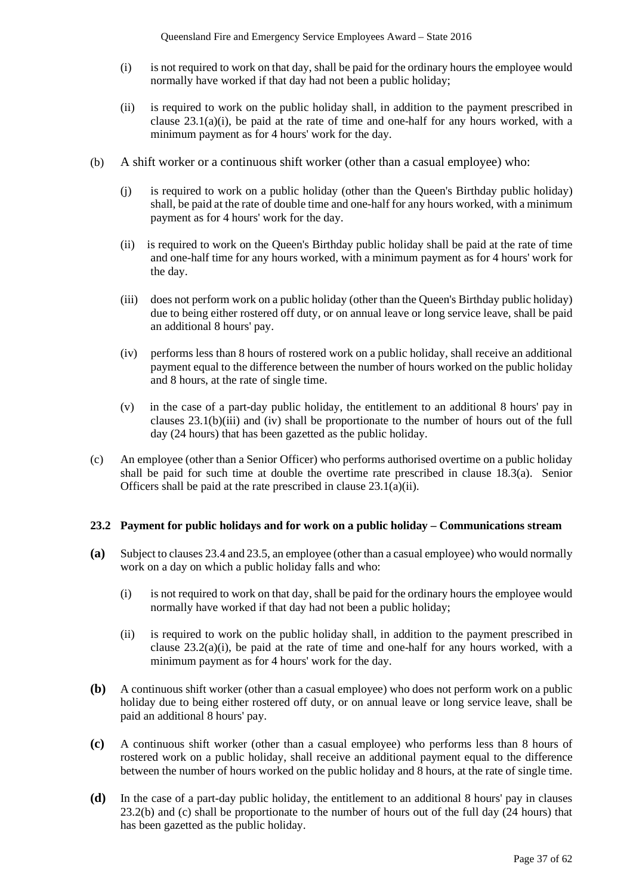(i) is not required to work on that day, shall be paid for the ordinary hours the employee would normally have worked if that day had not been a public holiday;

(ii) is required to work on the public holiday shall, in addition to the payment prescribed in clause 23.1(a)(i), be paid at the rate of time and one-half for any hours worked, with a minimum payment as for 4 hours' work for the day.

(b) A shift worker or a continuous shift worker (other than a casual employee) who:

(j) is required to work on a public holiday (other than the Queen's Birthday public holiday) shall, be paid at the rate of double time and one-half for any hours worked, with a minimum payment as for 4 hours' work for the day.

(ii) is required to work on the Queen's Birthday public holiday shall be paid at the rate of time and one-half time for any hours worked, with a minimum payment as for 4 hours' work for the day.

(iii) does not perform work on a public holiday (other than the Queen's Birthday public holiday) due to being either rostered off duty, or on annual leave or long service leave, shall be paid an additional 8 hours' pay.

(iv) performs less than 8 hours of rostered work on a public holiday, shall receive an additional payment equal to the difference between the number of hours worked on the public holiday and 8 hours, at the rate of single time.

(v) in the case of a part-day public holiday, the entitlement to an additional 8 hours' pay in clauses 23.1(b)(iii) and (iv) shall be proportionate to the number of hours out of the full day (24 hours) that has been gazetted as the public holiday.

(c) An employee (other than a Senior Officer) who performs authorised overtime on a public holiday shall be paid for such time at double the overtime rate prescribed in clause 18.3(a). Senior Officers shall be paid at the rate prescribed in clause 23.1(a)(ii).

**23.2 Payment for public holidays and for work on a public holiday – Communications stream**

**(a)** Subject to clauses 23.4 and 23.5, an employee (other than a casual employee) who would normally work on a day on which a public holiday falls and who:

(i) is not required to work on that day, shall be paid for the ordinary hours the employee would normally have worked if that day had not been a public holiday;

(ii) is required to work on the public holiday shall, in addition to the payment prescribed in clause 23.2(a)(i), be paid at the rate of time and one-half for any hours worked, with a minimum payment as for 4 hours' work for the day.

**(b)** A continuous shift worker (other than a casual employee) who does not perform work on a public holiday due to being either rostered off duty, or on annual leave or long service leave, shall be paid an additional 8 hours' pay.

**(c)** A continuous shift worker (other than a casual employee) who performs less than 8 hours of rostered work on a public holiday, shall receive an additional payment equal to the difference between the number of hours worked on the public holiday and 8 hours, at the rate of single time.

**(d)** In the case of a part-day public holiday, the entitlement to an additional 8 hours' pay in clauses 23.2(b) and (c) shall be proportionate to the number of hours out of the full day (24 hours) that has been gazetted as the public holiday.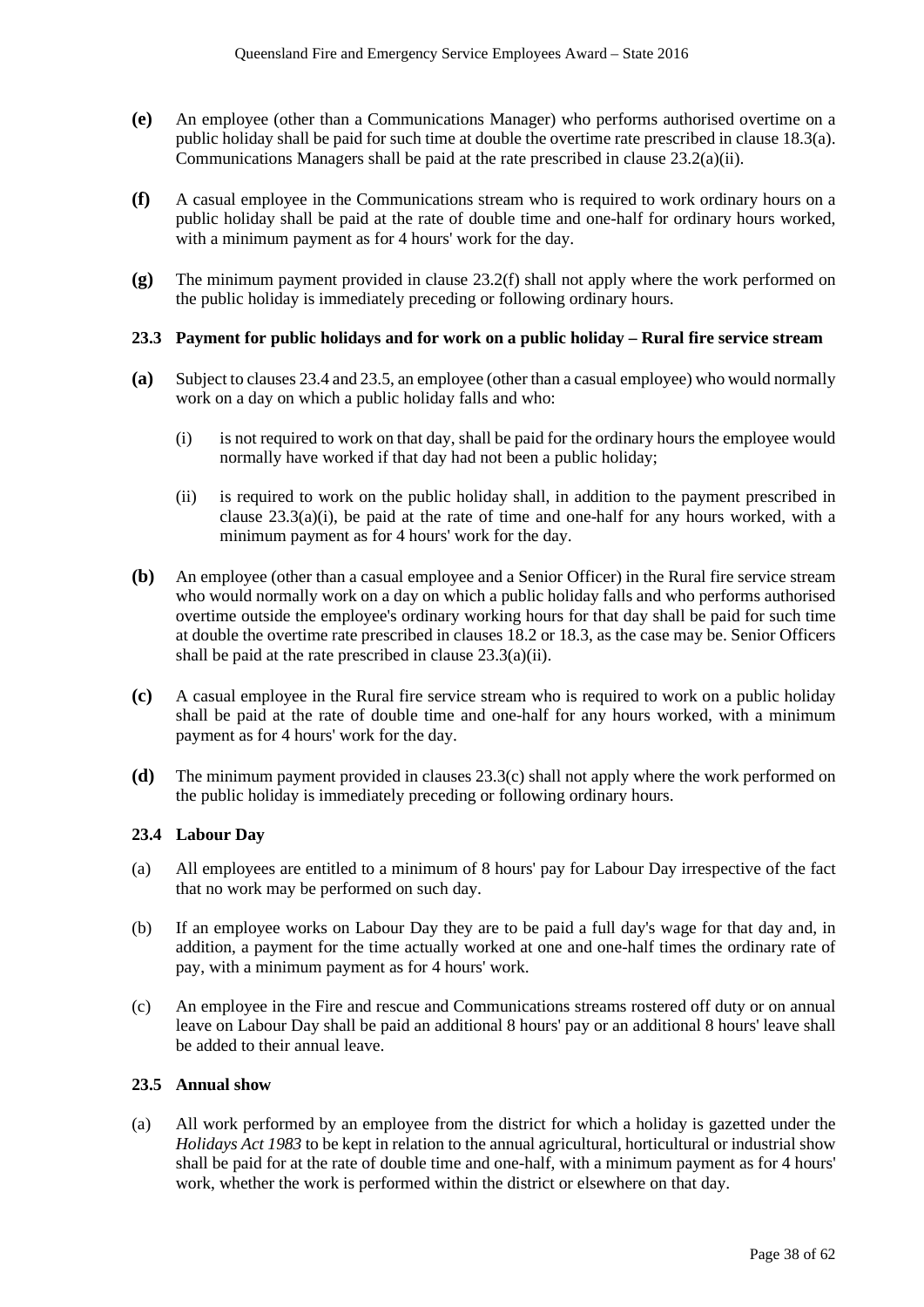**(e)** An employee (other than a Communications Manager) who performs authorised overtime on a public holiday shall be paid for such time at double the overtime rate prescribed in clause 18.3(a). Communications Managers shall be paid at the rate prescribed in clause 23.2(a)(ii).

**(f)** A casual employee in the Communications stream who is required to work ordinary hours on a public holiday shall be paid at the rate of double time and one-half for ordinary hours worked, with a minimum payment as for 4 hours' work for the day.

**(g)** The minimum payment provided in clause 23.2(f) shall not apply where the work performed on the public holiday is immediately preceding or following ordinary hours.

### 23.3 Payment for public holidays and for work on a public holiday – Rural fire service stream

**(a)** Subject to clauses 23.4 and 23.5, an employee (other than a casual employee) who would normally work on a day on which a public holiday falls and who:

(i) is not required to work on that day, shall be paid for the ordinary hours the employee would normally have worked if that day had not been a public holiday;

(ii) is required to work on the public holiday shall, in addition to the payment prescribed in clause 23.3(a)(i), be paid at the rate of time and one-half for any hours worked, with a minimum payment as for 4 hours' work for the day.

**(b)** An employee (other than a casual employee and a Senior Officer) in the Rural fire service stream who would normally work on a day on which a public holiday falls and who performs authorised overtime outside the employee's ordinary working hours for that day shall be paid for such time at double the overtime rate prescribed in clauses 18.2 or 18.3, as the case may be. Senior Officers shall be paid at the rate prescribed in clause 23.3(a)(ii).

**(c)** A casual employee in the Rural fire service stream who is required to work on a public holiday shall be paid at the rate of double time and one-half for any hours worked, with a minimum payment as for 4 hours' work for the day.

**(d)** The minimum payment provided in clauses 23.3(c) shall not apply where the work performed on the public holiday is immediately preceding or following ordinary hours.

### 23.4 Labour Day

(a) All employees are entitled to a minimum of 8 hours' pay for Labour Day irrespective of the fact that no work may be performed on such day.

(b) If an employee works on Labour Day they are to be paid a full day's wage for that day and, in addition, a payment for the time actually worked at one and one-half times the ordinary rate of pay, with a minimum payment as for 4 hours' work.

(c) An employee in the Fire and rescue and Communications streams rostered off duty or on annual leave on Labour Day shall be paid an additional 8 hours' pay or an additional 8 hours' leave shall be added to their annual leave.

### 23.5 Annual show

(a) All work performed by an employee from the district for which a holiday is gazetted under the *Holidays Act 1983* to be kept in relation to the annual agricultural, horticultural or industrial show shall be paid for at the rate of double time and one-half, with a minimum payment as for 4 hours' work, whether the work is performed within the district or elsewhere on that day.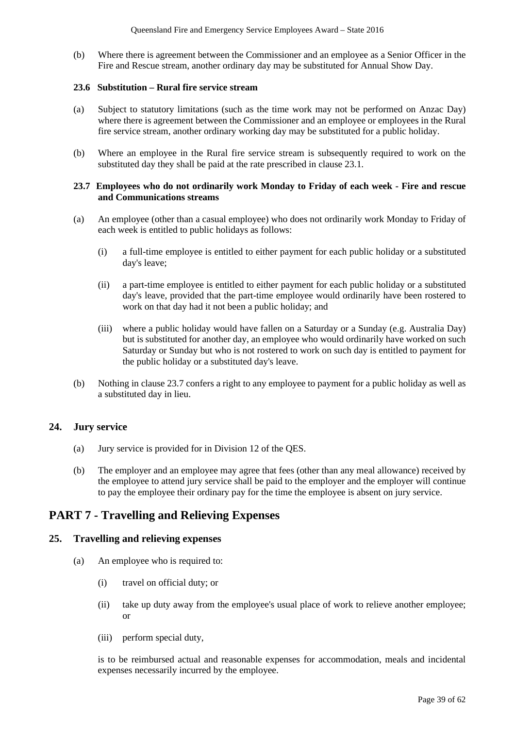(b) Where there is agreement between the Commissioner and an employee as a Senior Officer in the Fire and Rescue stream, another ordinary day may be substituted for Annual Show Day.

### 23.6 Substitution – Rural fire service stream

(a) Subject to statutory limitations (such as the time work may not be performed on Anzac Day) where there is agreement between the Commissioner and an employee or employees in the Rural fire service stream, another ordinary working day may be substituted for a public holiday.

(b) Where an employee in the Rural fire service stream is subsequently required to work on the substituted day they shall be paid at the rate prescribed in clause 23.1.

### 23.7 Employees who do not ordinarily work Monday to Friday of each week - Fire and rescue and Communications streams

(a) An employee (other than a casual employee) who does not ordinarily work Monday to Friday of each week is entitled to public holidays as follows:

(i) a full-time employee is entitled to either payment for each public holiday or a substituted day's leave;

(ii) a part-time employee is entitled to either payment for each public holiday or a substituted day's leave, provided that the part-time employee would ordinarily have been rostered to work on that day had it not been a public holiday; and

(iii) where a public holiday would have fallen on a Saturday or a Sunday (e.g. Australia Day) but is substituted for another day, an employee who would ordinarily have worked on such Saturday or Sunday but who is not rostered to work on such day is entitled to payment for the public holiday or a substituted day's leave.

(b) Nothing in clause 23.7 confers a right to any employee to payment for a public holiday as well as a substituted day in lieu.

## 24. Jury service

(a) Jury service is provided for in Division 12 of the QES.

(b) The employer and an employee may agree that fees (other than any meal allowance) received by the employee to attend jury service shall be paid to the employer and the employer will continue to pay the employee their ordinary pay for the time the employee is absent on jury service.

# PART 7 - Travelling and Relieving Expenses

## 25. Travelling and relieving expenses

(a) An employee who is required to:

(i) travel on official duty; or

(ii) take up duty away from the employee's usual place of work to relieve another employee; or

(iii) perform special duty,

is to be reimbursed actual and reasonable expenses for accommodation, meals and incidental expenses necessarily incurred by the employee.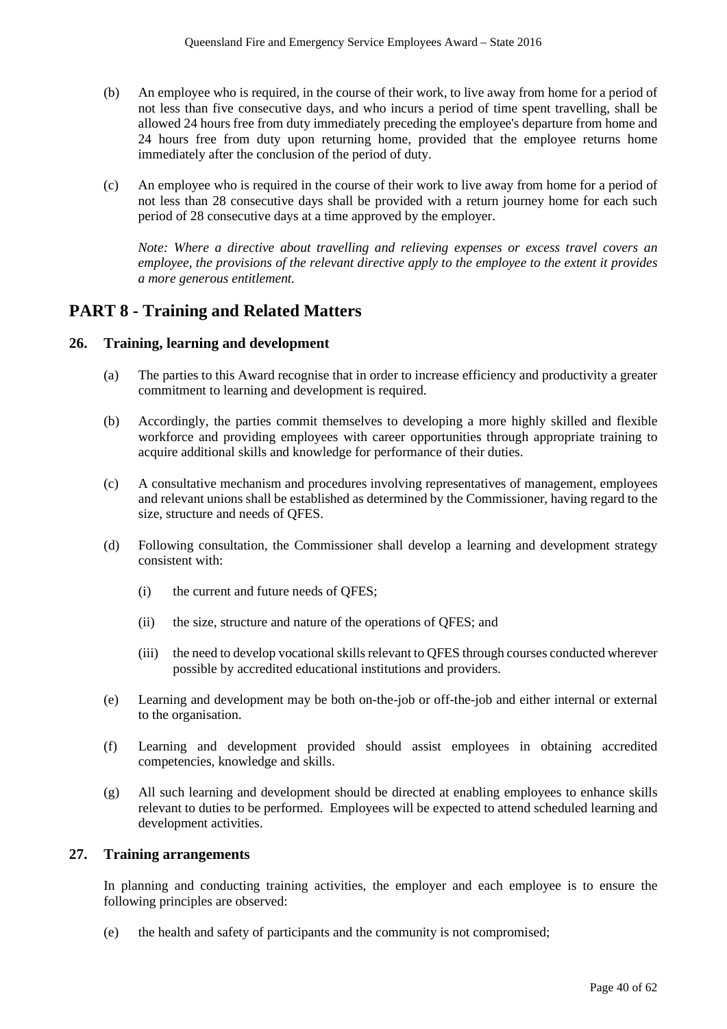(b) An employee who is required, in the course of their work, to live away from home for a period of not less than five consecutive days, and who incurs a period of time spent travelling, shall be allowed 24 hours free from duty immediately preceding the employee's departure from home and 24 hours free from duty upon returning home, provided that the employee returns home immediately after the conclusion of the period of duty.

(c) An employee who is required in the course of their work to live away from home for a period of not less than 28 consecutive days shall be provided with a return journey home for each such period of 28 consecutive days at a time approved by the employer.

*Note: Where a directive about travelling and relieving expenses or excess travel covers an employee, the provisions of the relevant directive apply to the employee to the extent it provides a more generous entitlement.*

# PART 8 - Training and Related Matters

## 26. Training, learning and development

(a) The parties to this Award recognise that in order to increase efficiency and productivity a greater commitment to learning and development is required.

(b) Accordingly, the parties commit themselves to developing a more highly skilled and flexible workforce and providing employees with career opportunities through appropriate training to acquire additional skills and knowledge for performance of their duties.

(c) A consultative mechanism and procedures involving representatives of management, employees and relevant unions shall be established as determined by the Commissioner, having regard to the size, structure and needs of QFES.

(d) Following consultation, the Commissioner shall develop a learning and development strategy consistent with:

- (i) the current and future needs of QFES;
- (ii) the size, structure and nature of the operations of QFES; and
- (iii) the need to develop vocational skills relevant to QFES through courses conducted wherever possible by accredited educational institutions and providers.

(e) Learning and development may be both on-the-job or off-the-job and either internal or external to the organisation.

(f) Learning and development provided should assist employees in obtaining accredited competencies, knowledge and skills.

(g) All such learning and development should be directed at enabling employees to enhance skills relevant to duties to be performed. Employees will be expected to attend scheduled learning and development activities.

## 27. Training arrangements

In planning and conducting training activities, the employer and each employee is to ensure the following principles are observed:

(e) the health and safety of participants and the community is not compromised;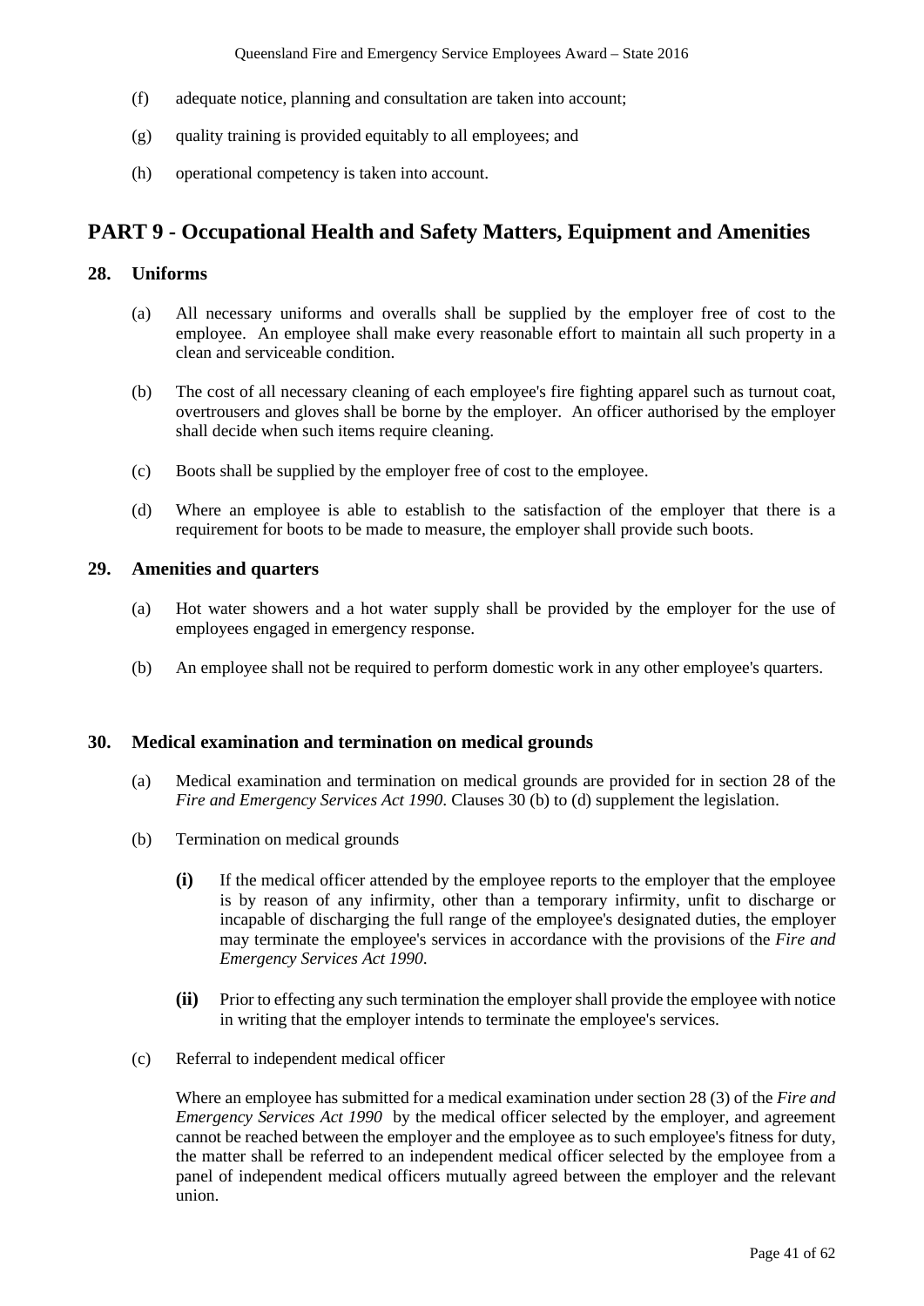(f) adequate notice, planning and consultation are taken into account;

(g) quality training is provided equitably to all employees; and

(h) operational competency is taken into account.

# PART 9 - Occupational Health and Safety Matters, Equipment and Amenities

## 28. Uniforms

(a) All necessary uniforms and overalls shall be supplied by the employer free of cost to the employee. An employee shall make every reasonable effort to maintain all such property in a clean and serviceable condition.

(b) The cost of all necessary cleaning of each employee's fire fighting apparel such as turnout coat, overtrousers and gloves shall be borne by the employer. An officer authorised by the employer shall decide when such items require cleaning.

(c) Boots shall be supplied by the employer free of cost to the employee.

(d) Where an employee is able to establish to the satisfaction of the employer that there is a requirement for boots to be made to measure, the employer shall provide such boots.

## 29. Amenities and quarters

(a) Hot water showers and a hot water supply shall be provided by the employer for the use of employees engaged in emergency response.

(b) An employee shall not be required to perform domestic work in any other employee's quarters.

## 30. Medical examination and termination on medical grounds

(a) Medical examination and termination on medical grounds are provided for in section 28 of the *Fire and Emergency Services Act 1990*. Clauses 30 (b) to (d) supplement the legislation.

(b) Termination on medical grounds

**(i)** If the medical officer attended by the employee reports to the employer that the employee is by reason of any infirmity, other than a temporary infirmity, unfit to discharge or incapable of discharging the full range of the employee's designated duties, the employer may terminate the employee's services in accordance with the provisions of the *Fire and Emergency Services Act 1990*.

**(ii)** Prior to effecting any such termination the employer shall provide the employee with notice in writing that the employer intends to terminate the employee's services.

(c) Referral to independent medical officer

Where an employee has submitted for a medical examination under section 28 (3) of the *Fire and Emergency Services Act 1990* by the medical officer selected by the employer, and agreement cannot be reached between the employer and the employee as to such employee's fitness for duty, the matter shall be referred to an independent medical officer selected by the employee from a panel of independent medical officers mutually agreed between the employer and the relevant union.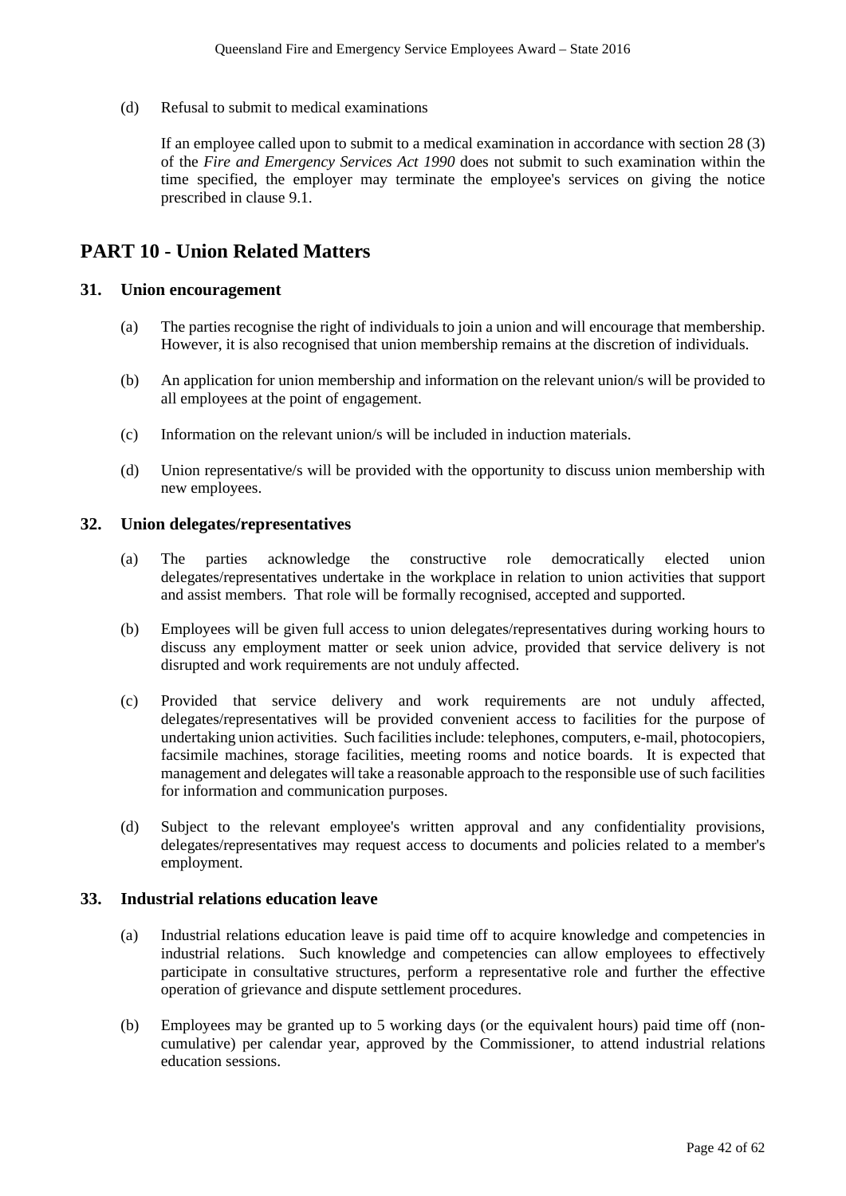(d) Refusal to submit to medical examinations

If an employee called upon to submit to a medical examination in accordance with section 28 (3) of the *Fire and Emergency Services Act 1990* does not submit to such examination within the time specified, the employer may terminate the employee's services on giving the notice prescribed in clause 9.1.

# PART 10 - Union Related Matters

## 31. Union encouragement

(a) The parties recognise the right of individuals to join a union and will encourage that membership. However, it is also recognised that union membership remains at the discretion of individuals.

(b) An application for union membership and information on the relevant union/s will be provided to all employees at the point of engagement.

(c) Information on the relevant union/s will be included in induction materials.

(d) Union representative/s will be provided with the opportunity to discuss union membership with new employees.

## 32. Union delegates/representatives

(a) The parties acknowledge the constructive role democratically elected union delegates/representatives undertake in the workplace in relation to union activities that support and assist members. That role will be formally recognised, accepted and supported.

(b) Employees will be given full access to union delegates/representatives during working hours to discuss any employment matter or seek union advice, provided that service delivery is not disrupted and work requirements are not unduly affected.

(c) Provided that service delivery and work requirements are not unduly affected, delegates/representatives will be provided convenient access to facilities for the purpose of undertaking union activities. Such facilities include: telephones, computers, e-mail, photocopiers, facsimile machines, storage facilities, meeting rooms and notice boards. It is expected that management and delegates will take a reasonable approach to the responsible use of such facilities for information and communication purposes.

(d) Subject to the relevant employee's written approval and any confidentiality provisions, delegates/representatives may request access to documents and policies related to a member's employment.

## 33. Industrial relations education leave

(a) Industrial relations education leave is paid time off to acquire knowledge and competencies in industrial relations. Such knowledge and competencies can allow employees to effectively participate in consultative structures, perform a representative role and further the effective operation of grievance and dispute settlement procedures.

(b) Employees may be granted up to 5 working days (or the equivalent hours) paid time off (non-cumulative) per calendar year, approved by the Commissioner, to attend industrial relations education sessions.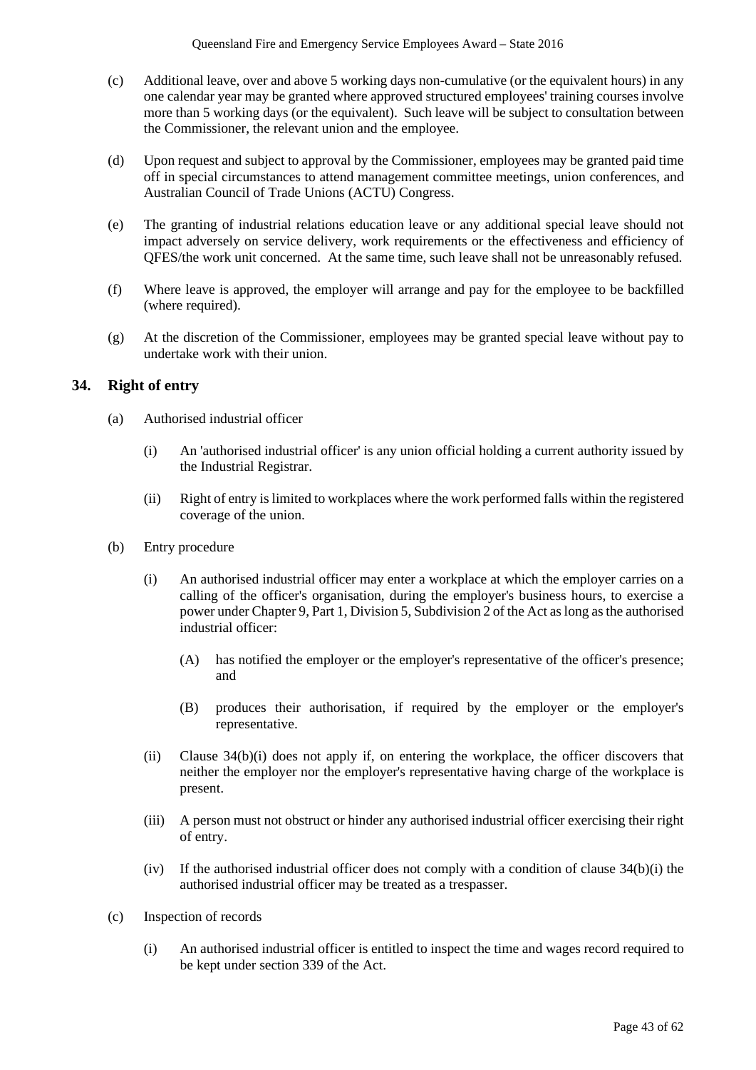(c) Additional leave, over and above 5 working days non-cumulative (or the equivalent hours) in any one calendar year may be granted where approved structured employees' training courses involve more than 5 working days (or the equivalent). Such leave will be subject to consultation between the Commissioner, the relevant union and the employee.

(d) Upon request and subject to approval by the Commissioner, employees may be granted paid time off in special circumstances to attend management committee meetings, union conferences, and Australian Council of Trade Unions (ACTU) Congress.

(e) The granting of industrial relations education leave or any additional special leave should not impact adversely on service delivery, work requirements or the effectiveness and efficiency of QFES/the work unit concerned. At the same time, such leave shall not be unreasonably refused.

(f) Where leave is approved, the employer will arrange and pay for the employee to be backfilled (where required).

(g) At the discretion of the Commissioner, employees may be granted special leave without pay to undertake work with their union.

## 34. Right of entry

(a) Authorised industrial officer

(i) An 'authorised industrial officer' is any union official holding a current authority issued by the Industrial Registrar.

(ii) Right of entry is limited to workplaces where the work performed falls within the registered coverage of the union.

(b) Entry procedure

(i) An authorised industrial officer may enter a workplace at which the employer carries on a calling of the officer's organisation, during the employer's business hours, to exercise a power under Chapter 9, Part 1, Division 5, Subdivision 2 of the Act as long as the authorised industrial officer:

(A) has notified the employer or the employer's representative of the officer's presence; and

(B) produces their authorisation, if required by the employer or the employer's representative.

(ii) Clause 34(b)(i) does not apply if, on entering the workplace, the officer discovers that neither the employer nor the employer's representative having charge of the workplace is present.

(iii) A person must not obstruct or hinder any authorised industrial officer exercising their right of entry.

(iv) If the authorised industrial officer does not comply with a condition of clause 34(b)(i) the authorised industrial officer may be treated as a trespasser.

(c) Inspection of records

(i) An authorised industrial officer is entitled to inspect the time and wages record required to be kept under section 339 of the Act.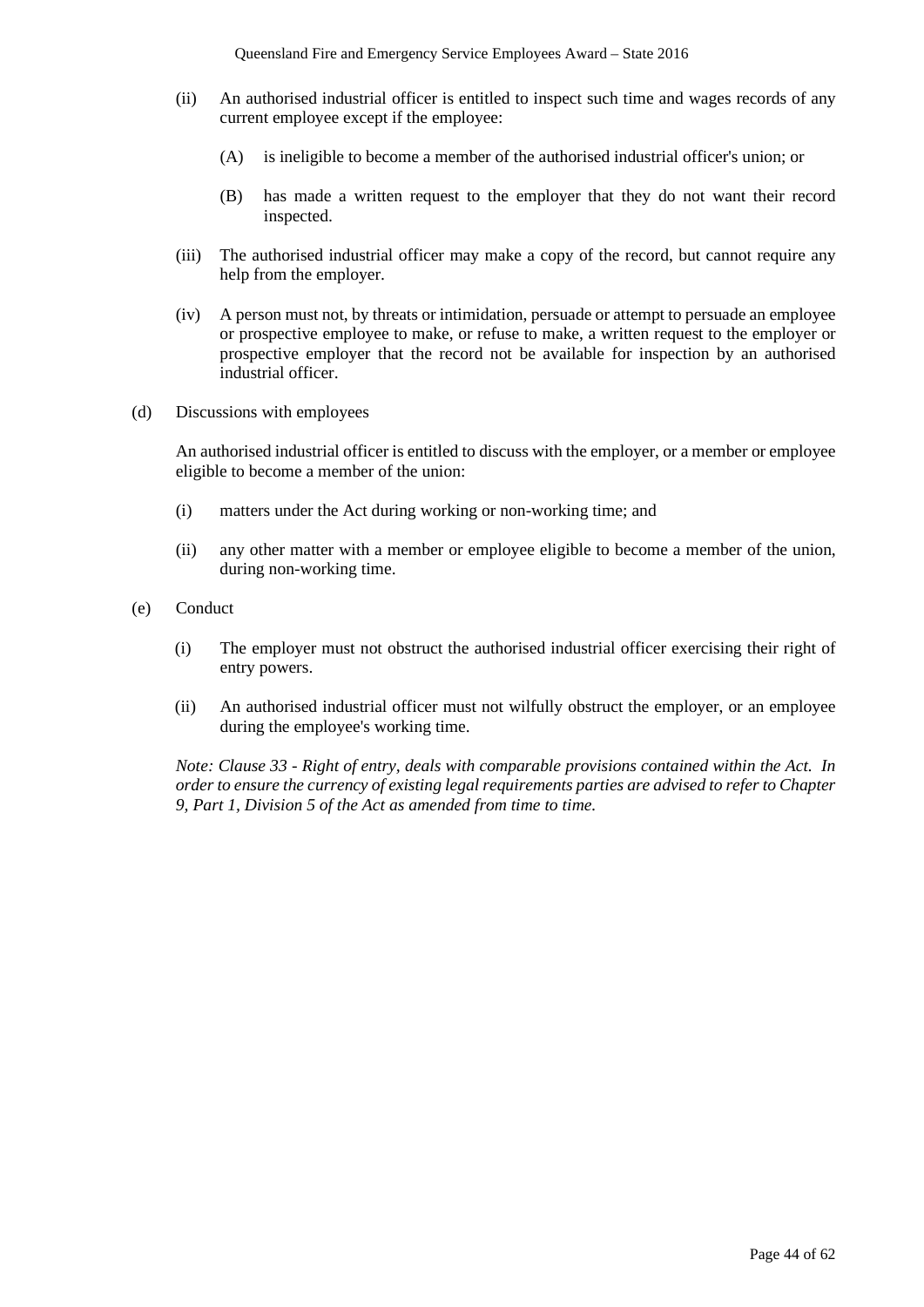(ii) An authorised industrial officer is entitled to inspect such time and wages records of any current employee except if the employee:

   (A) is ineligible to become a member of the authorised industrial officer's union; or

   (B) has made a written request to the employer that they do not want their record inspected.

(iii) The authorised industrial officer may make a copy of the record, but cannot require any help from the employer.

(iv) A person must not, by threats or intimidation, persuade or attempt to persuade an employee or prospective employee to make, or refuse to make, a written request to the employer or prospective employer that the record not be available for inspection by an authorised industrial officer.

(d) Discussions with employees

An authorised industrial officer is entitled to discuss with the employer, or a member or employee eligible to become a member of the union:

(i) matters under the Act during working or non-working time; and

(ii) any other matter with a member or employee eligible to become a member of the union, during non-working time.

(e) Conduct

(i) The employer must not obstruct the authorised industrial officer exercising their right of entry powers.

(ii) An authorised industrial officer must not wilfully obstruct the employer, or an employee during the employee's working time.

*Note: Clause 33 - Right of entry, deals with comparable provisions contained within the Act. In order to ensure the currency of existing legal requirements parties are advised to refer to Chapter 9, Part 1, Division 5 of the Act as amended from time to time.*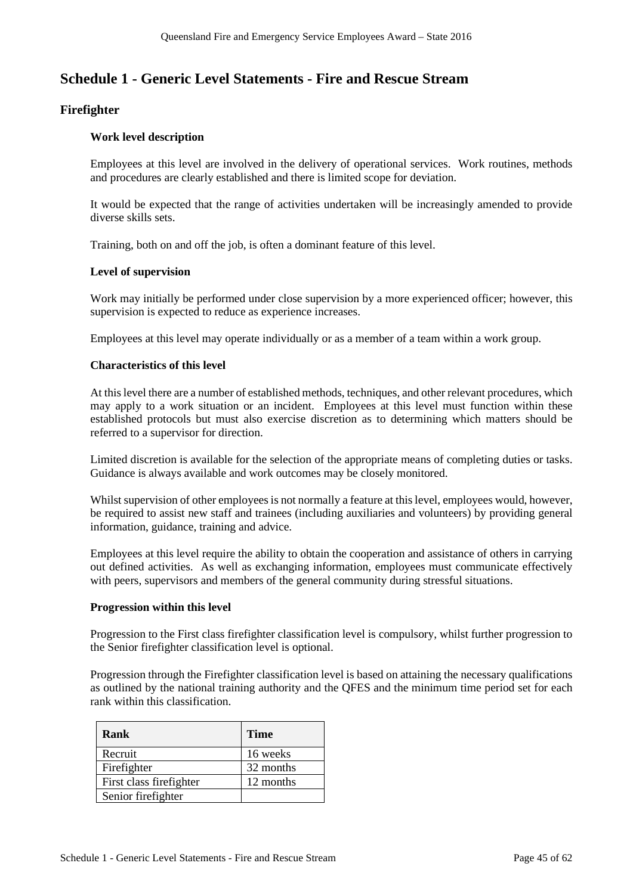# Schedule 1 - Generic Level Statements - Fire and Rescue Stream

## Firefighter

### Work level description

Employees at this level are involved in the delivery of operational services. Work routines, methods and procedures are clearly established and there is limited scope for deviation.

It would be expected that the range of activities undertaken will be increasingly amended to provide diverse skills sets.

Training, both on and off the job, is often a dominant feature of this level.

### Level of supervision

Work may initially be performed under close supervision by a more experienced officer; however, this supervision is expected to reduce as experience increases.

Employees at this level may operate individually or as a member of a team within a work group.

### Characteristics of this level

At this level there are a number of established methods, techniques, and other relevant procedures, which may apply to a work situation or an incident. Employees at this level must function within these established protocols but must also exercise discretion as to determining which matters should be referred to a supervisor for direction.

Limited discretion is available for the selection of the appropriate means of completing duties or tasks. Guidance is always available and work outcomes may be closely monitored.

Whilst supervision of other employees is not normally a feature at this level, employees would, however, be required to assist new staff and trainees (including auxiliaries and volunteers) by providing general information, guidance, training and advice.

Employees at this level require the ability to obtain the cooperation and assistance of others in carrying out defined activities. As well as exchanging information, employees must communicate effectively with peers, supervisors and members of the general community during stressful situations.

### Progression within this level

Progression to the First class firefighter classification level is compulsory, whilst further progression to the Senior firefighter classification level is optional.

Progression through the Firefighter classification level is based on attaining the necessary qualifications as outlined by the national training authority and the QFES and the minimum time period set for each rank within this classification.

| Rank | Time |
|---|---|
| Recruit | 16 weeks |
| Firefighter | 32 months |
| First class firefighter | 12 months |
| Senior firefighter | |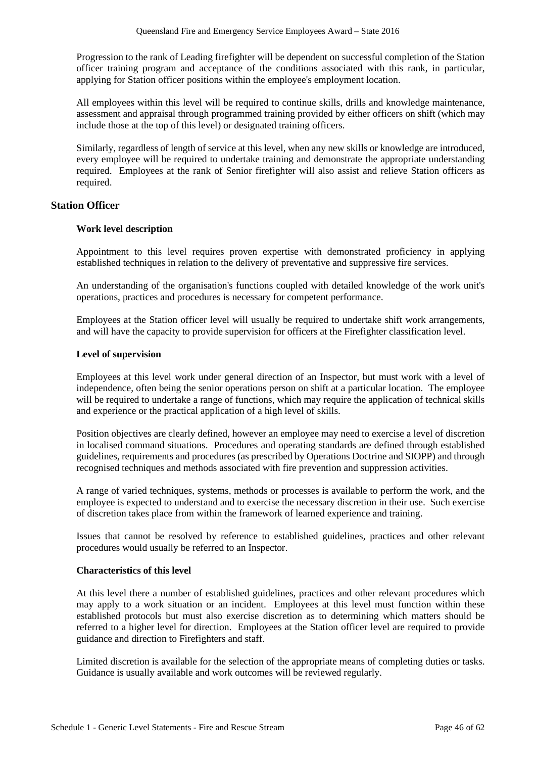Progression to the rank of Leading firefighter will be dependent on successful completion of the Station officer training program and acceptance of the conditions associated with this rank, in particular, applying for Station officer positions within the employee's employment location.

All employees within this level will be required to continue skills, drills and knowledge maintenance, assessment and appraisal through programmed training provided by either officers on shift (which may include those at the top of this level) or designated training officers.

Similarly, regardless of length of service at this level, when any new skills or knowledge are introduced, every employee will be required to undertake training and demonstrate the appropriate understanding required. Employees at the rank of Senior firefighter will also assist and relieve Station officers as required.

## Station Officer

### Work level description

Appointment to this level requires proven expertise with demonstrated proficiency in applying established techniques in relation to the delivery of preventative and suppressive fire services.

An understanding of the organisation's functions coupled with detailed knowledge of the work unit's operations, practices and procedures is necessary for competent performance.

Employees at the Station officer level will usually be required to undertake shift work arrangements, and will have the capacity to provide supervision for officers at the Firefighter classification level.

### Level of supervision

Employees at this level work under general direction of an Inspector, but must work with a level of independence, often being the senior operations person on shift at a particular location. The employee will be required to undertake a range of functions, which may require the application of technical skills and experience or the practical application of a high level of skills.

Position objectives are clearly defined, however an employee may need to exercise a level of discretion in localised command situations. Procedures and operating standards are defined through established guidelines, requirements and procedures (as prescribed by Operations Doctrine and SIOPP) and through recognised techniques and methods associated with fire prevention and suppression activities.

A range of varied techniques, systems, methods or processes is available to perform the work, and the employee is expected to understand and to exercise the necessary discretion in their use. Such exercise of discretion takes place from within the framework of learned experience and training.

Issues that cannot be resolved by reference to established guidelines, practices and other relevant procedures would usually be referred to an Inspector.

### Characteristics of this level

At this level there a number of established guidelines, practices and other relevant procedures which may apply to a work situation or an incident. Employees at this level must function within these established protocols but must also exercise discretion as to determining which matters should be referred to a higher level for direction. Employees at the Station officer level are required to provide guidance and direction to Firefighters and staff.

Limited discretion is available for the selection of the appropriate means of completing duties or tasks. Guidance is usually available and work outcomes will be reviewed regularly.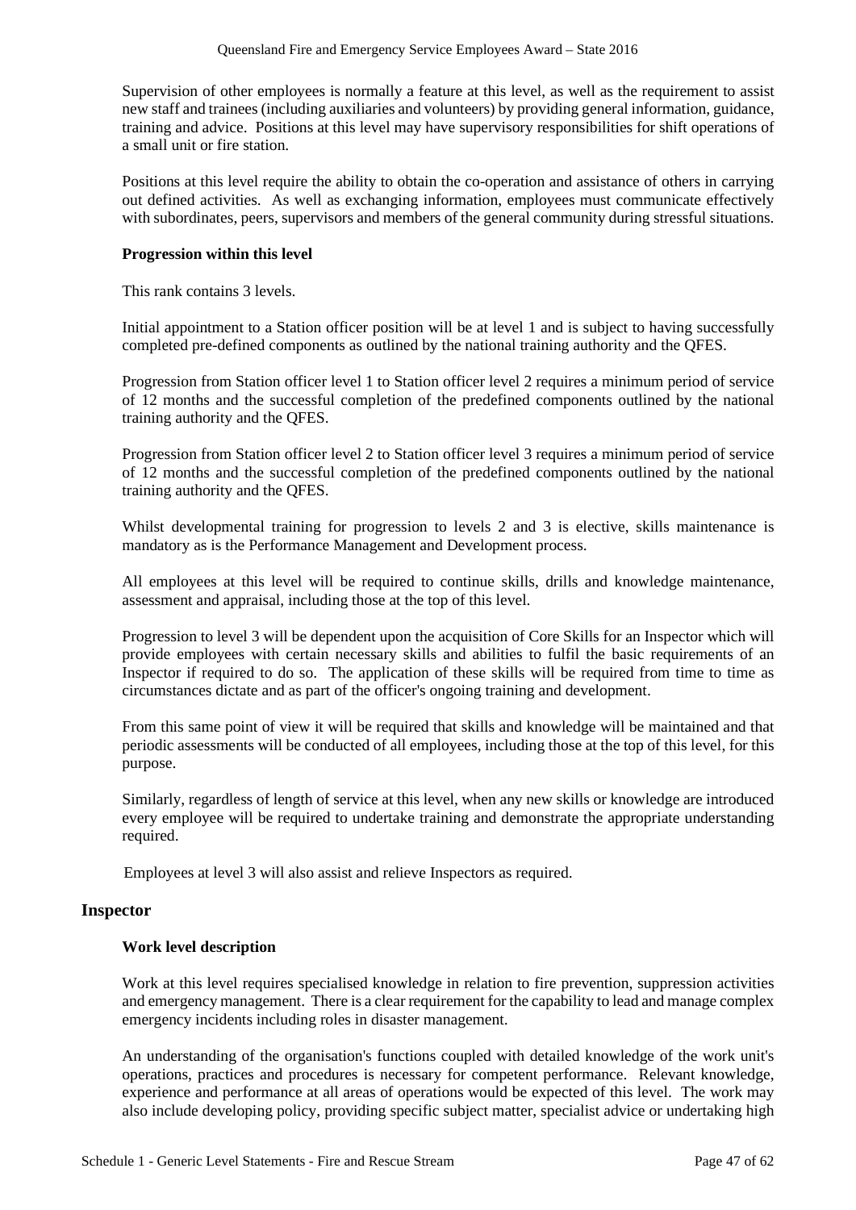Supervision of other employees is normally a feature at this level, as well as the requirement to assist new staff and trainees (including auxiliaries and volunteers) by providing general information, guidance, training and advice. Positions at this level may have supervisory responsibilities for shift operations of a small unit or fire station.

Positions at this level require the ability to obtain the co-operation and assistance of others in carrying out defined activities. As well as exchanging information, employees must communicate effectively with subordinates, peers, supervisors and members of the general community during stressful situations.

**Progression within this level**

This rank contains 3 levels.

Initial appointment to a Station officer position will be at level 1 and is subject to having successfully completed pre-defined components as outlined by the national training authority and the QFES.

Progression from Station officer level 1 to Station officer level 2 requires a minimum period of service of 12 months and the successful completion of the predefined components outlined by the national training authority and the QFES.

Progression from Station officer level 2 to Station officer level 3 requires a minimum period of service of 12 months and the successful completion of the predefined components outlined by the national training authority and the QFES.

Whilst developmental training for progression to levels 2 and 3 is elective, skills maintenance is mandatory as is the Performance Management and Development process.

All employees at this level will be required to continue skills, drills and knowledge maintenance, assessment and appraisal, including those at the top of this level.

Progression to level 3 will be dependent upon the acquisition of Core Skills for an Inspector which will provide employees with certain necessary skills and abilities to fulfil the basic requirements of an Inspector if required to do so. The application of these skills will be required from time to time as circumstances dictate and as part of the officer's ongoing training and development.

From this same point of view it will be required that skills and knowledge will be maintained and that periodic assessments will be conducted of all employees, including those at the top of this level, for this purpose.

Similarly, regardless of length of service at this level, when any new skills or knowledge are introduced every employee will be required to undertake training and demonstrate the appropriate understanding required.

Employees at level 3 will also assist and relieve Inspectors as required.

## Inspector

**Work level description**

Work at this level requires specialised knowledge in relation to fire prevention, suppression activities and emergency management. There is a clear requirement for the capability to lead and manage complex emergency incidents including roles in disaster management.

An understanding of the organisation's functions coupled with detailed knowledge of the work unit's operations, practices and procedures is necessary for competent performance. Relevant knowledge, experience and performance at all areas of operations would be expected of this level. The work may also include developing policy, providing specific subject matter, specialist advice or undertaking high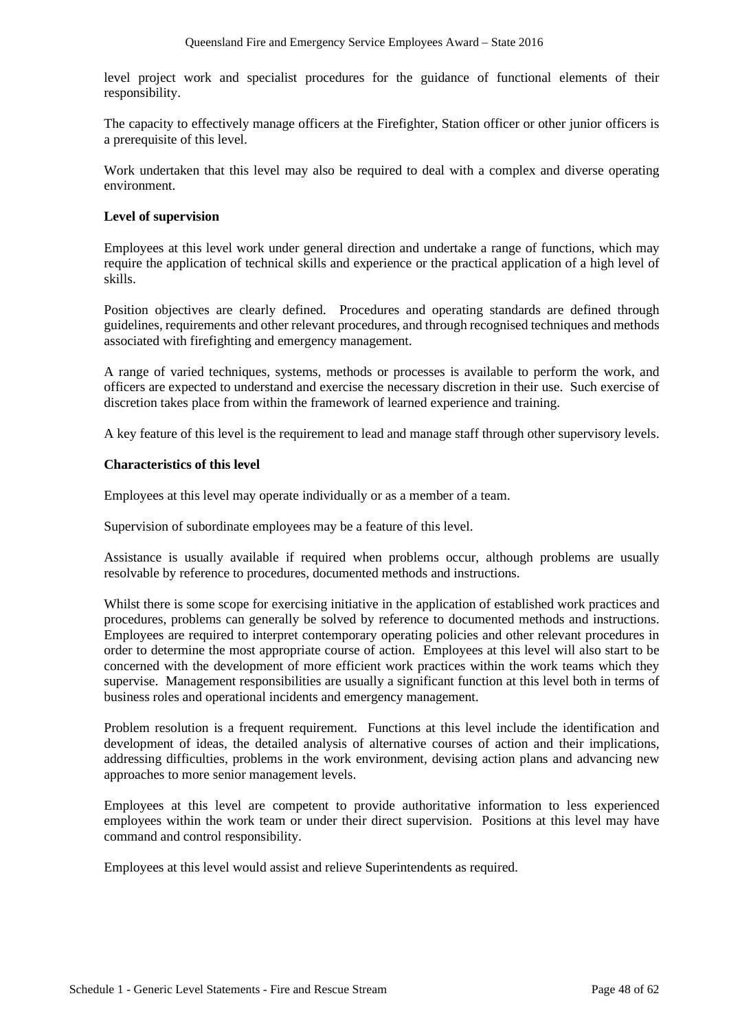level project work and specialist procedures for the guidance of functional elements of their responsibility.

The capacity to effectively manage officers at the Firefighter, Station officer or other junior officers is a prerequisite of this level.

Work undertaken that this level may also be required to deal with a complex and diverse operating environment.

**Level of supervision**

Employees at this level work under general direction and undertake a range of functions, which may require the application of technical skills and experience or the practical application of a high level of skills.

Position objectives are clearly defined. Procedures and operating standards are defined through guidelines, requirements and other relevant procedures, and through recognised techniques and methods associated with firefighting and emergency management.

A range of varied techniques, systems, methods or processes is available to perform the work, and officers are expected to understand and exercise the necessary discretion in their use. Such exercise of discretion takes place from within the framework of learned experience and training.

A key feature of this level is the requirement to lead and manage staff through other supervisory levels.

**Characteristics of this level**

Employees at this level may operate individually or as a member of a team.

Supervision of subordinate employees may be a feature of this level.

Assistance is usually available if required when problems occur, although problems are usually resolvable by reference to procedures, documented methods and instructions.

Whilst there is some scope for exercising initiative in the application of established work practices and procedures, problems can generally be solved by reference to documented methods and instructions. Employees are required to interpret contemporary operating policies and other relevant procedures in order to determine the most appropriate course of action. Employees at this level will also start to be concerned with the development of more efficient work practices within the work teams which they supervise. Management responsibilities are usually a significant function at this level both in terms of business roles and operational incidents and emergency management.

Problem resolution is a frequent requirement. Functions at this level include the identification and development of ideas, the detailed analysis of alternative courses of action and their implications, addressing difficulties, problems in the work environment, devising action plans and advancing new approaches to more senior management levels.

Employees at this level are competent to provide authoritative information to less experienced employees within the work team or under their direct supervision. Positions at this level may have command and control responsibility.

Employees at this level would assist and relieve Superintendents as required.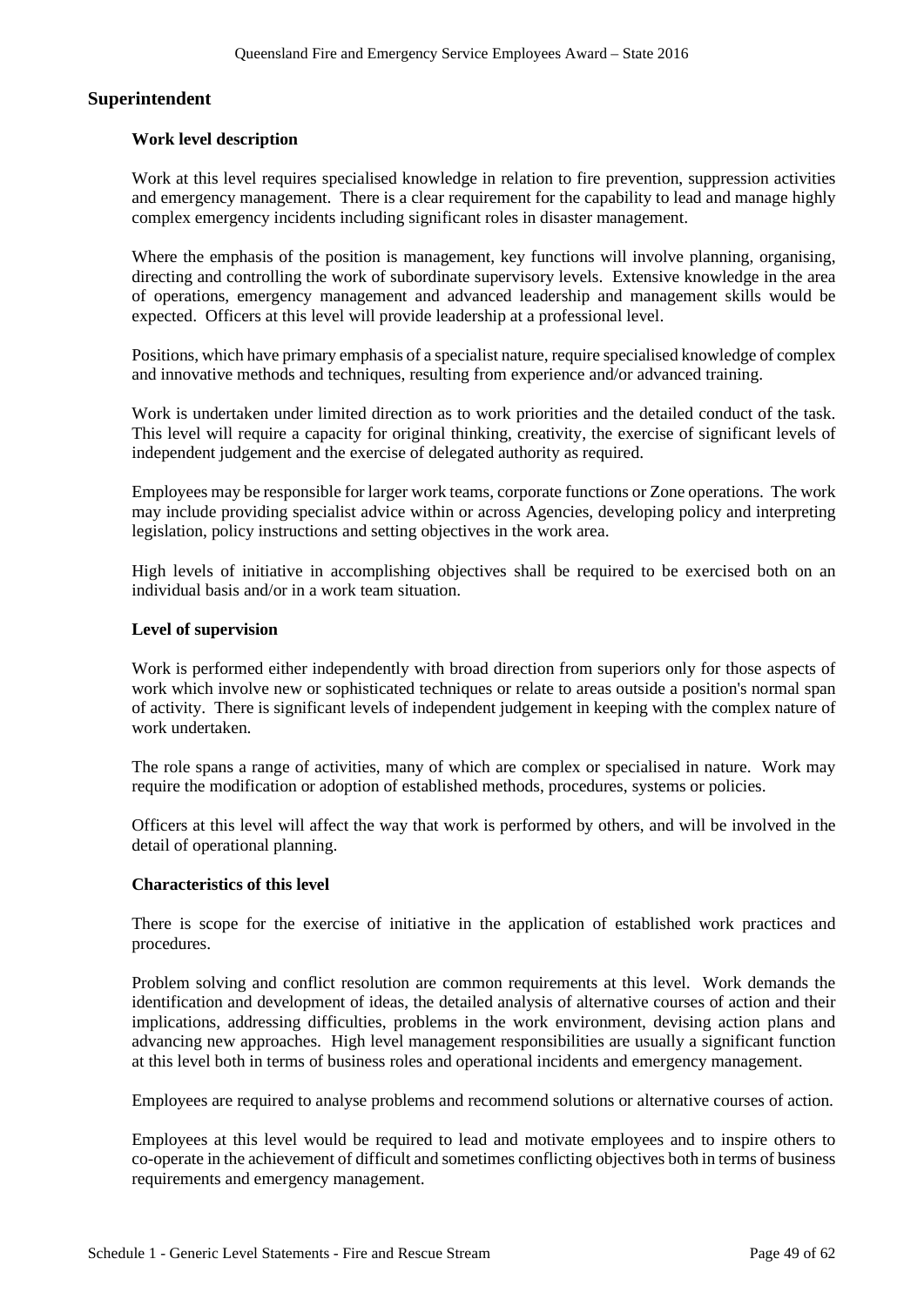## Superintendent

### Work level description

Work at this level requires specialised knowledge in relation to fire prevention, suppression activities and emergency management. There is a clear requirement for the capability to lead and manage highly complex emergency incidents including significant roles in disaster management.

Where the emphasis of the position is management, key functions will involve planning, organising, directing and controlling the work of subordinate supervisory levels. Extensive knowledge in the area of operations, emergency management and advanced leadership and management skills would be expected. Officers at this level will provide leadership at a professional level.

Positions, which have primary emphasis of a specialist nature, require specialised knowledge of complex and innovative methods and techniques, resulting from experience and/or advanced training.

Work is undertaken under limited direction as to work priorities and the detailed conduct of the task. This level will require a capacity for original thinking, creativity, the exercise of significant levels of independent judgement and the exercise of delegated authority as required.

Employees may be responsible for larger work teams, corporate functions or Zone operations. The work may include providing specialist advice within or across Agencies, developing policy and interpreting legislation, policy instructions and setting objectives in the work area.

High levels of initiative in accomplishing objectives shall be required to be exercised both on an individual basis and/or in a work team situation.

### Level of supervision

Work is performed either independently with broad direction from superiors only for those aspects of work which involve new or sophisticated techniques or relate to areas outside a position's normal span of activity. There is significant levels of independent judgement in keeping with the complex nature of work undertaken.

The role spans a range of activities, many of which are complex or specialised in nature. Work may require the modification or adoption of established methods, procedures, systems or policies.

Officers at this level will affect the way that work is performed by others, and will be involved in the detail of operational planning.

### Characteristics of this level

There is scope for the exercise of initiative in the application of established work practices and procedures.

Problem solving and conflict resolution are common requirements at this level. Work demands the identification and development of ideas, the detailed analysis of alternative courses of action and their implications, addressing difficulties, problems in the work environment, devising action plans and advancing new approaches. High level management responsibilities are usually a significant function at this level both in terms of business roles and operational incidents and emergency management.

Employees are required to analyse problems and recommend solutions or alternative courses of action.

Employees at this level would be required to lead and motivate employees and to inspire others to co-operate in the achievement of difficult and sometimes conflicting objectives both in terms of business requirements and emergency management.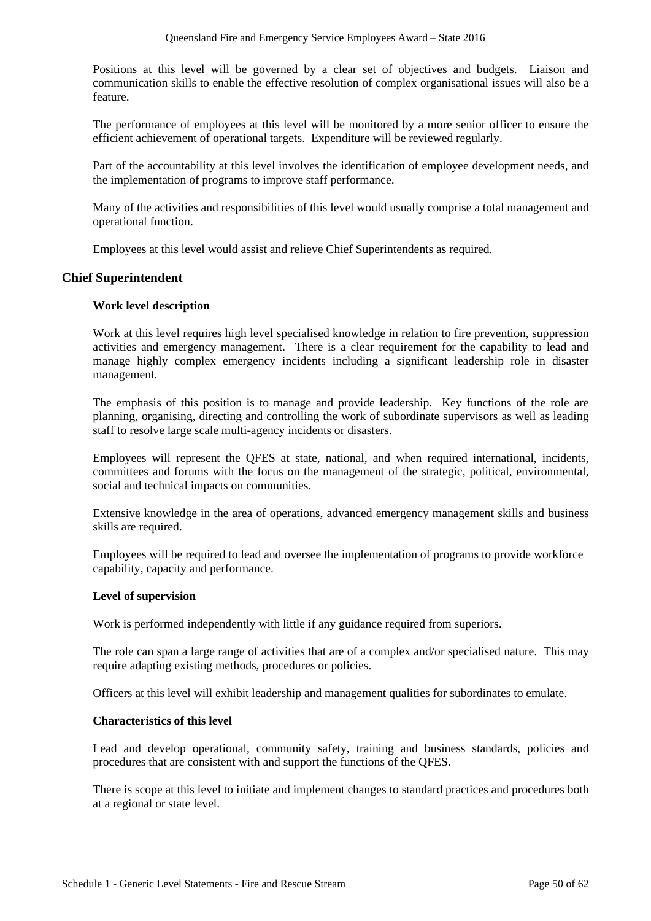Positions at this level will be governed by a clear set of objectives and budgets. Liaison and communication skills to enable the effective resolution of complex organisational issues will also be a feature.

The performance of employees at this level will be monitored by a more senior officer to ensure the efficient achievement of operational targets. Expenditure will be reviewed regularly.

Part of the accountability at this level involves the identification of employee development needs, and the implementation of programs to improve staff performance.

Many of the activities and responsibilities of this level would usually comprise a total management and operational function.

Employees at this level would assist and relieve Chief Superintendents as required.

## Chief Superintendent

### Work level description

Work at this level requires high level specialised knowledge in relation to fire prevention, suppression activities and emergency management. There is a clear requirement for the capability to lead and manage highly complex emergency incidents including a significant leadership role in disaster management.

The emphasis of this position is to manage and provide leadership. Key functions of the role are planning, organising, directing and controlling the work of subordinate supervisors as well as leading staff to resolve large scale multi-agency incidents or disasters.

Employees will represent the QFES at state, national, and when required international, incidents, committees and forums with the focus on the management of the strategic, political, environmental, social and technical impacts on communities.

Extensive knowledge in the area of operations, advanced emergency management skills and business skills are required.

Employees will be required to lead and oversee the implementation of programs to provide workforce capability, capacity and performance.

### Level of supervision

Work is performed independently with little if any guidance required from superiors.

The role can span a large range of activities that are of a complex and/or specialised nature. This may require adapting existing methods, procedures or policies.

Officers at this level will exhibit leadership and management qualities for subordinates to emulate.

### Characteristics of this level

Lead and develop operational, community safety, training and business standards, policies and procedures that are consistent with and support the functions of the QFES.

There is scope at this level to initiate and implement changes to standard practices and procedures both at a regional or state level.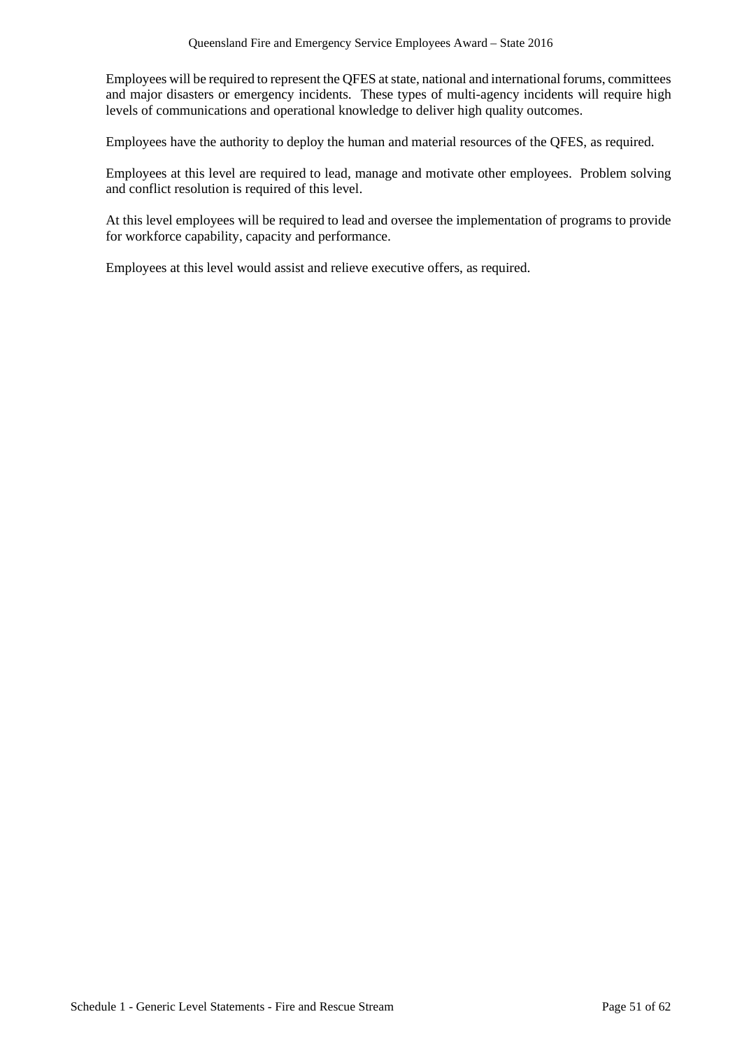Employees will be required to represent the QFES at state, national and international forums, committees and major disasters or emergency incidents. These types of multi-agency incidents will require high levels of communications and operational knowledge to deliver high quality outcomes.

Employees have the authority to deploy the human and material resources of the QFES, as required.

Employees at this level are required to lead, manage and motivate other employees. Problem solving and conflict resolution is required of this level.

At this level employees will be required to lead and oversee the implementation of programs to provide for workforce capability, capacity and performance.

Employees at this level would assist and relieve executive offers, as required.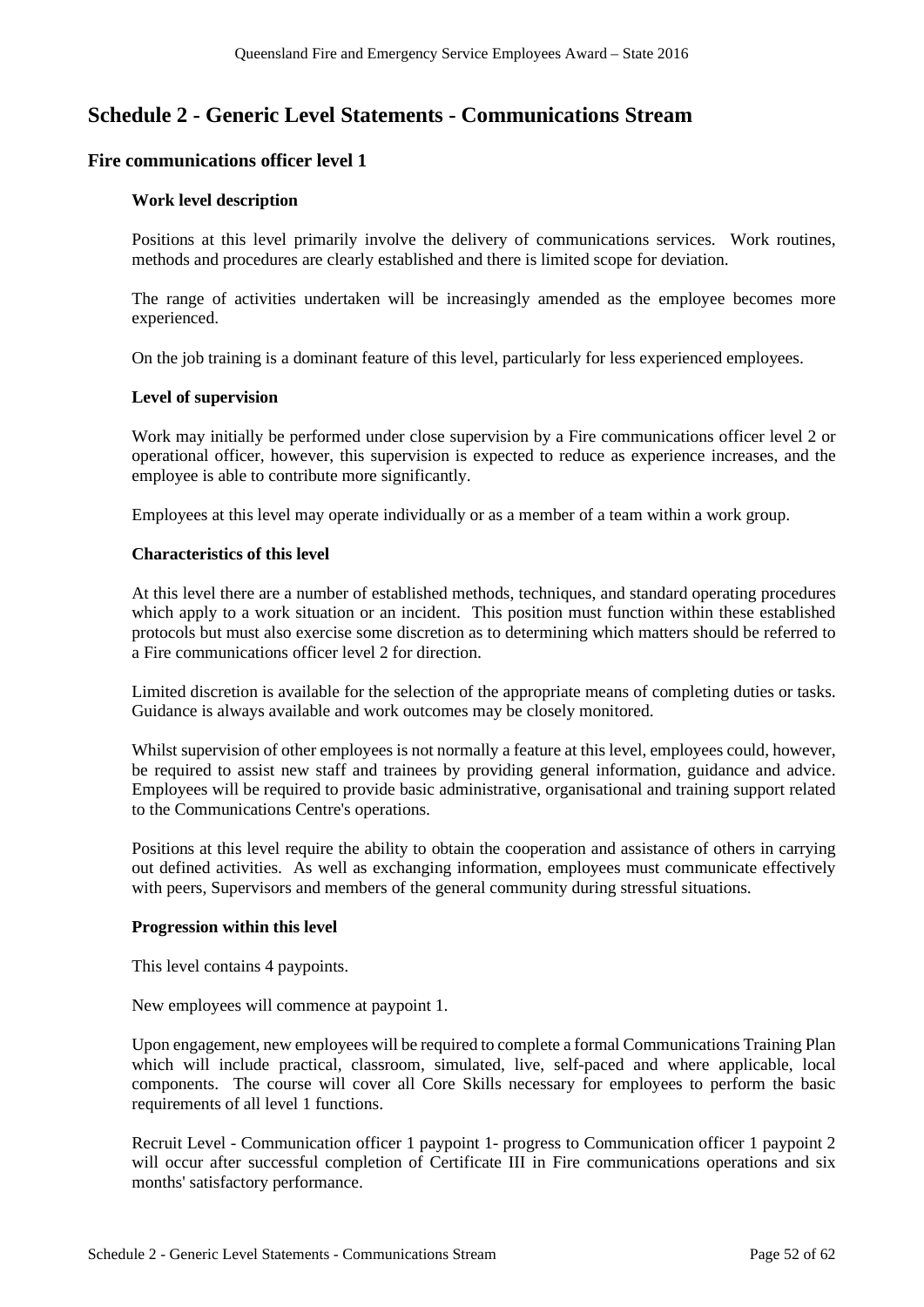# Schedule 2 - Generic Level Statements - Communications Stream

## Fire communications officer level 1

### Work level description

Positions at this level primarily involve the delivery of communications services. Work routines, methods and procedures are clearly established and there is limited scope for deviation.

The range of activities undertaken will be increasingly amended as the employee becomes more experienced.

On the job training is a dominant feature of this level, particularly for less experienced employees.

### Level of supervision

Work may initially be performed under close supervision by a Fire communications officer level 2 or operational officer, however, this supervision is expected to reduce as experience increases, and the employee is able to contribute more significantly.

Employees at this level may operate individually or as a member of a team within a work group.

### Characteristics of this level

At this level there are a number of established methods, techniques, and standard operating procedures which apply to a work situation or an incident. This position must function within these established protocols but must also exercise some discretion as to determining which matters should be referred to a Fire communications officer level 2 for direction.

Limited discretion is available for the selection of the appropriate means of completing duties or tasks. Guidance is always available and work outcomes may be closely monitored.

Whilst supervision of other employees is not normally a feature at this level, employees could, however, be required to assist new staff and trainees by providing general information, guidance and advice. Employees will be required to provide basic administrative, organisational and training support related to the Communications Centre's operations.

Positions at this level require the ability to obtain the cooperation and assistance of others in carrying out defined activities. As well as exchanging information, employees must communicate effectively with peers, Supervisors and members of the general community during stressful situations.

### Progression within this level

This level contains 4 paypoints.

New employees will commence at paypoint 1.

Upon engagement, new employees will be required to complete a formal Communications Training Plan which will include practical, classroom, simulated, live, self-paced and where applicable, local components. The course will cover all Core Skills necessary for employees to perform the basic requirements of all level 1 functions.

Recruit Level - Communication officer 1 paypoint 1- progress to Communication officer 1 paypoint 2 will occur after successful completion of Certificate III in Fire communications operations and six months' satisfactory performance.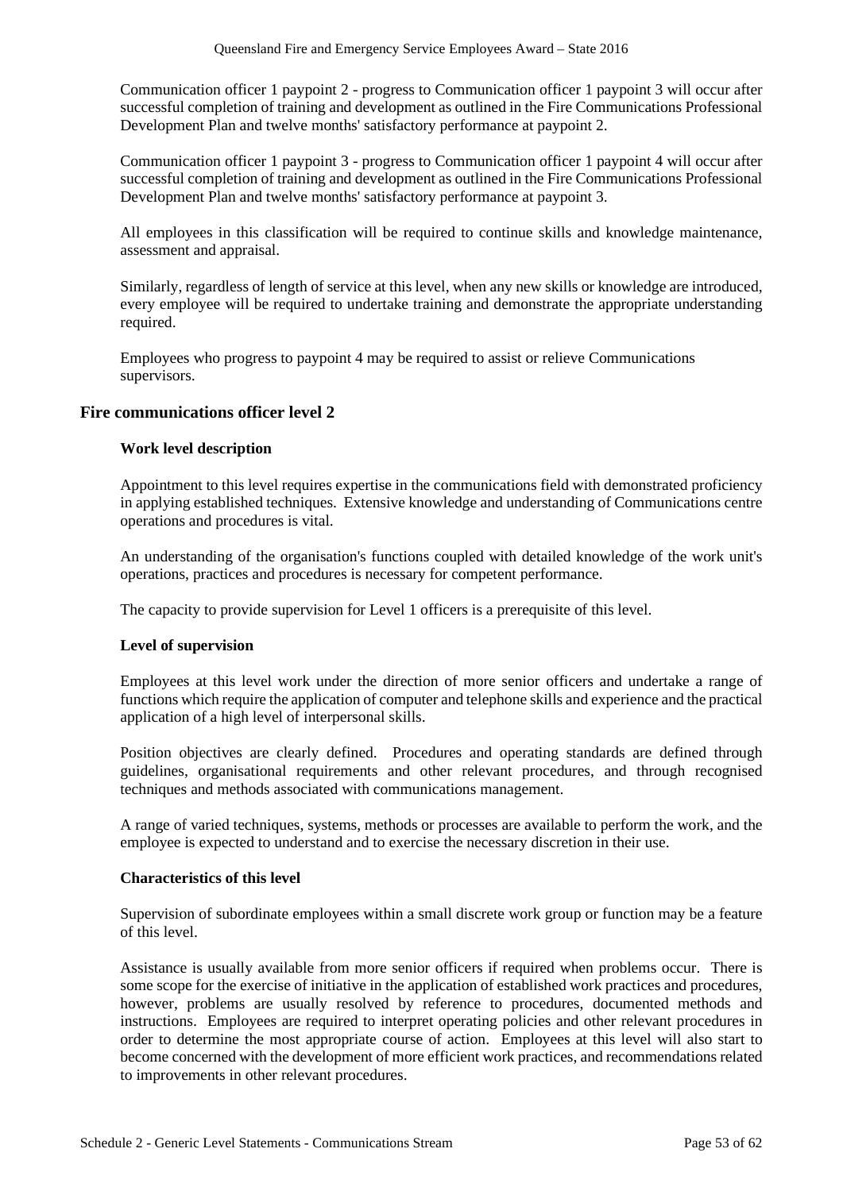Communication officer 1 paypoint 2 - progress to Communication officer 1 paypoint 3 will occur after successful completion of training and development as outlined in the Fire Communications Professional Development Plan and twelve months' satisfactory performance at paypoint 2.

Communication officer 1 paypoint 3 - progress to Communication officer 1 paypoint 4 will occur after successful completion of training and development as outlined in the Fire Communications Professional Development Plan and twelve months' satisfactory performance at paypoint 3.

All employees in this classification will be required to continue skills and knowledge maintenance, assessment and appraisal.

Similarly, regardless of length of service at this level, when any new skills or knowledge are introduced, every employee will be required to undertake training and demonstrate the appropriate understanding required.

Employees who progress to paypoint 4 may be required to assist or relieve Communications supervisors.

## Fire communications officer level 2

### Work level description

Appointment to this level requires expertise in the communications field with demonstrated proficiency in applying established techniques. Extensive knowledge and understanding of Communications centre operations and procedures is vital.

An understanding of the organisation's functions coupled with detailed knowledge of the work unit's operations, practices and procedures is necessary for competent performance.

The capacity to provide supervision for Level 1 officers is a prerequisite of this level.

### Level of supervision

Employees at this level work under the direction of more senior officers and undertake a range of functions which require the application of computer and telephone skills and experience and the practical application of a high level of interpersonal skills.

Position objectives are clearly defined. Procedures and operating standards are defined through guidelines, organisational requirements and other relevant procedures, and through recognised techniques and methods associated with communications management.

A range of varied techniques, systems, methods or processes are available to perform the work, and the employee is expected to understand and to exercise the necessary discretion in their use.

### Characteristics of this level

Supervision of subordinate employees within a small discrete work group or function may be a feature of this level.

Assistance is usually available from more senior officers if required when problems occur. There is some scope for the exercise of initiative in the application of established work practices and procedures, however, problems are usually resolved by reference to procedures, documented methods and instructions. Employees are required to interpret operating policies and other relevant procedures in order to determine the most appropriate course of action. Employees at this level will also start to become concerned with the development of more efficient work practices, and recommendations related to improvements in other relevant procedures.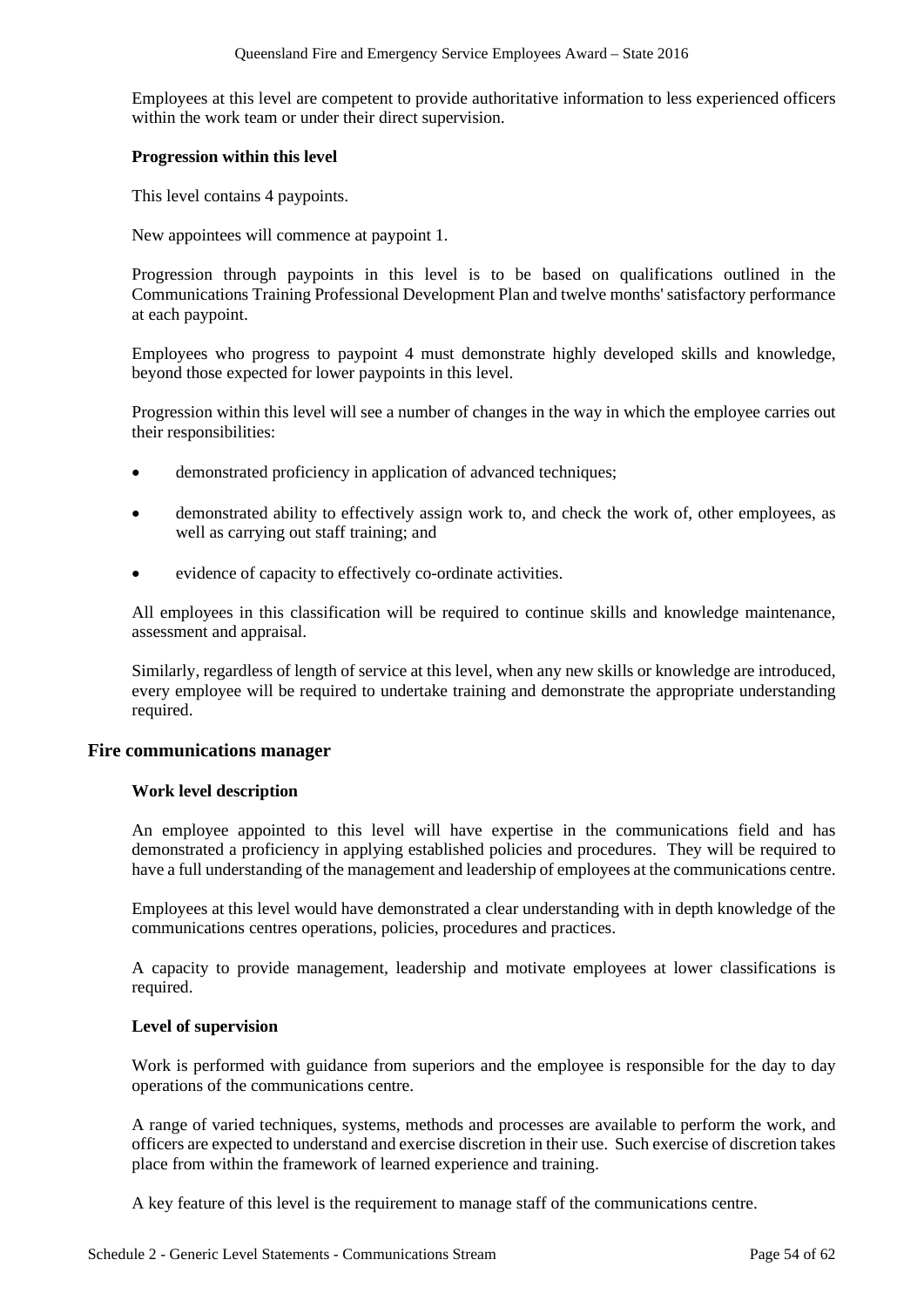Employees at this level are competent to provide authoritative information to less experienced officers within the work team or under their direct supervision.

#### Progression within this level

This level contains 4 paypoints.

New appointees will commence at paypoint 1.

Progression through paypoints in this level is to be based on qualifications outlined in the Communications Training Professional Development Plan and twelve months' satisfactory performance at each paypoint.

Employees who progress to paypoint 4 must demonstrate highly developed skills and knowledge, beyond those expected for lower paypoints in this level.

Progression within this level will see a number of changes in the way in which the employee carries out their responsibilities:

- demonstrated proficiency in application of advanced techniques;
- demonstrated ability to effectively assign work to, and check the work of, other employees, as well as carrying out staff training; and
- evidence of capacity to effectively co-ordinate activities.

All employees in this classification will be required to continue skills and knowledge maintenance, assessment and appraisal.

Similarly, regardless of length of service at this level, when any new skills or knowledge are introduced, every employee will be required to undertake training and demonstrate the appropriate understanding required.

### Fire communications manager

#### Work level description

An employee appointed to this level will have expertise in the communications field and has demonstrated a proficiency in applying established policies and procedures. They will be required to have a full understanding of the management and leadership of employees at the communications centre.

Employees at this level would have demonstrated a clear understanding with in depth knowledge of the communications centres operations, policies, procedures and practices.

A capacity to provide management, leadership and motivate employees at lower classifications is required.

#### Level of supervision

Work is performed with guidance from superiors and the employee is responsible for the day to day operations of the communications centre.

A range of varied techniques, systems, methods and processes are available to perform the work, and officers are expected to understand and exercise discretion in their use. Such exercise of discretion takes place from within the framework of learned experience and training.

A key feature of this level is the requirement to manage staff of the communications centre.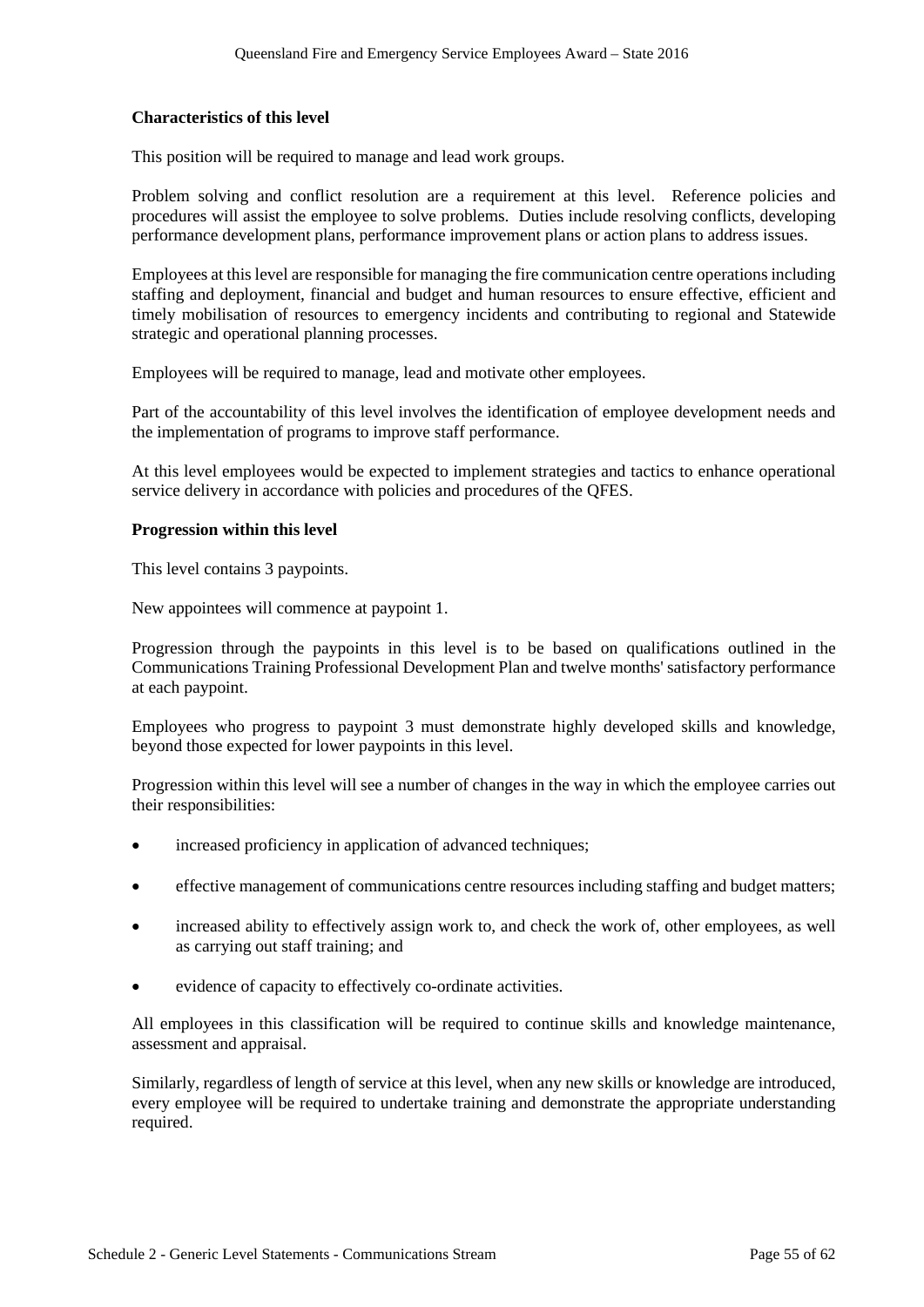**Characteristics of this level**

This position will be required to manage and lead work groups.

Problem solving and conflict resolution are a requirement at this level. Reference policies and procedures will assist the employee to solve problems. Duties include resolving conflicts, developing performance development plans, performance improvement plans or action plans to address issues.

Employees at this level are responsible for managing the fire communication centre operations including staffing and deployment, financial and budget and human resources to ensure effective, efficient and timely mobilisation of resources to emergency incidents and contributing to regional and Statewide strategic and operational planning processes.

Employees will be required to manage, lead and motivate other employees.

Part of the accountability of this level involves the identification of employee development needs and the implementation of programs to improve staff performance.

At this level employees would be expected to implement strategies and tactics to enhance operational service delivery in accordance with policies and procedures of the QFES.

**Progression within this level**

This level contains 3 paypoints.

New appointees will commence at paypoint 1.

Progression through the paypoints in this level is to be based on qualifications outlined in the Communications Training Professional Development Plan and twelve months' satisfactory performance at each paypoint.

Employees who progress to paypoint 3 must demonstrate highly developed skills and knowledge, beyond those expected for lower paypoints in this level.

Progression within this level will see a number of changes in the way in which the employee carries out their responsibilities:

- increased proficiency in application of advanced techniques;
- effective management of communications centre resources including staffing and budget matters;
- increased ability to effectively assign work to, and check the work of, other employees, as well as carrying out staff training; and
- evidence of capacity to effectively co-ordinate activities.

All employees in this classification will be required to continue skills and knowledge maintenance, assessment and appraisal.

Similarly, regardless of length of service at this level, when any new skills or knowledge are introduced, every employee will be required to undertake training and demonstrate the appropriate understanding required.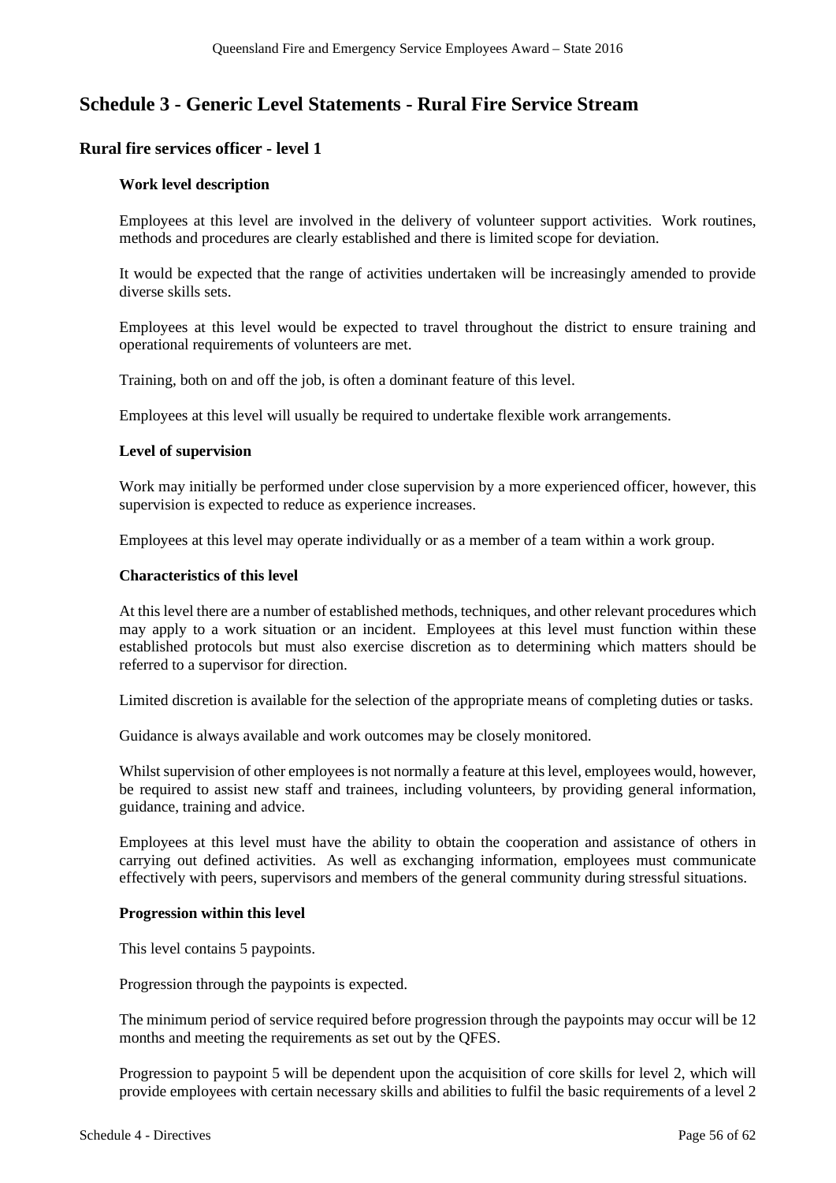# Schedule 3 - Generic Level Statements - Rural Fire Service Stream

## Rural fire services officer - level 1

### Work level description

Employees at this level are involved in the delivery of volunteer support activities. Work routines, methods and procedures are clearly established and there is limited scope for deviation.

It would be expected that the range of activities undertaken will be increasingly amended to provide diverse skills sets.

Employees at this level would be expected to travel throughout the district to ensure training and operational requirements of volunteers are met.

Training, both on and off the job, is often a dominant feature of this level.

Employees at this level will usually be required to undertake flexible work arrangements.

### Level of supervision

Work may initially be performed under close supervision by a more experienced officer, however, this supervision is expected to reduce as experience increases.

Employees at this level may operate individually or as a member of a team within a work group.

### Characteristics of this level

At this level there are a number of established methods, techniques, and other relevant procedures which may apply to a work situation or an incident. Employees at this level must function within these established protocols but must also exercise discretion as to determining which matters should be referred to a supervisor for direction.

Limited discretion is available for the selection of the appropriate means of completing duties or tasks.

Guidance is always available and work outcomes may be closely monitored.

Whilst supervision of other employees is not normally a feature at this level, employees would, however, be required to assist new staff and trainees, including volunteers, by providing general information, guidance, training and advice.

Employees at this level must have the ability to obtain the cooperation and assistance of others in carrying out defined activities. As well as exchanging information, employees must communicate effectively with peers, supervisors and members of the general community during stressful situations.

### Progression within this level

This level contains 5 paypoints.

Progression through the paypoints is expected.

The minimum period of service required before progression through the paypoints may occur will be 12 months and meeting the requirements as set out by the QFES.

Progression to paypoint 5 will be dependent upon the acquisition of core skills for level 2, which will provide employees with certain necessary skills and abilities to fulfil the basic requirements of a level 2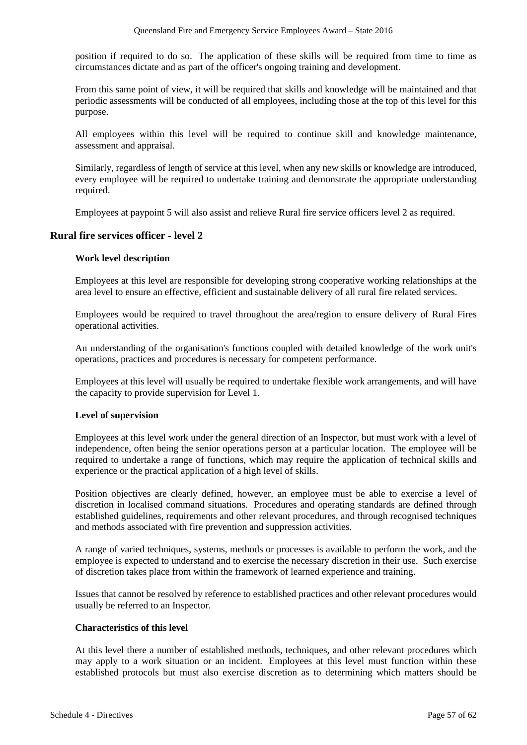position if required to do so. The application of these skills will be required from time to time as circumstances dictate and as part of the officer's ongoing training and development.

From this same point of view, it will be required that skills and knowledge will be maintained and that periodic assessments will be conducted of all employees, including those at the top of this level for this purpose.

All employees within this level will be required to continue skill and knowledge maintenance, assessment and appraisal.

Similarly, regardless of length of service at this level, when any new skills or knowledge are introduced, every employee will be required to undertake training and demonstrate the appropriate understanding required.

Employees at paypoint 5 will also assist and relieve Rural fire service officers level 2 as required.

## Rural fire services officer - level 2

**Work level description**

Employees at this level are responsible for developing strong cooperative working relationships at the area level to ensure an effective, efficient and sustainable delivery of all rural fire related services.

Employees would be required to travel throughout the area/region to ensure delivery of Rural Fires operational activities.

An understanding of the organisation's functions coupled with detailed knowledge of the work unit's operations, practices and procedures is necessary for competent performance.

Employees at this level will usually be required to undertake flexible work arrangements, and will have the capacity to provide supervision for Level 1.

**Level of supervision**

Employees at this level work under the general direction of an Inspector, but must work with a level of independence, often being the senior operations person at a particular location. The employee will be required to undertake a range of functions, which may require the application of technical skills and experience or the practical application of a high level of skills.

Position objectives are clearly defined, however, an employee must be able to exercise a level of discretion in localised command situations. Procedures and operating standards are defined through established guidelines, requirements and other relevant procedures, and through recognised techniques and methods associated with fire prevention and suppression activities.

A range of varied techniques, systems, methods or processes is available to perform the work, and the employee is expected to understand and to exercise the necessary discretion in their use. Such exercise of discretion takes place from within the framework of learned experience and training.

Issues that cannot be resolved by reference to established practices and other relevant procedures would usually be referred to an Inspector.

**Characteristics of this level**

At this level there a number of established methods, techniques, and other relevant procedures which may apply to a work situation or an incident. Employees at this level must function within these established protocols but must also exercise discretion as to determining which matters should be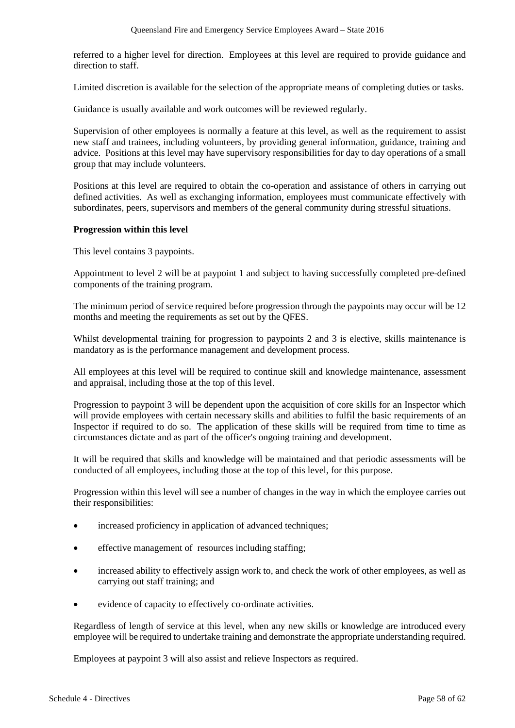referred to a higher level for direction. Employees at this level are required to provide guidance and direction to staff.

Limited discretion is available for the selection of the appropriate means of completing duties or tasks.

Guidance is usually available and work outcomes will be reviewed regularly.

Supervision of other employees is normally a feature at this level, as well as the requirement to assist new staff and trainees, including volunteers, by providing general information, guidance, training and advice. Positions at this level may have supervisory responsibilities for day to day operations of a small group that may include volunteers.

Positions at this level are required to obtain the co-operation and assistance of others in carrying out defined activities. As well as exchanging information, employees must communicate effectively with subordinates, peers, supervisors and members of the general community during stressful situations.

**Progression within this level**

This level contains 3 paypoints.

Appointment to level 2 will be at paypoint 1 and subject to having successfully completed pre-defined components of the training program.

The minimum period of service required before progression through the paypoints may occur will be 12 months and meeting the requirements as set out by the QFES.

Whilst developmental training for progression to paypoints 2 and 3 is elective, skills maintenance is mandatory as is the performance management and development process.

All employees at this level will be required to continue skill and knowledge maintenance, assessment and appraisal, including those at the top of this level.

Progression to paypoint 3 will be dependent upon the acquisition of core skills for an Inspector which will provide employees with certain necessary skills and abilities to fulfil the basic requirements of an Inspector if required to do so. The application of these skills will be required from time to time as circumstances dictate and as part of the officer's ongoing training and development.

It will be required that skills and knowledge will be maintained and that periodic assessments will be conducted of all employees, including those at the top of this level, for this purpose.

Progression within this level will see a number of changes in the way in which the employee carries out their responsibilities:

- increased proficiency in application of advanced techniques;
- effective management of resources including staffing;
- increased ability to effectively assign work to, and check the work of other employees, as well as carrying out staff training; and
- evidence of capacity to effectively co-ordinate activities.

Regardless of length of service at this level, when any new skills or knowledge are introduced every employee will be required to undertake training and demonstrate the appropriate understanding required.

Employees at paypoint 3 will also assist and relieve Inspectors as required.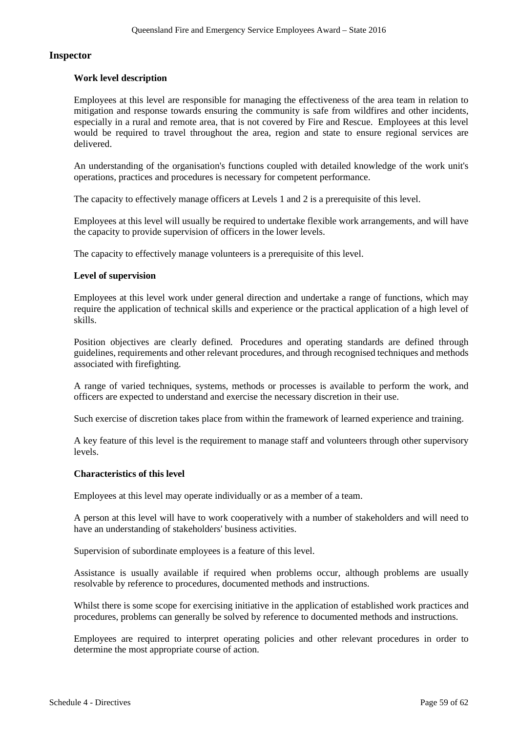## Inspector

### Work level description

Employees at this level are responsible for managing the effectiveness of the area team in relation to mitigation and response towards ensuring the community is safe from wildfires and other incidents, especially in a rural and remote area, that is not covered by Fire and Rescue. Employees at this level would be required to travel throughout the area, region and state to ensure regional services are delivered.

An understanding of the organisation's functions coupled with detailed knowledge of the work unit's operations, practices and procedures is necessary for competent performance.

The capacity to effectively manage officers at Levels 1 and 2 is a prerequisite of this level.

Employees at this level will usually be required to undertake flexible work arrangements, and will have the capacity to provide supervision of officers in the lower levels.

The capacity to effectively manage volunteers is a prerequisite of this level.

### Level of supervision

Employees at this level work under general direction and undertake a range of functions, which may require the application of technical skills and experience or the practical application of a high level of skills.

Position objectives are clearly defined. Procedures and operating standards are defined through guidelines, requirements and other relevant procedures, and through recognised techniques and methods associated with firefighting.

A range of varied techniques, systems, methods or processes is available to perform the work, and officers are expected to understand and exercise the necessary discretion in their use.

Such exercise of discretion takes place from within the framework of learned experience and training.

A key feature of this level is the requirement to manage staff and volunteers through other supervisory levels.

### Characteristics of this level

Employees at this level may operate individually or as a member of a team.

A person at this level will have to work cooperatively with a number of stakeholders and will need to have an understanding of stakeholders' business activities.

Supervision of subordinate employees is a feature of this level.

Assistance is usually available if required when problems occur, although problems are usually resolvable by reference to procedures, documented methods and instructions.

Whilst there is some scope for exercising initiative in the application of established work practices and procedures, problems can generally be solved by reference to documented methods and instructions.

Employees are required to interpret operating policies and other relevant procedures in order to determine the most appropriate course of action.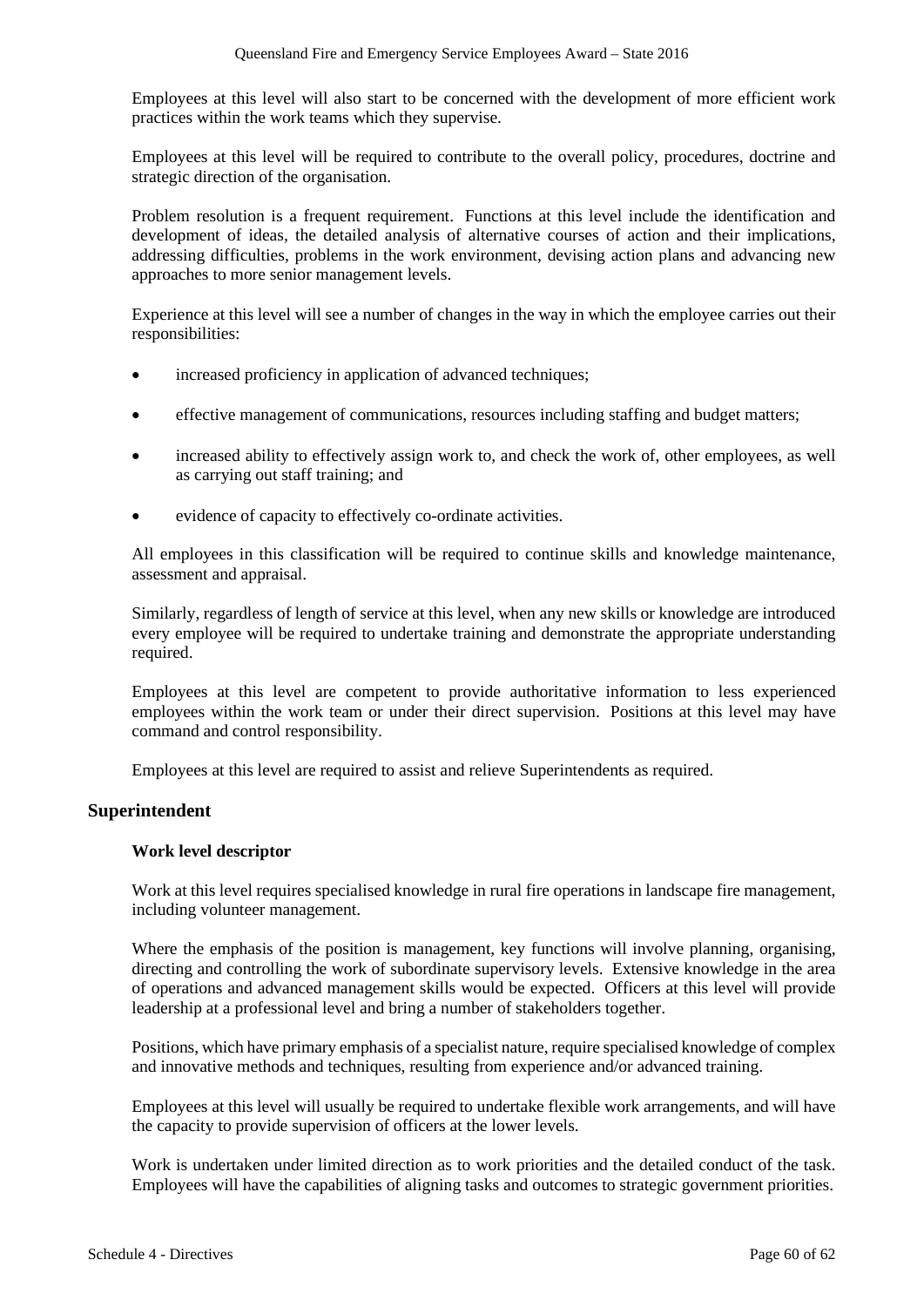Employees at this level will also start to be concerned with the development of more efficient work practices within the work teams which they supervise.

Employees at this level will be required to contribute to the overall policy, procedures, doctrine and strategic direction of the organisation.

Problem resolution is a frequent requirement. Functions at this level include the identification and development of ideas, the detailed analysis of alternative courses of action and their implications, addressing difficulties, problems in the work environment, devising action plans and advancing new approaches to more senior management levels.

Experience at this level will see a number of changes in the way in which the employee carries out their responsibilities:

- increased proficiency in application of advanced techniques;
- effective management of communications, resources including staffing and budget matters;
- increased ability to effectively assign work to, and check the work of, other employees, as well as carrying out staff training; and
- evidence of capacity to effectively co-ordinate activities.

All employees in this classification will be required to continue skills and knowledge maintenance, assessment and appraisal.

Similarly, regardless of length of service at this level, when any new skills or knowledge are introduced every employee will be required to undertake training and demonstrate the appropriate understanding required.

Employees at this level are competent to provide authoritative information to less experienced employees within the work team or under their direct supervision. Positions at this level may have command and control responsibility.

Employees at this level are required to assist and relieve Superintendents as required.

## Superintendent

### Work level descriptor

Work at this level requires specialised knowledge in rural fire operations in landscape fire management, including volunteer management.

Where the emphasis of the position is management, key functions will involve planning, organising, directing and controlling the work of subordinate supervisory levels. Extensive knowledge in the area of operations and advanced management skills would be expected. Officers at this level will provide leadership at a professional level and bring a number of stakeholders together.

Positions, which have primary emphasis of a specialist nature, require specialised knowledge of complex and innovative methods and techniques, resulting from experience and/or advanced training.

Employees at this level will usually be required to undertake flexible work arrangements, and will have the capacity to provide supervision of officers at the lower levels.

Work is undertaken under limited direction as to work priorities and the detailed conduct of the task. Employees will have the capabilities of aligning tasks and outcomes to strategic government priorities.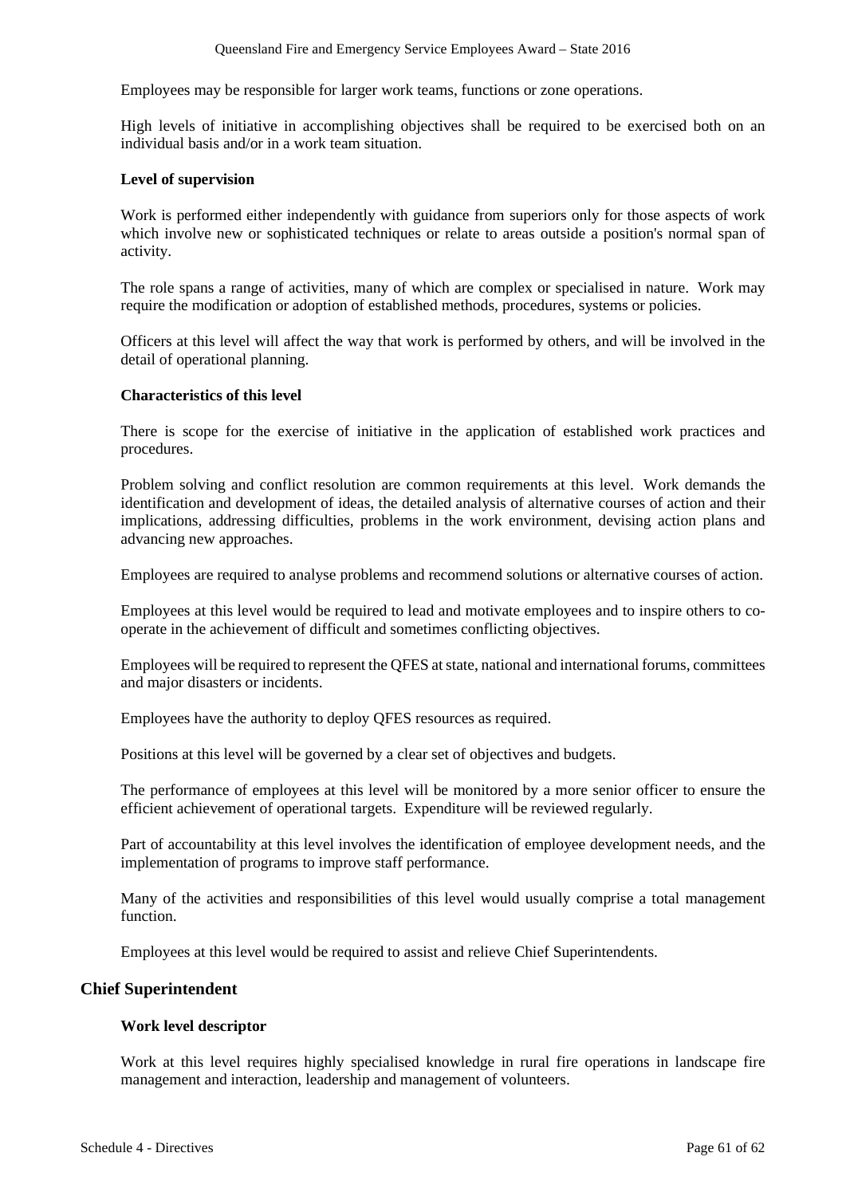Employees may be responsible for larger work teams, functions or zone operations.

High levels of initiative in accomplishing objectives shall be required to be exercised both on an individual basis and/or in a work team situation.

**Level of supervision**

Work is performed either independently with guidance from superiors only for those aspects of work which involve new or sophisticated techniques or relate to areas outside a position's normal span of activity.

The role spans a range of activities, many of which are complex or specialised in nature. Work may require the modification or adoption of established methods, procedures, systems or policies.

Officers at this level will affect the way that work is performed by others, and will be involved in the detail of operational planning.

**Characteristics of this level**

There is scope for the exercise of initiative in the application of established work practices and procedures.

Problem solving and conflict resolution are common requirements at this level. Work demands the identification and development of ideas, the detailed analysis of alternative courses of action and their implications, addressing difficulties, problems in the work environment, devising action plans and advancing new approaches.

Employees are required to analyse problems and recommend solutions or alternative courses of action.

Employees at this level would be required to lead and motivate employees and to inspire others to co-operate in the achievement of difficult and sometimes conflicting objectives.

Employees will be required to represent the QFES at state, national and international forums, committees and major disasters or incidents.

Employees have the authority to deploy QFES resources as required.

Positions at this level will be governed by a clear set of objectives and budgets.

The performance of employees at this level will be monitored by a more senior officer to ensure the efficient achievement of operational targets. Expenditure will be reviewed regularly.

Part of accountability at this level involves the identification of employee development needs, and the implementation of programs to improve staff performance.

Many of the activities and responsibilities of this level would usually comprise a total management function.

Employees at this level would be required to assist and relieve Chief Superintendents.

## Chief Superintendent

**Work level descriptor**

Work at this level requires highly specialised knowledge in rural fire operations in landscape fire management and interaction, leadership and management of volunteers.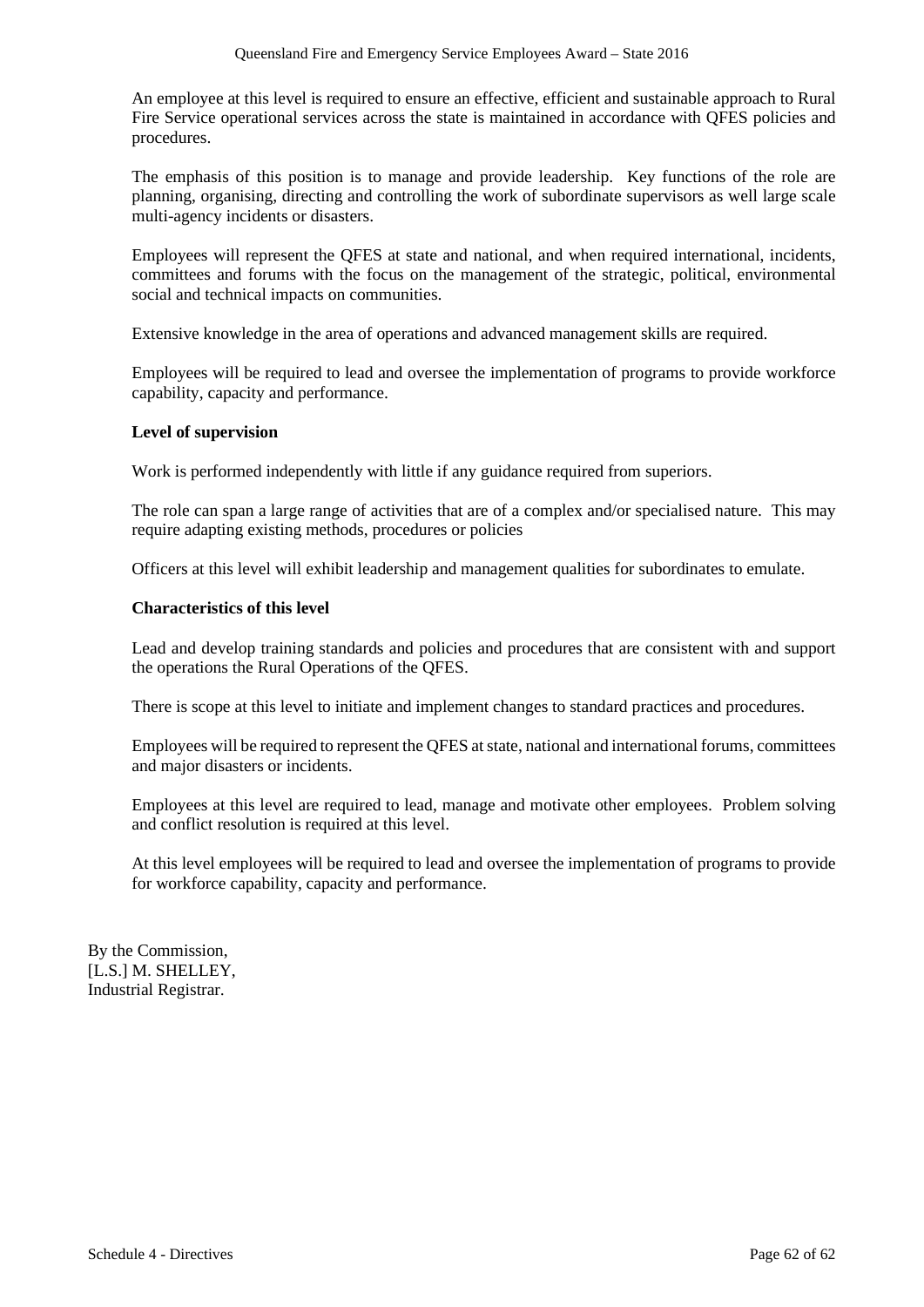An employee at this level is required to ensure an effective, efficient and sustainable approach to Rural Fire Service operational services across the state is maintained in accordance with QFES policies and procedures.

The emphasis of this position is to manage and provide leadership. Key functions of the role are planning, organising, directing and controlling the work of subordinate supervisors as well large scale multi-agency incidents or disasters.

Employees will represent the QFES at state and national, and when required international, incidents, committees and forums with the focus on the management of the strategic, political, environmental social and technical impacts on communities.

Extensive knowledge in the area of operations and advanced management skills are required.

Employees will be required to lead and oversee the implementation of programs to provide workforce capability, capacity and performance.

**Level of supervision**

Work is performed independently with little if any guidance required from superiors.

The role can span a large range of activities that are of a complex and/or specialised nature. This may require adapting existing methods, procedures or policies

Officers at this level will exhibit leadership and management qualities for subordinates to emulate.

**Characteristics of this level**

Lead and develop training standards and policies and procedures that are consistent with and support the operations the Rural Operations of the QFES.

There is scope at this level to initiate and implement changes to standard practices and procedures.

Employees will be required to represent the QFES at state, national and international forums, committees and major disasters or incidents.

Employees at this level are required to lead, manage and motivate other employees. Problem solving and conflict resolution is required at this level.

At this level employees will be required to lead and oversee the implementation of programs to provide for workforce capability, capacity and performance.

By the Commission,
[L.S.] M. SHELLEY,
Industrial Registrar.